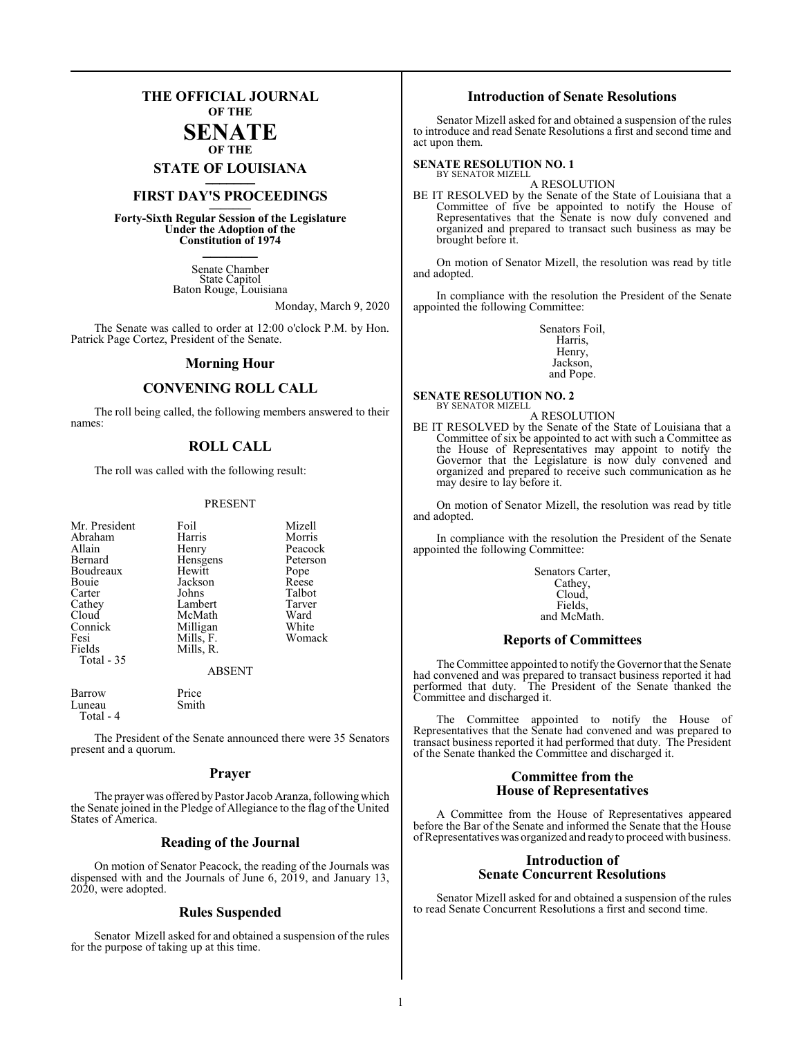# THE OFFICIAL JOURNAL OF THE SENATE OF THE STATE OF LOUISIANA

## FIRST DAY'S PROCEEDINGS

**Forty-Sixth Regular Session of the Legislature Under the Adoption of the Constitution of 1974**

Senate Chamber
State Capitol
Baton Rouge, Louisiana

Monday, March 9, 2020

The Senate was called to order at 12:00 o'clock P.M. by Hon. Patrick Page Cortez, President of the Senate.

## Morning Hour

## CONVENING ROLL CALL

The roll being called, the following members answered to their names:

## ROLL CALL

The roll was called with the following result:

PRESENT

| | | |
|---|---|---|
| Mr. President | Foil | Mizell |
| Abraham | Harris | Morris |
| Allain | Henry | Peacock |
| Bernard | Hensgens | Peterson |
| Boudreaux | Hewitt | Pope |
| Bouie | Jackson | Reese |
| Carter | Johns | Talbot |
| Cathey | Lambert | Tarver |
| Cloud | McMath | Ward |
| Connick | Milligan | White |
| Fesi | Mills, F. | Womack |
| Fields | Mills, R. | |
| Total - 35 | | |

ABSENT

| | |
|---|---|
| Barrow | Price |
| Luneau | Smith |
| Total - 4 | |

The President of the Senate announced there were 35 Senators present and a quorum.

## Prayer

The prayer was offered by Pastor Jacob Aranza, following which the Senate joined in the Pledge of Allegiance to the flag of the United States of America.

## Reading of the Journal

On motion of Senator Peacock, the reading of the Journals was dispensed with and the Journals of June 6, 2019, and January 13, 2020, were adopted.

## Rules Suspended

Senator Mizell asked for and obtained a suspension of the rules for the purpose of taking up at this time.

## Introduction of Senate Resolutions

Senator Mizell asked for and obtained a suspension of the rules to introduce and read Senate Resolutions a first and second time and act upon them.

**SENATE RESOLUTION NO. 1**
BY SENATOR MIZELL

A RESOLUTION

BE IT RESOLVED by the Senate of the State of Louisiana that a Committee of five be appointed to notify the House of Representatives that the Senate is now duly convened and organized and prepared to transact such business as may be brought before it.

On motion of Senator Mizell, the resolution was read by title and adopted.

In compliance with the resolution the President of the Senate appointed the following Committee:

Senators Foil,
Harris,
Henry,
Jackson,
and Pope.

**SENATE RESOLUTION NO. 2**
BY SENATOR MIZELL

A RESOLUTION

BE IT RESOLVED by the Senate of the State of Louisiana that a Committee of six be appointed to act with such a Committee as the House of Representatives may appoint to notify the Governor that the Legislature is now duly convened and organized and prepared to receive such communication as he may desire to lay before it.

On motion of Senator Mizell, the resolution was read by title and adopted.

In compliance with the resolution the President of the Senate appointed the following Committee:

Senators Carter,
Cathey,
Cloud,
Fields,
and McMath.

## Reports of Committees

The Committee appointed to notify the Governor that the Senate had convened and was prepared to transact business reported it had performed that duty. The President of the Senate thanked the Committee and discharged it.

The Committee appointed to notify the House of Representatives that the Senate had convened and was prepared to transact business reported it had performed that duty. The President of the Senate thanked the Committee and discharged it.

## Committee from the House of Representatives

A Committee from the House of Representatives appeared before the Bar of the Senate and informed the Senate that the House of Representatives was organized and ready to proceed with business.

## Introduction of Senate Concurrent Resolutions

Senator Mizell asked for and obtained a suspension of the rules to read Senate Concurrent Resolutions a first and second time.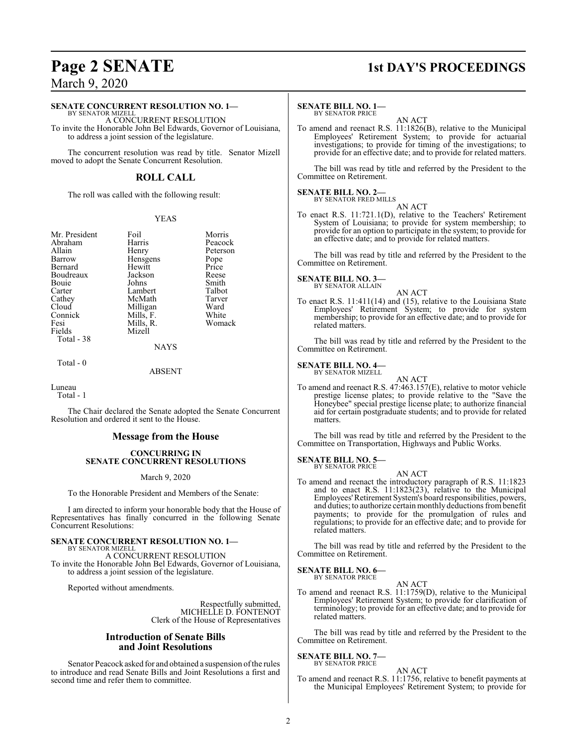**SENATE CONCURRENT RESOLUTION NO. 1—**
BY SENATOR MIZELL

A CONCURRENT RESOLUTION

To invite the Honorable John Bel Edwards, Governor of Louisiana, to address a joint session of the legislature.

The concurrent resolution was read by title. Senator Mizell moved to adopt the Senate Concurrent Resolution.

## ROLL CALL

The roll was called with the following result:

YEAS

| | | |
|---|---|---|
| Mr. President | Foil | Morris |
| Abraham | Harris | Peacock |
| Allain | Henry | Peterson |
| Barrow | Hensgens | Pope |
| Bernard | Hewitt | Price |
| Boudreaux | Jackson | Reese |
| Bouie | Johns | Smith |
| Carter | Lambert | Talbot |
| Cathey | McMath | Tarver |
| Cloud | Milligan | Ward |
| Connick | Mills, F. | White |
| Fesi | Mills, R. | Womack |
| Fields | Mizell | |

Total - 38

NAYS

Total - 0

ABSENT

Luneau

Total - 1

The Chair declared the Senate adopted the Senate Concurrent Resolution and ordered it sent to the House.

## Message from the House

**CONCURRING IN SENATE CONCURRENT RESOLUTIONS**

March 9, 2020

To the Honorable President and Members of the Senate:

I am directed to inform your honorable body that the House of Representatives has finally concurred in the following Senate Concurrent Resolutions:

**SENATE CONCURRENT RESOLUTION NO. 1—**
BY SENATOR MIZELL

A CONCURRENT RESOLUTION

To invite the Honorable John Bel Edwards, Governor of Louisiana, to address a joint session of the legislature.

Reported without amendments.

Respectfully submitted,
MICHELLE D. FONTENOT
Clerk of the House of Representatives

## Introduction of Senate Bills and Joint Resolutions

Senator Peacock asked for and obtained a suspension of the rules to introduce and read Senate Bills and Joint Resolutions a first and second time and refer them to committee.

**SENATE BILL NO. 1—**
BY SENATOR PRICE

AN ACT

To amend and reenact R.S. 11:1826(B), relative to the Municipal Employees' Retirement System; to provide for actuarial investigations; to provide for timing of the investigations; to provide for an effective date; and to provide for related matters.

The bill was read by title and referred by the President to the Committee on Retirement.

**SENATE BILL NO. 2—**
BY SENATOR FRED MILLS

AN ACT

To enact R.S. 11:721.1(D), relative to the Teachers' Retirement System of Louisiana; to provide for system membership; to provide for an option to participate in the system; to provide for an effective date; and to provide for related matters.

The bill was read by title and referred by the President to the Committee on Retirement.

**SENATE BILL NO. 3—**
BY SENATOR ALLAIN

AN ACT

To enact R.S. 11:411(14) and (15), relative to the Louisiana State Employees' Retirement System; to provide for system membership; to provide for an effective date; and to provide for related matters.

The bill was read by title and referred by the President to the Committee on Retirement.

**SENATE BILL NO. 4—**
BY SENATOR MIZELL

AN ACT

To amend and reenact R.S. 47:463.157(E), relative to motor vehicle prestige license plates; to provide relative to the "Save the Honeybee" special prestige license plate; to authorize financial aid for certain postgraduate students; and to provide for related matters.

The bill was read by title and referred by the President to the Committee on Transportation, Highways and Public Works.

**SENATE BILL NO. 5—**
BY SENATOR PRICE

AN ACT

To amend and reenact the introductory paragraph of R.S. 11:1823 and to enact R.S. 11:1823(23), relative to the Municipal Employees' Retirement System's board responsibilities, powers, and duties; to authorize certain monthly deductions from benefit payments; to provide for the promulgation of rules and regulations; to provide for an effective date; and to provide for related matters.

The bill was read by title and referred by the President to the Committee on Retirement.

**SENATE BILL NO. 6—**
BY SENATOR PRICE

AN ACT

To amend and reenact R.S. 11:1759(D), relative to the Municipal Employees' Retirement System; to provide for clarification of terminology; to provide for an effective date; and to provide for related matters.

The bill was read by title and referred by the President to the Committee on Retirement.

**SENATE BILL NO. 7—**
BY SENATOR PRICE

AN ACT

To amend and reenact R.S. 11:1756, relative to benefit payments at the Municipal Employees' Retirement System; to provide for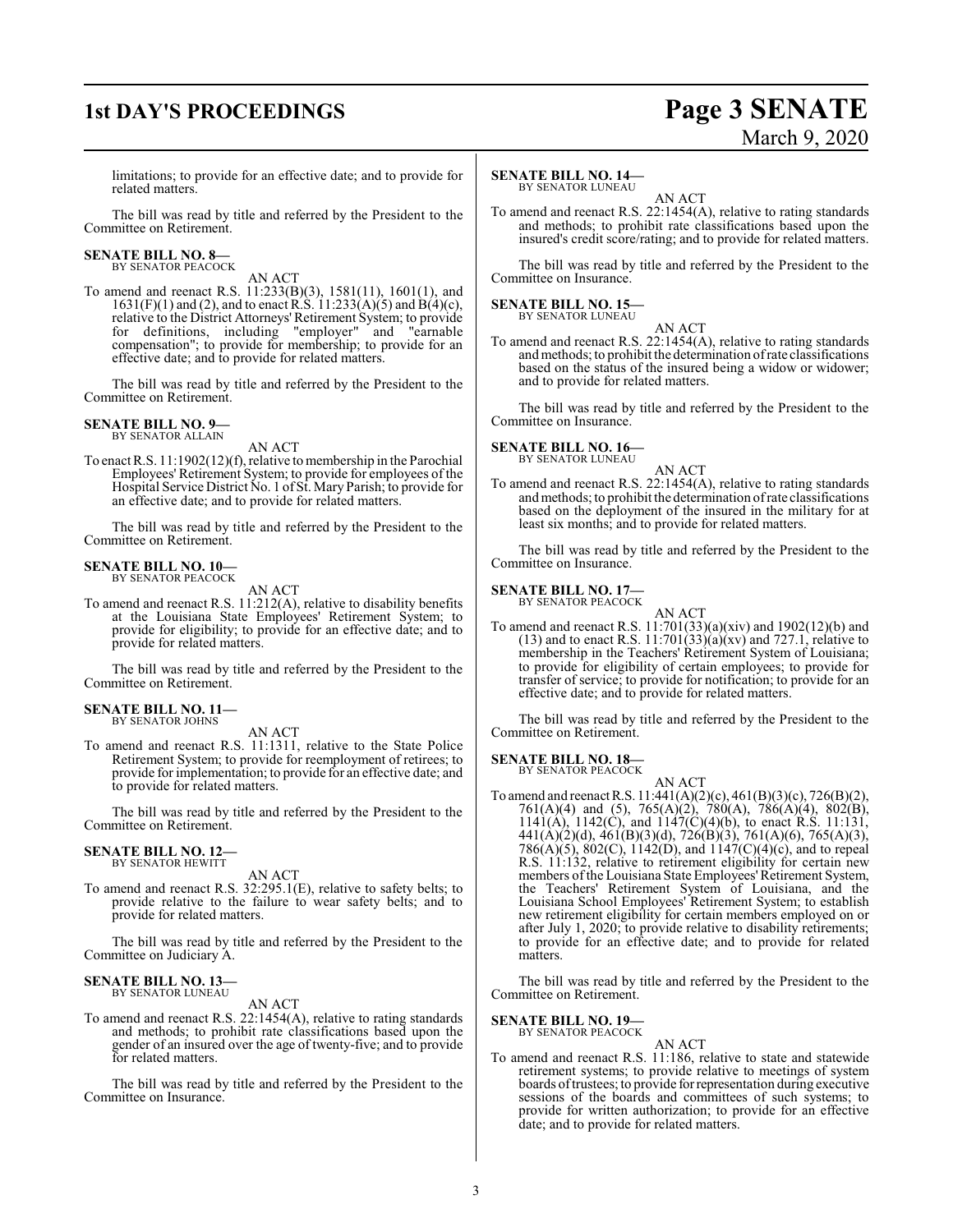limitations; to provide for an effective date; and to provide for related matters.

The bill was read by title and referred by the President to the Committee on Retirement.

**SENATE BILL NO. 8—**
BY SENATOR PEACOCK

AN ACT

To amend and reenact R.S. 11:233(B)(3), 1581(11), 1601(1), and 1631(F)(1) and (2), and to enact R.S. 11:233(A)(5) and B(4)(c), relative to the District Attorneys' Retirement System; to provide for definitions, including "employer" and "earnable compensation"; to provide for membership; to provide for an effective date; and to provide for related matters.

The bill was read by title and referred by the President to the Committee on Retirement.

**SENATE BILL NO. 9—**
BY SENATOR ALLAIN

AN ACT

To enact R.S. 11:1902(12)(f), relative to membership in the Parochial Employees' Retirement System; to provide for employees of the Hospital Service District No. 1 of St. Mary Parish; to provide for an effective date; and to provide for related matters.

The bill was read by title and referred by the President to the Committee on Retirement.

**SENATE BILL NO. 10—**
BY SENATOR PEACOCK

AN ACT

To amend and reenact R.S. 11:212(A), relative to disability benefits at the Louisiana State Employees' Retirement System; to provide for eligibility; to provide for an effective date; and to provide for related matters.

The bill was read by title and referred by the President to the Committee on Retirement.

**SENATE BILL NO. 11—**
BY SENATOR JOHNS

AN ACT

To amend and reenact R.S. 11:1311, relative to the State Police Retirement System; to provide for reemployment of retirees; to provide for implementation; to provide for an effective date; and to provide for related matters.

The bill was read by title and referred by the President to the Committee on Retirement.

**SENATE BILL NO. 12—**
BY SENATOR HEWITT

AN ACT

To amend and reenact R.S. 32:295.1(E), relative to safety belts; to provide relative to the failure to wear safety belts; and to provide for related matters.

The bill was read by title and referred by the President to the Committee on Judiciary A.

**SENATE BILL NO. 13—**
BY SENATOR LUNEAU

AN ACT

To amend and reenact R.S. 22:1454(A), relative to rating standards and methods; to prohibit rate classifications based upon the gender of an insured over the age of twenty-five; and to provide for related matters.

The bill was read by title and referred by the President to the Committee on Insurance.

**SENATE BILL NO. 14—**
BY SENATOR LUNEAU

AN ACT

To amend and reenact R.S. 22:1454(A), relative to rating standards and methods; to prohibit rate classifications based upon the insured's credit score/rating; and to provide for related matters.

The bill was read by title and referred by the President to the Committee on Insurance.

**SENATE BILL NO. 15—**
BY SENATOR LUNEAU

AN ACT

To amend and reenact R.S. 22:1454(A), relative to rating standards and methods; to prohibit the determination of rate classifications based on the status of the insured being a widow or widower; and to provide for related matters.

The bill was read by title and referred by the President to the Committee on Insurance.

**SENATE BILL NO. 16—**
BY SENATOR LUNEAU

AN ACT

To amend and reenact R.S. 22:1454(A), relative to rating standards and methods; to prohibit the determination of rate classifications based on the deployment of the insured in the military for at least six months; and to provide for related matters.

The bill was read by title and referred by the President to the Committee on Insurance.

**SENATE BILL NO. 17—**
BY SENATOR PEACOCK

AN ACT

To amend and reenact R.S. 11:701(33)(a)(xiv) and 1902(12)(b) and (13) and to enact R.S. 11:701(33)(a)(xv) and 727.1, relative to membership in the Teachers' Retirement System of Louisiana; to provide for eligibility of certain employees; to provide for transfer of service; to provide for notification; to provide for an effective date; and to provide for related matters.

The bill was read by title and referred by the President to the Committee on Retirement.

**SENATE BILL NO. 18—**
BY SENATOR PEACOCK

AN ACT

To amend and reenact R.S. 11:441(A)(2)(c), 461(B)(3)(c), 726(B)(2), 761(A)(4) and (5), 765(A)(2), 780(A), 786(A)(4), 802(B), 1141(A), 1142(C), and 1147(C)(4)(b), to enact R.S. 11:131, 441(A)(2)(d), 461(B)(3)(d), 726(B)(3), 761(A)(6), 765(A)(3), 786(A)(5), 802(C), 1142(D), and 1147(C)(4)(c), and to repeal R.S. 11:132, relative to retirement eligibility for certain new members of the Louisiana State Employees' Retirement System, the Teachers' Retirement System of Louisiana, and the Louisiana School Employees' Retirement System; to establish new retirement eligibility for certain members employed on or after July 1, 2020; to provide relative to disability retirements; to provide for an effective date; and to provide for related matters.

The bill was read by title and referred by the President to the Committee on Retirement.

**SENATE BILL NO. 19—**
BY SENATOR PEACOCK

AN ACT

To amend and reenact R.S. 11:186, relative to state and statewide retirement systems; to provide relative to meetings of system boards of trustees; to provide for representation during executive sessions of the boards and committees of such systems; to provide for written authorization; to provide for an effective date; and to provide for related matters.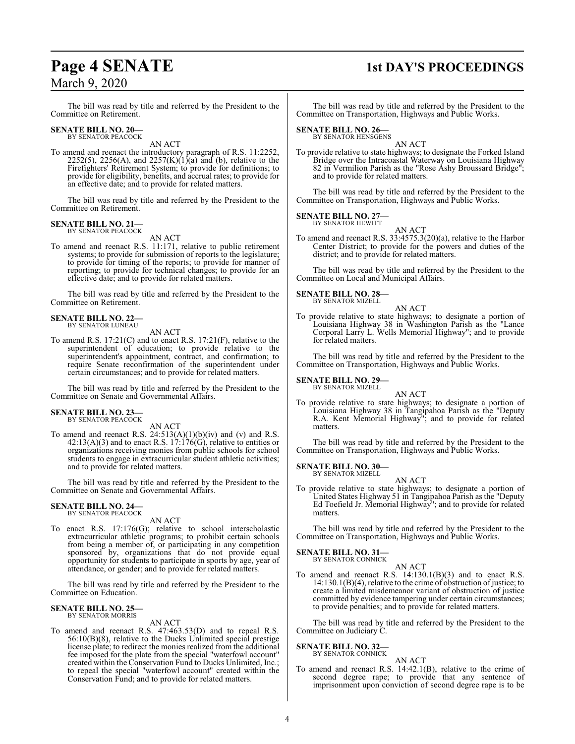The bill was read by title and referred by the President to the Committee on Retirement.

**SENATE BILL NO. 20—**
BY SENATOR PEACOCK

AN ACT

To amend and reenact the introductory paragraph of R.S. 11:2252, 2252(5), 2256(A), and 2257(K)(1)(a) and (b), relative to the Firefighters' Retirement System; to provide for definitions; to provide for eligibility, benefits, and accrual rates; to provide for an effective date; and to provide for related matters.

The bill was read by title and referred by the President to the Committee on Retirement.

**SENATE BILL NO. 21—**
BY SENATOR PEACOCK

AN ACT

To amend and reenact R.S. 11:171, relative to public retirement systems; to provide for submission of reports to the legislature; to provide for timing of the reports; to provide for manner of reporting; to provide for technical changes; to provide for an effective date; and to provide for related matters.

The bill was read by title and referred by the President to the Committee on Retirement.

**SENATE BILL NO. 22—**
BY SENATOR LUNEAU

AN ACT

To amend R.S. 17:21(C) and to enact R.S. 17:21(F), relative to the superintendent of education; to provide relative to the superintendent's appointment, contract, and confirmation; to require Senate reconfirmation of the superintendent under certain circumstances; and to provide for related matters.

The bill was read by title and referred by the President to the Committee on Senate and Governmental Affairs.

**SENATE BILL NO. 23—**
BY SENATOR PEACOCK

AN ACT

To amend and reenact R.S. 24:513(A)(1)(b)(iv) and (v) and R.S. 42:13(A)(3) and to enact R.S. 17:176(G), relative to entities or organizations receiving monies from public schools for school students to engage in extracurricular student athletic activities; and to provide for related matters.

The bill was read by title and referred by the President to the Committee on Senate and Governmental Affairs.

**SENATE BILL NO. 24—**
BY SENATOR PEACOCK

AN ACT

To enact R.S. 17:176(G); relative to school interscholastic extracurricular athletic programs; to prohibit certain schools from being a member of, or participating in any competition sponsored by, organizations that do not provide equal opportunity for students to participate in sports by age, year of attendance, or gender; and to provide for related matters.

The bill was read by title and referred by the President to the Committee on Education.

**SENATE BILL NO. 25—**
BY SENATOR MORRIS

AN ACT

To amend and reenact R.S. 47:463.53(D) and to repeal R.S. 56:10(B)(8), relative to the Ducks Unlimited special prestige license plate; to redirect the monies realized from the additional fee imposed for the plate from the special "waterfowl account" created within the Conservation Fund to Ducks Unlimited, Inc.; to repeal the special "waterfowl account" created within the Conservation Fund; and to provide for related matters.

The bill was read by title and referred by the President to the Committee on Transportation, Highways and Public Works.

**SENATE BILL NO. 26—**
BY SENATOR HENSGENS

AN ACT

To provide relative to state highways; to designate the Forked Island Bridge over the Intracoastal Waterway on Louisiana Highway 82 in Vermilion Parish as the "Rose Ashy Broussard Bridge"; and to provide for related matters.

The bill was read by title and referred by the President to the Committee on Transportation, Highways and Public Works.

**SENATE BILL NO. 27—**
BY SENATOR HEWITT

AN ACT

To amend and reenact R.S. 33:4575.3(20)(a), relative to the Harbor Center District; to provide for the powers and duties of the district; and to provide for related matters.

The bill was read by title and referred by the President to the Committee on Local and Municipal Affairs.

**SENATE BILL NO. 28—**
BY SENATOR MIZELL

AN ACT

To provide relative to state highways; to designate a portion of Louisiana Highway 38 in Washington Parish as the "Lance Corporal Larry L. Wells Memorial Highway"; and to provide for related matters.

The bill was read by title and referred by the President to the Committee on Transportation, Highways and Public Works.

**SENATE BILL NO. 29—**
BY SENATOR MIZELL

AN ACT

To provide relative to state highways; to designate a portion of Louisiana Highway 38 in Tangipahoa Parish as the "Deputy R.A. Kent Memorial Highway"; and to provide for related matters.

The bill was read by title and referred by the President to the Committee on Transportation, Highways and Public Works.

**SENATE BILL NO. 30—**
BY SENATOR MIZELL

AN ACT

To provide relative to state highways; to designate a portion of United States Highway 51 in Tangipahoa Parish as the "Deputy Ed Toefield Jr. Memorial Highway"; and to provide for related matters.

The bill was read by title and referred by the President to the Committee on Transportation, Highways and Public Works.

**SENATE BILL NO. 31—**
BY SENATOR CONNICK

AN ACT

To amend and reenact R.S. 14:130.1(B)(3) and to enact R.S. 14:130.1(B)(4), relative to the crime of obstruction of justice; to create a limited misdemeanor variant of obstruction of justice committed by evidence tampering under certain circumstances; to provide penalties; and to provide for related matters.

The bill was read by title and referred by the President to the Committee on Judiciary C.

**SENATE BILL NO. 32—**
BY SENATOR CONNICK

AN ACT

To amend and reenact R.S. 14:42.1(B), relative to the crime of second degree rape; to provide that any sentence of imprisonment upon conviction of second degree rape is to be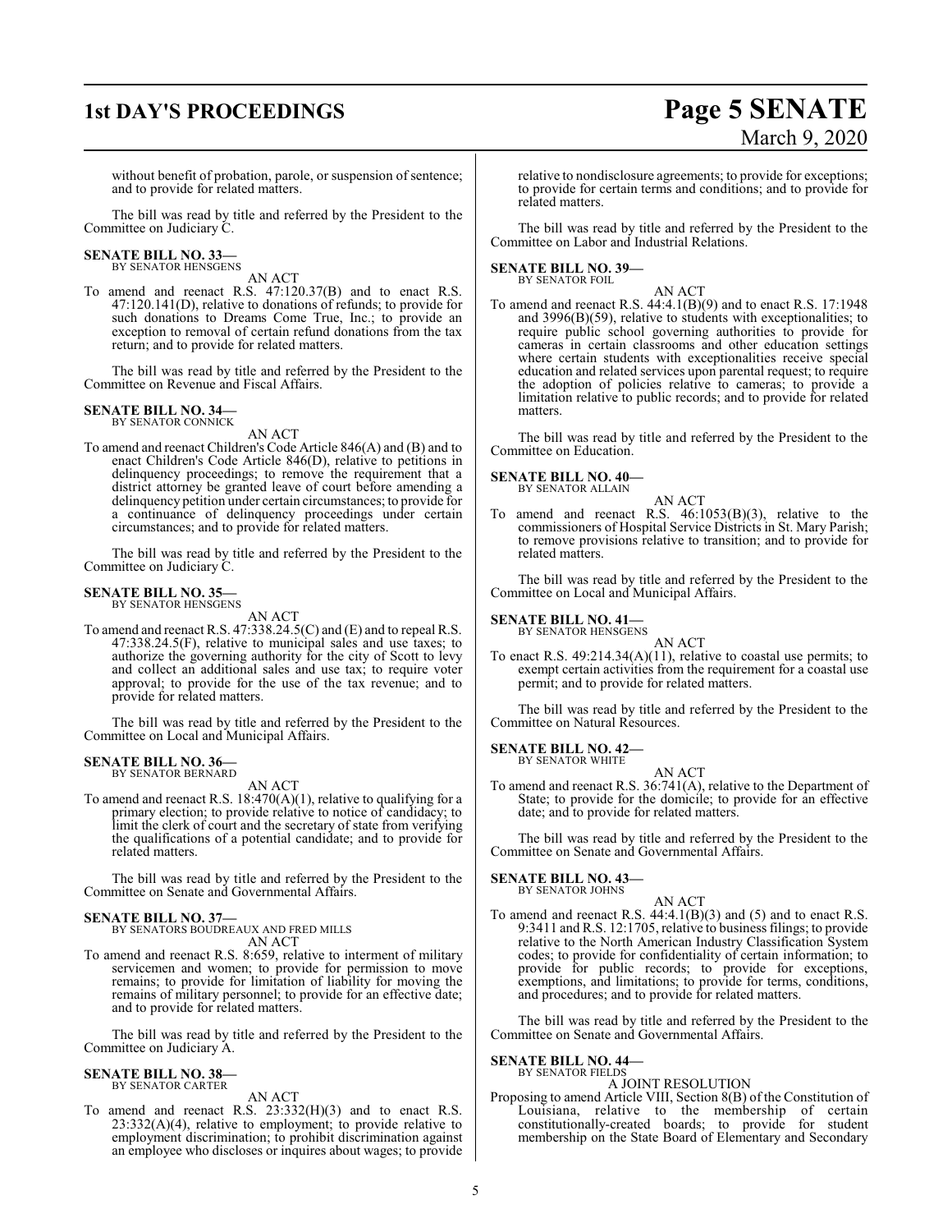without benefit of probation, parole, or suspension of sentence; and to provide for related matters.

The bill was read by title and referred by the President to the Committee on Judiciary C.

**SENATE BILL NO. 33—**
BY SENATOR HENSGENS

AN ACT

To amend and reenact R.S. 47:120.37(B) and to enact R.S. 47:120.141(D), relative to donations of refunds; to provide for such donations to Dreams Come True, Inc.; to provide an exception to removal of certain refund donations from the tax return; and to provide for related matters.

The bill was read by title and referred by the President to the Committee on Revenue and Fiscal Affairs.

**SENATE BILL NO. 34—**
BY SENATOR CONNICK

AN ACT

To amend and reenact Children's Code Article 846(A) and (B) and to enact Children's Code Article 846(D), relative to petitions in delinquency proceedings; to remove the requirement that a district attorney be granted leave of court before amending a delinquency petition under certain circumstances; to provide for a continuance of delinquency proceedings under certain circumstances; and to provide for related matters.

The bill was read by title and referred by the President to the Committee on Judiciary C.

**SENATE BILL NO. 35—**
BY SENATOR HENSGENS

AN ACT

To amend and reenact R.S. 47:338.24.5(C) and (E) and to repeal R.S. 47:338.24.5(F), relative to municipal sales and use taxes; to authorize the governing authority for the city of Scott to levy and collect an additional sales and use tax; to require voter approval; to provide for the use of the tax revenue; and to provide for related matters.

The bill was read by title and referred by the President to the Committee on Local and Municipal Affairs.

**SENATE BILL NO. 36—**
BY SENATOR BERNARD

AN ACT

To amend and reenact R.S. 18:470(A)(1), relative to qualifying for a primary election; to provide relative to notice of candidacy; to limit the clerk of court and the secretary of state from verifying the qualifications of a potential candidate; and to provide for related matters.

The bill was read by title and referred by the President to the Committee on Senate and Governmental Affairs.

**SENATE BILL NO. 37—**
BY SENATORS BOUDREAUX AND FRED MILLS

AN ACT

To amend and reenact R.S. 8:659, relative to interment of military servicemen and women; to provide for permission to move remains; to provide for limitation of liability for moving the remains of military personnel; to provide for an effective date; and to provide for related matters.

The bill was read by title and referred by the President to the Committee on Judiciary A.

**SENATE BILL NO. 38—**
BY SENATOR CARTER

AN ACT

To amend and reenact R.S. 23:332(H)(3) and to enact R.S. 23:332(A)(4), relative to employment; to provide relative to employment discrimination; to prohibit discrimination against an employee who discloses or inquires about wages; to provide relative to nondisclosure agreements; to provide for exceptions; to provide for certain terms and conditions; and to provide for related matters.

The bill was read by title and referred by the President to the Committee on Labor and Industrial Relations.

**SENATE BILL NO. 39—**
BY SENATOR FOIL

AN ACT

To amend and reenact R.S. 44:4.1(B)(9) and to enact R.S. 17:1948 and 3996(B)(59), relative to students with exceptionalities; to require public school governing authorities to provide for cameras in certain classrooms and other education settings where certain students with exceptionalities receive special education and related services upon parental request; to require the adoption of policies relative to cameras; to provide a limitation relative to public records; and to provide for related matters.

The bill was read by title and referred by the President to the Committee on Education.

**SENATE BILL NO. 40—**
BY SENATOR ALLAIN

AN ACT

To amend and reenact R.S. 46:1053(B)(3), relative to the commissioners of Hospital Service Districts in St. Mary Parish; to remove provisions relative to transition; and to provide for related matters.

The bill was read by title and referred by the President to the Committee on Local and Municipal Affairs.

**SENATE BILL NO. 41—**
BY SENATOR HENSGENS

AN ACT

To enact R.S. 49:214.34(A)(11), relative to coastal use permits; to exempt certain activities from the requirement for a coastal use permit; and to provide for related matters.

The bill was read by title and referred by the President to the Committee on Natural Resources.

**SENATE BILL NO. 42—**
BY SENATOR WHITE

AN ACT

To amend and reenact R.S. 36:741(A), relative to the Department of State; to provide for the domicile; to provide for an effective date; and to provide for related matters.

The bill was read by title and referred by the President to the Committee on Senate and Governmental Affairs.

**SENATE BILL NO. 43—**
BY SENATOR JOHNS

AN ACT

To amend and reenact R.S. 44:4.1(B)(3) and (5) and to enact R.S. 9:3411 and R.S. 12:1705, relative to business filings; to provide relative to the North American Industry Classification System codes; to provide for confidentiality of certain information; to provide for public records; to provide for exceptions, exemptions, and limitations; to provide for terms, conditions, and procedures; and to provide for related matters.

The bill was read by title and referred by the President to the Committee on Senate and Governmental Affairs.

**SENATE BILL NO. 44—**
BY SENATOR FIELDS

A JOINT RESOLUTION

Proposing to amend Article VIII, Section 8(B) of the Constitution of Louisiana, relative to the membership of certain constitutionally-created boards; to provide for student membership on the State Board of Elementary and Secondary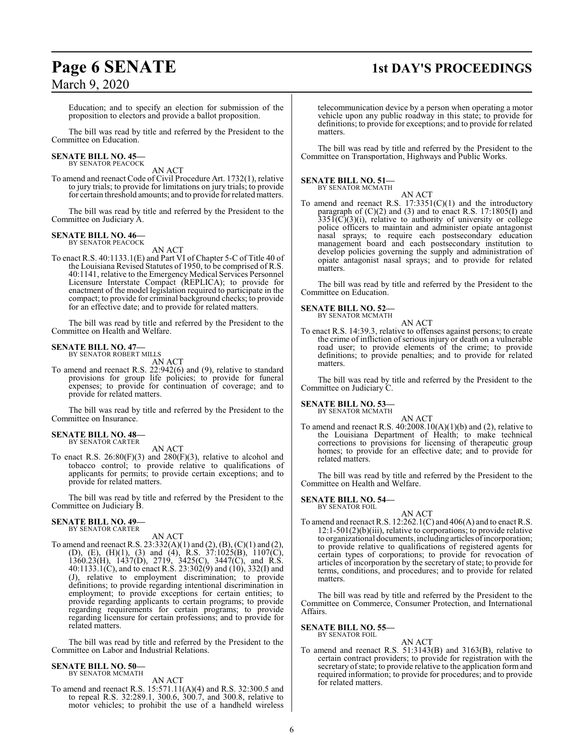Education; and to specify an election for submission of the proposition to electors and provide a ballot proposition.

The bill was read by title and referred by the President to the Committee on Education.

**SENATE BILL NO. 45—**
BY SENATOR PEACOCK

AN ACT

To amend and reenact Code of Civil Procedure Art. 1732(1), relative to jury trials; to provide for limitations on jury trials; to provide for certain threshold amounts; and to provide for related matters.

The bill was read by title and referred by the President to the Committee on Judiciary A.

**SENATE BILL NO. 46—**
BY SENATOR PEACOCK

AN ACT

To enact R.S. 40:1133.1(E) and Part VI of Chapter 5-C of Title 40 of the Louisiana Revised Statutes of 1950, to be comprised of R.S. 40:1141, relative to the Emergency Medical Services Personnel Licensure Interstate Compact (REPLICA); to provide for enactment of the model legislation required to participate in the compact; to provide for criminal background checks; to provide for an effective date; and to provide for related matters.

The bill was read by title and referred by the President to the Committee on Health and Welfare.

**SENATE BILL NO. 47—**
BY SENATOR ROBERT MILLS

AN ACT

To amend and reenact R.S. 22:942(6) and (9), relative to standard provisions for group life policies; to provide for funeral expenses; to provide for continuation of coverage; and to provide for related matters.

The bill was read by title and referred by the President to the Committee on Insurance.

**SENATE BILL NO. 48—**
BY SENATOR CARTER

AN ACT

To enact R.S. 26:80(F)(3) and 280(F)(3), relative to alcohol and tobacco control; to provide relative to qualifications of applicants for permits; to provide certain exceptions; and to provide for related matters.

The bill was read by title and referred by the President to the Committee on Judiciary B.

**SENATE BILL NO. 49—**
BY SENATOR CARTER

AN ACT

To amend and reenact R.S. 23:332(A)(1) and (2), (B), (C)(1) and (2), (D), (E), (H)(1), (3) and (4), R.S. 37:1025(B), 1107(C), 1360.23(H), 1437(D), 2719, 3425(C), 3447(C), and R.S. 40:1133.1(C), and to enact R.S. 23:302(9) and (10), 332(I) and (J), relative to employment discrimination; to provide definitions; to provide regarding intentional discrimination in employment; to provide exceptions for certain entities; to provide regarding applicants to certain programs; to provide regarding requirements for certain programs; to provide regarding licensure for certain professions; and to provide for related matters.

The bill was read by title and referred by the President to the Committee on Labor and Industrial Relations.

**SENATE BILL NO. 50—**
BY SENATOR MCMATH

AN ACT

To amend and reenact R.S. 15:571.11(A)(4) and R.S. 32:300.5 and to repeal R.S. 32:289.1, 300.6, 300.7, and 300.8, relative to motor vehicles; to prohibit the use of a handheld wireless telecommunication device by a person when operating a motor vehicle upon any public roadway in this state; to provide for definitions; to provide for exceptions; and to provide for related matters.

The bill was read by title and referred by the President to the Committee on Transportation, Highways and Public Works.

**SENATE BILL NO. 51—**
BY SENATOR MCMATH

AN ACT

To amend and reenact R.S. 17:3351(C)(1) and the introductory paragraph of (C)(2) and (3) and to enact R.S. 17:1805(I) and 3351(C)(3)(i), relative to authority of university or college police officers to maintain and administer opiate antagonist nasal sprays; to require each postsecondary education management board and each postsecondary institution to develop policies governing the supply and administration of opiate antagonist nasal sprays; and to provide for related matters.

The bill was read by title and referred by the President to the Committee on Education.

**SENATE BILL NO. 52—**
BY SENATOR MCMATH

AN ACT

To enact R.S. 14:39.3, relative to offenses against persons; to create the crime of infliction of serious injury or death on a vulnerable road user; to provide elements of the crime; to provide definitions; to provide penalties; and to provide for related matters.

The bill was read by title and referred by the President to the Committee on Judiciary C.

**SENATE BILL NO. 53—**
BY SENATOR MCMATH

AN ACT

To amend and reenact R.S. 40:2008.10(A)(1)(b) and (2), relative to the Louisiana Department of Health; to make technical corrections to provisions for licensing of therapeutic group homes; to provide for an effective date; and to provide for related matters.

The bill was read by title and referred by the President to the Committee on Health and Welfare.

**SENATE BILL NO. 54—**
BY SENATOR FOIL

AN ACT

To amend and reenact R.S. 12:262.1(C) and 406(A) and to enact R.S. 12:1-501(2)(b)(iii), relative to corporations; to provide relative to organizational documents, including articles of incorporation; to provide relative to qualifications of registered agents for certain types of corporations; to provide for revocation of articles of incorporation by the secretary of state; to provide for terms, conditions, and procedures; and to provide for related matters.

The bill was read by title and referred by the President to the Committee on Commerce, Consumer Protection, and International Affairs.

**SENATE BILL NO. 55—**
BY SENATOR FOIL

AN ACT

To amend and reenact R.S. 51:3143(B) and 3163(B), relative to certain contract providers; to provide for registration with the secretary of state; to provide relative to the application form and required information; to provide for procedures; and to provide for related matters.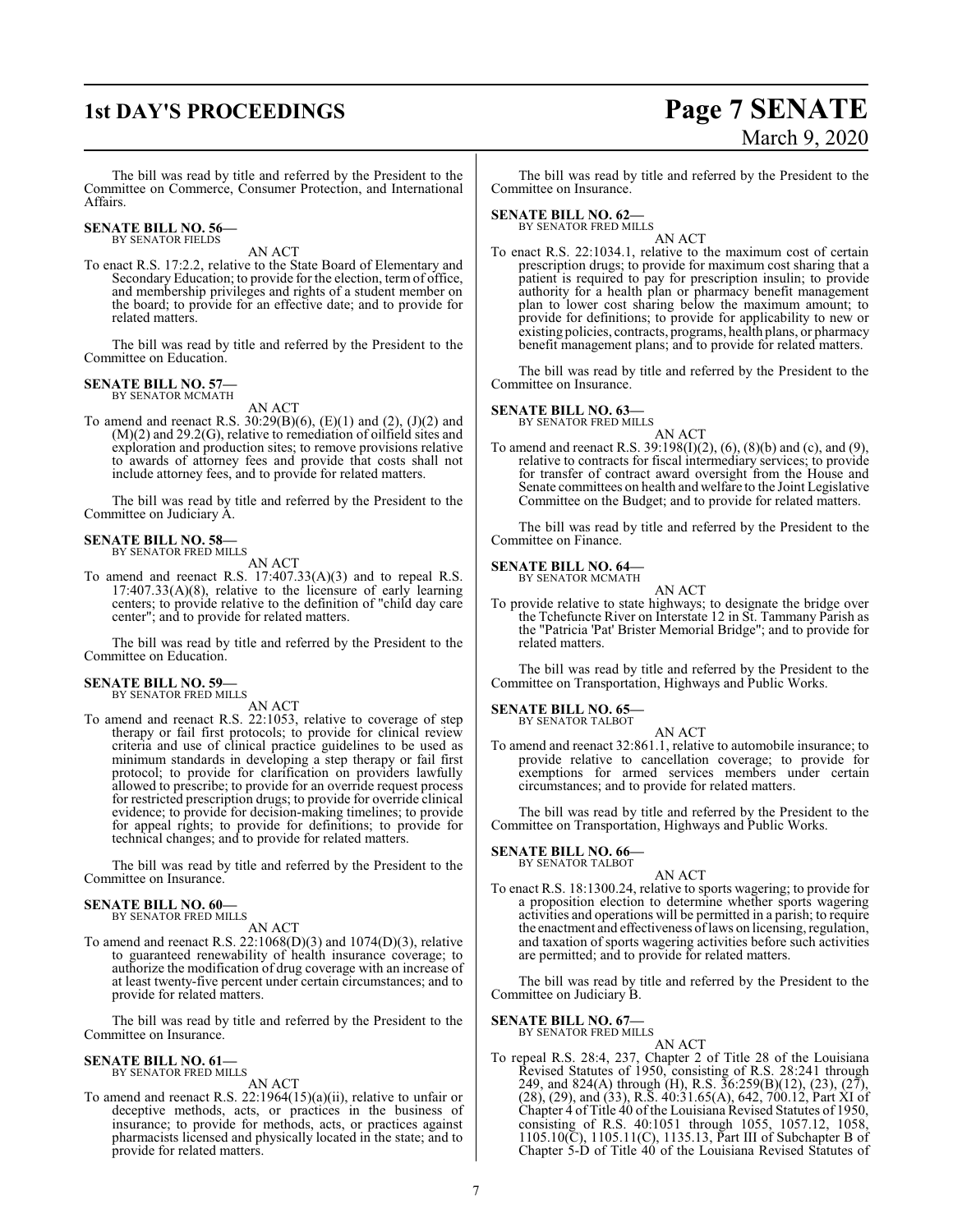The bill was read by title and referred by the President to the Committee on Commerce, Consumer Protection, and International Affairs.

**SENATE BILL NO. 56—**
BY SENATOR FIELDS

AN ACT

To enact R.S. 17:2.2, relative to the State Board of Elementary and Secondary Education; to provide for the election, term of office, and membership privileges and rights of a student member on the board; to provide for an effective date; and to provide for related matters.

The bill was read by title and referred by the President to the Committee on Education.

**SENATE BILL NO. 57—**
BY SENATOR MCMATH

AN ACT

To amend and reenact R.S. 30:29(B)(6), (E)(1) and (2), (J)(2) and (M)(2) and 29.2(G), relative to remediation of oilfield sites and exploration and production sites; to remove provisions relative to awards of attorney fees and provide that costs shall not include attorney fees, and to provide for related matters.

The bill was read by title and referred by the President to the Committee on Judiciary A.

**SENATE BILL NO. 58—**
BY SENATOR FRED MILLS

AN ACT

To amend and reenact R.S. 17:407.33(A)(3) and to repeal R.S. 17:407.33(A)(8), relative to the licensure of early learning centers; to provide relative to the definition of "child day care center"; and to provide for related matters.

The bill was read by title and referred by the President to the Committee on Education.

**SENATE BILL NO. 59—**
BY SENATOR FRED MILLS

AN ACT

To amend and reenact R.S. 22:1053, relative to coverage of step therapy or fail first protocols; to provide for clinical review criteria and use of clinical practice guidelines to be used as minimum standards in developing a step therapy or fail first protocol; to provide for clarification on providers lawfully allowed to prescribe; to provide for an override request process for restricted prescription drugs; to provide for override clinical evidence; to provide for decision-making timelines; to provide for appeal rights; to provide for definitions; to provide for technical changes; and to provide for related matters.

The bill was read by title and referred by the President to the Committee on Insurance.

**SENATE BILL NO. 60—**
BY SENATOR FRED MILLS

AN ACT

To amend and reenact R.S. 22:1068(D)(3) and 1074(D)(3), relative to guaranteed renewability of health insurance coverage; to authorize the modification of drug coverage with an increase of at least twenty-five percent under certain circumstances; and to provide for related matters.

The bill was read by title and referred by the President to the Committee on Insurance.

**SENATE BILL NO. 61—**
BY SENATOR FRED MILLS

AN ACT

To amend and reenact R.S. 22:1964(15)(a)(ii), relative to unfair or deceptive methods, acts, or practices in the business of insurance; to provide for methods, acts, or practices against pharmacists licensed and physically located in the state; and to provide for related matters.

The bill was read by title and referred by the President to the Committee on Insurance.

**SENATE BILL NO. 62—**
BY SENATOR FRED MILLS

AN ACT

To enact R.S. 22:1034.1, relative to the maximum cost of certain prescription drugs; to provide for maximum cost sharing that a patient is required to pay for prescription insulin; to provide authority for a health plan or pharmacy benefit management plan to lower cost sharing below the maximum amount; to provide for definitions; to provide for applicability to new or existing policies, contracts, programs, health plans, or pharmacy benefit management plans; and to provide for related matters.

The bill was read by title and referred by the President to the Committee on Insurance.

**SENATE BILL NO. 63—**
BY SENATOR FRED MILLS

AN ACT

To amend and reenact R.S. 39:198(I)(2), (6), (8)(b) and (c), and (9), relative to contracts for fiscal intermediary services; to provide for transfer of contract award oversight from the House and Senate committees on health and welfare to the Joint Legislative Committee on the Budget; and to provide for related matters.

The bill was read by title and referred by the President to the Committee on Finance.

**SENATE BILL NO. 64—**
BY SENATOR MCMATH

AN ACT

To provide relative to state highways; to designate the bridge over the Tchefuncte River on Interstate 12 in St. Tammany Parish as the "Patricia 'Pat' Brister Memorial Bridge"; and to provide for related matters.

The bill was read by title and referred by the President to the Committee on Transportation, Highways and Public Works.

**SENATE BILL NO. 65—**
BY SENATOR TALBOT

AN ACT

To amend and reenact 32:861.1, relative to automobile insurance; to provide relative to cancellation coverage; to provide for exemptions for armed services members under certain circumstances; and to provide for related matters.

The bill was read by title and referred by the President to the Committee on Transportation, Highways and Public Works.

**SENATE BILL NO. 66—**
BY SENATOR TALBOT

AN ACT

To enact R.S. 18:1300.24, relative to sports wagering; to provide for a proposition election to determine whether sports wagering activities and operations will be permitted in a parish; to require the enactment and effectiveness of laws on licensing, regulation, and taxation of sports wagering activities before such activities are permitted; and to provide for related matters.

The bill was read by title and referred by the President to the Committee on Judiciary B.

**SENATE BILL NO. 67—**
BY SENATOR FRED MILLS

AN ACT

To repeal R.S. 28:4, 237, Chapter 2 of Title 28 of the Louisiana Revised Statutes of 1950, consisting of R.S. 28:241 through 249, and 824(A) through (H), R.S. 36:259(B)(12), (23), (27), (28), (29), and (33), R.S. 40:31.65(A), 642, 700.12, Part XI of Chapter 4 of Title 40 of the Louisiana Revised Statutes of 1950, consisting of R.S. 40:1051 through 1055, 1057.12, 1058, 1105.10(C), 1105.11(C), 1135.13, Part III of Subchapter B of Chapter 5-D of Title 40 of the Louisiana Revised Statutes of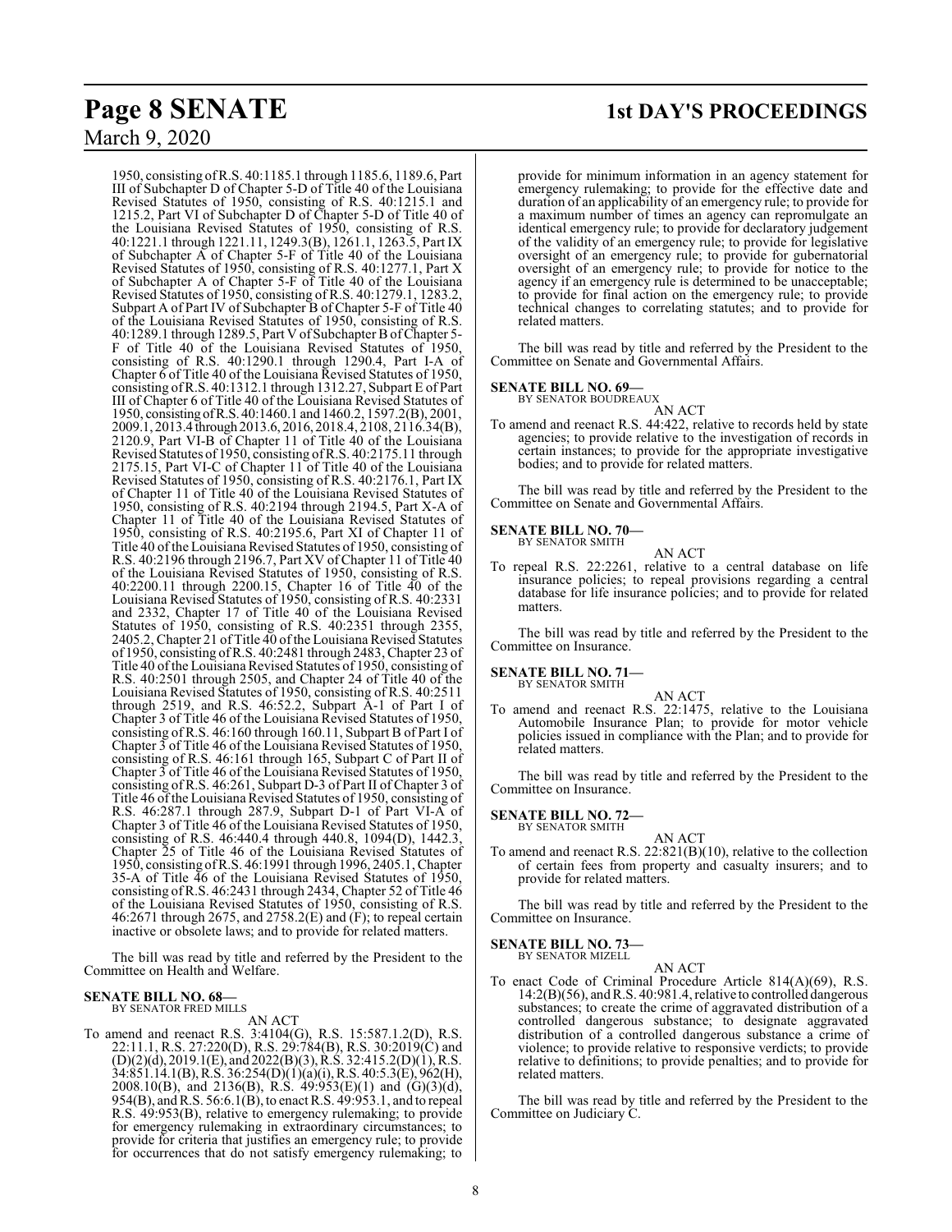1950, consisting of R.S. 40:1185.1 through 1185.6, 1189.6, Part III of Subchapter D of Chapter 5-D of Title 40 of the Louisiana Revised Statutes of 1950, consisting of R.S. 40:1215.1 and 1215.2, Part VI of Subchapter D of Chapter 5-D of Title 40 of the Louisiana Revised Statutes of 1950, consisting of R.S. 40:1221.1 through 1221.11, 1249.3(B), 1261.1, 1263.5, Part IX of Subchapter A of Chapter 5-F of Title 40 of the Louisiana Revised Statutes of 1950, consisting of R.S. 40:1277.1, Part X of Subchapter A of Chapter 5-F of Title 40 of the Louisiana Revised Statutes of 1950, consisting of R.S. 40:1279.1, 1283.2, Subpart A of Part IV of Subchapter B of Chapter 5-F of Title 40 of the Louisiana Revised Statutes of 1950, consisting of R.S. 40:1289.1 through 1289.5, Part V of Subchapter B of Chapter 5-F of Title 40 of the Louisiana Revised Statutes of 1950, consisting of R.S. 40:1290.1 through 1290.4, Part I-A of Chapter 6 of Title 40 of the Louisiana Revised Statutes of 1950, consisting of R.S. 40:1312.1 through 1312.27, Subpart E of Part III of Chapter 6 of Title 40 of the Louisiana Revised Statutes of 1950, consisting of R.S. 40:1460.1 and 1460.2, 1597.2(B), 2001, 2009.1, 2013.4 through 2013.6, 2016, 2018.4, 2108, 2116.34(B), 2120.9, Part VI-B of Chapter 11 of Title 40 of the Louisiana Revised Statutes of 1950, consisting of R.S. 40:2175.11 through 2175.15, Part VI-C of Chapter 11 of Title 40 of the Louisiana Revised Statutes of 1950, consisting of R.S. 40:2176.1, Part IX of Chapter 11 of Title 40 of the Louisiana Revised Statutes of 1950, consisting of R.S. 40:2194 through 2194.5, Part X-A of Chapter 11 of Title 40 of the Louisiana Revised Statutes of 1950, consisting of R.S. 40:2195.6, Part XI of Chapter 11 of Title 40 of the Louisiana Revised Statutes of 1950, consisting of R.S. 40:2196 through 2196.7, Part XV of Chapter 11 of Title 40 of the Louisiana Revised Statutes of 1950, consisting of R.S. 40:2200.11 through 2200.15, Chapter 16 of Title 40 of the Louisiana Revised Statutes of 1950, consisting of R.S. 40:2331 and 2332, Chapter 17 of Title 40 of the Louisiana Revised Statutes of 1950, consisting of R.S. 40:2351 through 2355, 2405.2, Chapter 21 of Title 40 of the Louisiana Revised Statutes of 1950, consisting of R.S. 40:2481 through 2483, Chapter 23 of Title 40 of the Louisiana Revised Statutes of 1950, consisting of R.S. 40:2501 through 2505, and Chapter 24 of Title 40 of the Louisiana Revised Statutes of 1950, consisting of R.S. 40:2511 through 2519, and R.S. 46:52.2, Subpart A-1 of Part I of Chapter 3 of Title 46 of the Louisiana Revised Statutes of 1950, consisting of R.S. 46:160 through 160.11, Subpart B of Part I of Chapter 3 of Title 46 of the Louisiana Revised Statutes of 1950, consisting of R.S. 46:161 through 165, Subpart C of Part II of Chapter 3 of Title 46 of the Louisiana Revised Statutes of 1950, consisting of R.S. 46:261, Subpart D-3 of Part II of Chapter 3 of Title 46 of the Louisiana Revised Statutes of 1950, consisting of R.S. 46:287.1 through 287.9, Subpart D-1 of Part VI-A of Chapter 3 of Title 46 of the Louisiana Revised Statutes of 1950, consisting of R.S. 46:440.4 through 440.8, 1094(D), 1442.3, Chapter 25 of Title 46 of the Louisiana Revised Statutes of 1950, consisting of R.S. 46:1991 through 1996, 2405.1, Chapter 35-A of Title 46 of the Louisiana Revised Statutes of 1950, consisting of R.S. 46:2431 through 2434, Chapter 52 of Title 46 of the Louisiana Revised Statutes of 1950, consisting of R.S. 46:2671 through 2675, and 2758.2(E) and (F); to repeal certain inactive or obsolete laws; and to provide for related matters.

The bill was read by title and referred by the President to the Committee on Health and Welfare.

**SENATE BILL NO. 68—**
BY SENATOR FRED MILLS

AN ACT

To amend and reenact R.S. 3:4104(G), R.S. 15:587.1.2(D), R.S. 22:11.1, R.S. 27:220(D), R.S. 29:784(B), R.S. 30:2019(C) and (D)(2)(d), 2019.1(E), and 2022(B)(3), R.S. 32:415.2(D)(1), R.S. 34:851.14.1(B), R.S. 36:254(D)(1)(a)(i), R.S. 40:5.3(E), 962(H), 2008.10(B), and 2136(B), R.S. 49:953(E)(1) and (G)(3)(d), 954(B), and R.S. 56:6.1(B), to enact R.S. 49:953.1, and to repeal R.S. 49:953(B), relative to emergency rulemaking; to provide for emergency rulemaking in extraordinary circumstances; to provide for criteria that justifies an emergency rule; to provide for occurrences that do not satisfy emergency rulemaking; to provide for minimum information in an agency statement for emergency rulemaking; to provide for the effective date and duration of an applicability of an emergency rule; to provide for a maximum number of times an agency can repromulgate an identical emergency rule; to provide for declaratory judgement of the validity of an emergency rule; to provide for legislative oversight of an emergency rule; to provide for gubernatorial oversight of an emergency rule; to provide for notice to the agency if an emergency rule is determined to be unacceptable; to provide for final action on the emergency rule; to provide technical changes to correlating statutes; and to provide for related matters.

The bill was read by title and referred by the President to the Committee on Senate and Governmental Affairs.

**SENATE BILL NO. 69—**
BY SENATOR BOUDREAUX

AN ACT

To amend and reenact R.S. 44:422, relative to records held by state agencies; to provide relative to the investigation of records in certain instances; to provide for the appropriate investigative bodies; and to provide for related matters.

The bill was read by title and referred by the President to the Committee on Senate and Governmental Affairs.

**SENATE BILL NO. 70—**
BY SENATOR SMITH

AN ACT

To repeal R.S. 22:2261, relative to a central database on life insurance policies; to repeal provisions regarding a central database for life insurance policies; and to provide for related matters.

The bill was read by title and referred by the President to the Committee on Insurance.

**SENATE BILL NO. 71—**
BY SENATOR SMITH

AN ACT

To amend and reenact R.S. 22:1475, relative to the Louisiana Automobile Insurance Plan; to provide for motor vehicle policies issued in compliance with the Plan; and to provide for related matters.

The bill was read by title and referred by the President to the Committee on Insurance.

**SENATE BILL NO. 72—**
BY SENATOR SMITH

AN ACT

To amend and reenact R.S. 22:821(B)(10), relative to the collection of certain fees from property and casualty insurers; and to provide for related matters.

The bill was read by title and referred by the President to the Committee on Insurance.

**SENATE BILL NO. 73—**
BY SENATOR MIZELL

AN ACT

To enact Code of Criminal Procedure Article 814(A)(69), R.S. 14:2(B)(56), and R.S. 40:981.4, relative to controlled dangerous substances; to create the crime of aggravated distribution of a controlled dangerous substance; to designate aggravated distribution of a controlled dangerous substance a crime of violence; to provide relative to responsive verdicts; to provide relative to definitions; to provide penalties; and to provide for related matters.

The bill was read by title and referred by the President to the Committee on Judiciary C.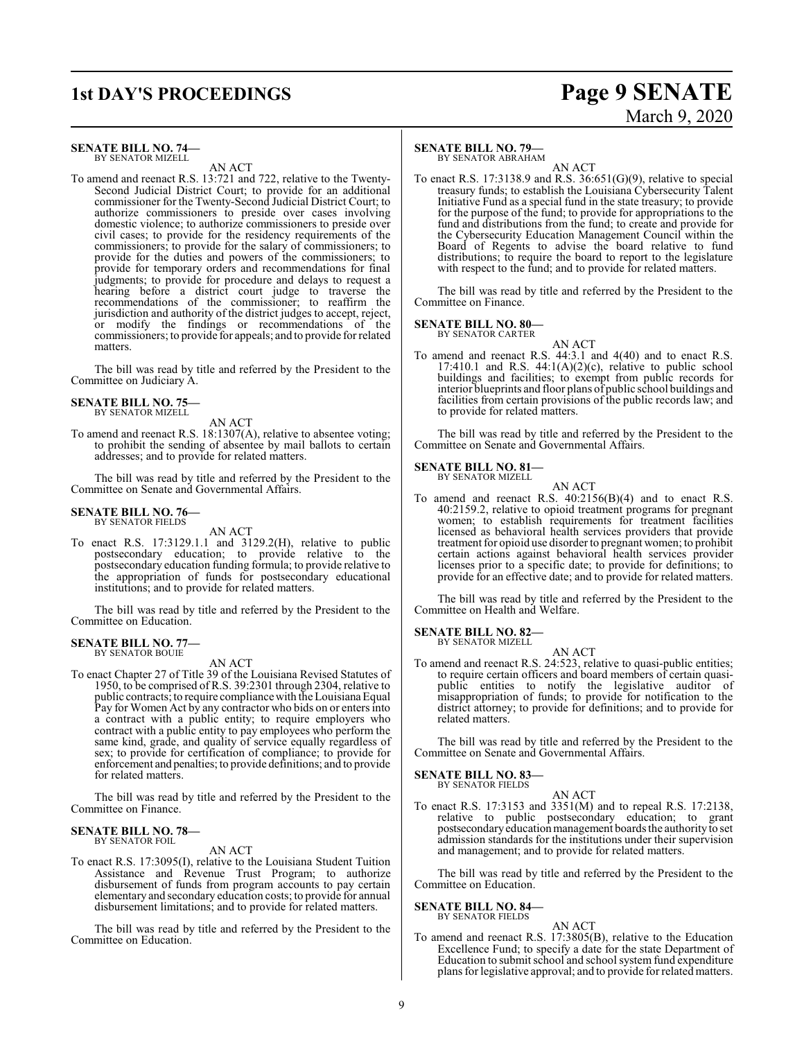**SENATE BILL NO. 74—**
BY SENATOR MIZELL

AN ACT

To amend and reenact R.S. 13:721 and 722, relative to the Twenty-Second Judicial District Court; to provide for an additional commissioner for the Twenty-Second Judicial District Court; to authorize commissioners to preside over cases involving domestic violence; to authorize commissioners to preside over civil cases; to provide for the residency requirements of the commissioners; to provide for the salary of commissioners; to provide for the duties and powers of the commissioners; to provide for temporary orders and recommendations for final judgments; to provide for procedure and delays to request a hearing before a district court judge to traverse the recommendations of the commissioner; to reaffirm the jurisdiction and authority of the district judges to accept, reject, or modify the findings or recommendations of the commissioners; to provide for appeals; and to provide for related matters.

The bill was read by title and referred by the President to the Committee on Judiciary A.

**SENATE BILL NO. 75—**
BY SENATOR MIZELL

AN ACT

To amend and reenact R.S. 18:1307(A), relative to absentee voting; to prohibit the sending of absentee by mail ballots to certain addresses; and to provide for related matters.

The bill was read by title and referred by the President to the Committee on Senate and Governmental Affairs.

**SENATE BILL NO. 76—**
BY SENATOR FIELDS

AN ACT

To enact R.S. 17:3129.1.1 and 3129.2(H), relative to public postsecondary education; to provide relative to the postsecondary education funding formula; to provide relative to the appropriation of funds for postsecondary educational institutions; and to provide for related matters.

The bill was read by title and referred by the President to the Committee on Education.

**SENATE BILL NO. 77—**
BY SENATOR BOUIE

AN ACT

To enact Chapter 27 of Title 39 of the Louisiana Revised Statutes of 1950, to be comprised of R.S. 39:2301 through 2304, relative to public contracts; to require compliance with the Louisiana Equal Pay for Women Act by any contractor who bids on or enters into a contract with a public entity; to require employers who contract with a public entity to pay employees who perform the same kind, grade, and quality of service equally regardless of sex; to provide for certification of compliance; to provide for enforcement and penalties; to provide definitions; and to provide for related matters.

The bill was read by title and referred by the President to the Committee on Finance.

**SENATE BILL NO. 78—**
BY SENATOR FOIL

AN ACT

To enact R.S. 17:3095(I), relative to the Louisiana Student Tuition Assistance and Revenue Trust Program; to authorize disbursement of funds from program accounts to pay certain elementary and secondary education costs; to provide for annual disbursement limitations; and to provide for related matters.

The bill was read by title and referred by the President to the Committee on Education.

**SENATE BILL NO. 79—**
BY SENATOR ABRAHAM

AN ACT

To enact R.S. 17:3138.9 and R.S. 36:651(G)(9), relative to special treasury funds; to establish the Louisiana Cybersecurity Talent Initiative Fund as a special fund in the state treasury; to provide for the purpose of the fund; to provide for appropriations to the fund and distributions from the fund; to create and provide for the Cybersecurity Education Management Council within the Board of Regents to advise the board relative to fund distributions; to require the board to report to the legislature with respect to the fund; and to provide for related matters.

The bill was read by title and referred by the President to the Committee on Finance.

**SENATE BILL NO. 80—**
BY SENATOR CARTER

AN ACT

To amend and reenact R.S. 44:3.1 and 4(40) and to enact R.S. 17:410.1 and R.S. 44:1(A)(2)(c), relative to public school buildings and facilities; to exempt from public records for interior blueprints and floor plans of public school buildings and facilities from certain provisions of the public records law; and to provide for related matters.

The bill was read by title and referred by the President to the Committee on Senate and Governmental Affairs.

**SENATE BILL NO. 81—**
BY SENATOR MIZELL

AN ACT

To amend and reenact R.S. 40:2156(B)(4) and to enact R.S. 40:2159.2, relative to opioid treatment programs for pregnant women; to establish requirements for treatment facilities licensed as behavioral health services providers that provide treatment for opioid use disorder to pregnant women; to prohibit certain actions against behavioral health services provider licenses prior to a specific date; to provide for definitions; to provide for an effective date; and to provide for related matters.

The bill was read by title and referred by the President to the Committee on Health and Welfare.

**SENATE BILL NO. 82—**
BY SENATOR MIZELL

AN ACT

To amend and reenact R.S. 24:523, relative to quasi-public entities; to require certain officers and board members of certain quasi-public entities to notify the legislative auditor of misappropriation of funds; to provide for notification to the district attorney; to provide for definitions; and to provide for related matters.

The bill was read by title and referred by the President to the Committee on Senate and Governmental Affairs.

**SENATE BILL NO. 83—**
BY SENATOR FIELDS

AN ACT

To enact R.S. 17:3153 and 3351(M) and to repeal R.S. 17:2138, relative to public postsecondary education; to grant postsecondary education management boards the authority to set admission standards for the institutions under their supervision and management; and to provide for related matters.

The bill was read by title and referred by the President to the Committee on Education.

**SENATE BILL NO. 84—**
BY SENATOR FIELDS

AN ACT

To amend and reenact R.S. 17:3805(B), relative to the Education Excellence Fund; to specify a date for the state Department of Education to submit school and school system fund expenditure plans for legislative approval; and to provide for related matters.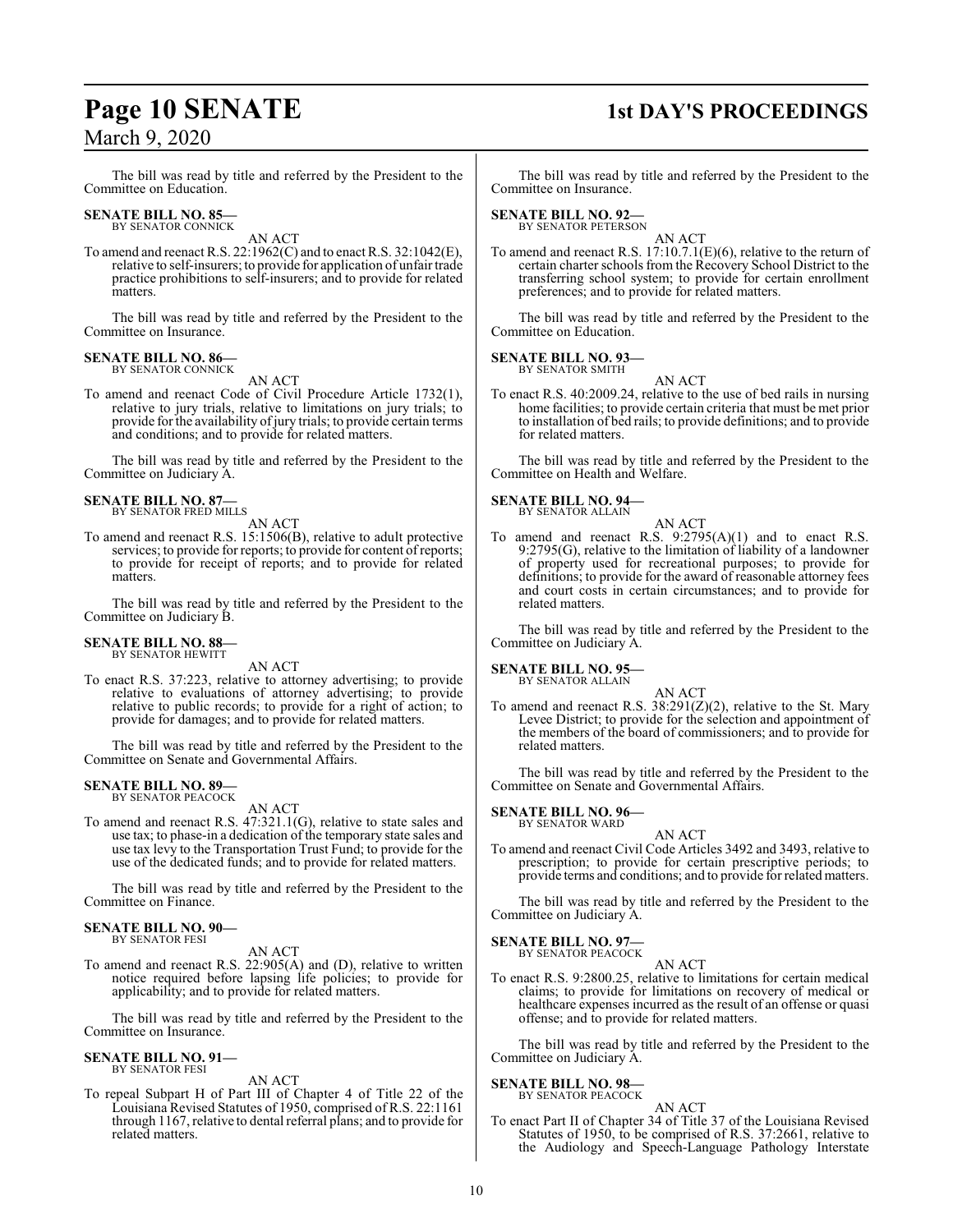The bill was read by title and referred by the President to the Committee on Education.

**SENATE BILL NO. 85—**
BY SENATOR CONNICK

AN ACT

To amend and reenact R.S. 22:1962(C) and to enact R.S. 32:1042(E), relative to self-insurers; to provide for application of unfair trade practice prohibitions to self-insurers; and to provide for related matters.

The bill was read by title and referred by the President to the Committee on Insurance.

**SENATE BILL NO. 86—**
BY SENATOR CONNICK

AN ACT

To amend and reenact Code of Civil Procedure Article 1732(1), relative to jury trials, relative to limitations on jury trials; to provide for the availability of jury trials; to provide certain terms and conditions; and to provide for related matters.

The bill was read by title and referred by the President to the Committee on Judiciary A.

**SENATE BILL NO. 87—**
BY SENATOR FRED MILLS

AN ACT

To amend and reenact R.S. 15:1506(B), relative to adult protective services; to provide for reports; to provide for content of reports; to provide for receipt of reports; and to provide for related matters.

The bill was read by title and referred by the President to the Committee on Judiciary B.

**SENATE BILL NO. 88—**
BY SENATOR HEWITT

AN ACT

To enact R.S. 37:223, relative to attorney advertising; to provide relative to evaluations of attorney advertising; to provide relative to public records; to provide for a right of action; to provide for damages; and to provide for related matters.

The bill was read by title and referred by the President to the Committee on Senate and Governmental Affairs.

**SENATE BILL NO. 89—**
BY SENATOR PEACOCK

AN ACT

To amend and reenact R.S. 47:321.1(G), relative to state sales and use tax; to phase-in a dedication of the temporary state sales and use tax levy to the Transportation Trust Fund; to provide for the use of the dedicated funds; and to provide for related matters.

The bill was read by title and referred by the President to the Committee on Finance.

**SENATE BILL NO. 90—**
BY SENATOR FESI

AN ACT

To amend and reenact R.S. 22:905(A) and (D), relative to written notice required before lapsing life policies; to provide for applicability; and to provide for related matters.

The bill was read by title and referred by the President to the Committee on Insurance.

**SENATE BILL NO. 91—**
BY SENATOR FESI

AN ACT

To repeal Subpart H of Part III of Chapter 4 of Title 22 of the Louisiana Revised Statutes of 1950, comprised of R.S. 22:1161 through 1167, relative to dental referral plans; and to provide for related matters.

The bill was read by title and referred by the President to the Committee on Insurance.

**SENATE BILL NO. 92—**
BY SENATOR PETERSON

AN ACT

To amend and reenact R.S. 17:10.7.1(E)(6), relative to the return of certain charter schools from the Recovery School District to the transferring school system; to provide for certain enrollment preferences; and to provide for related matters.

The bill was read by title and referred by the President to the Committee on Education.

**SENATE BILL NO. 93—**
BY SENATOR SMITH

AN ACT

To enact R.S. 40:2009.24, relative to the use of bed rails in nursing home facilities; to provide certain criteria that must be met prior to installation of bed rails; to provide definitions; and to provide for related matters.

The bill was read by title and referred by the President to the Committee on Health and Welfare.

**SENATE BILL NO. 94—**
BY SENATOR ALLAIN

AN ACT

To amend and reenact R.S. 9:2795(A)(1) and to enact R.S. 9:2795(G), relative to the limitation of liability of a landowner of property used for recreational purposes; to provide for definitions; to provide for the award of reasonable attorney fees and court costs in certain circumstances; and to provide for related matters.

The bill was read by title and referred by the President to the Committee on Judiciary A.

**SENATE BILL NO. 95—**
BY SENATOR ALLAIN

AN ACT

To amend and reenact R.S. 38:291(Z)(2), relative to the St. Mary Levee District; to provide for the selection and appointment of the members of the board of commissioners; and to provide for related matters.

The bill was read by title and referred by the President to the Committee on Senate and Governmental Affairs.

**SENATE BILL NO. 96—**
BY SENATOR WARD

AN ACT

To amend and reenact Civil Code Articles 3492 and 3493, relative to prescription; to provide for certain prescriptive periods; to provide terms and conditions; and to provide for related matters.

The bill was read by title and referred by the President to the Committee on Judiciary A.

**SENATE BILL NO. 97—**
BY SENATOR PEACOCK

AN ACT

To enact R.S. 9:2800.25, relative to limitations for certain medical claims; to provide for limitations on recovery of medical or healthcare expenses incurred as the result of an offense or quasi offense; and to provide for related matters.

The bill was read by title and referred by the President to the Committee on Judiciary A.

**SENATE BILL NO. 98—**
BY SENATOR PEACOCK

AN ACT

To enact Part II of Chapter 34 of Title 37 of the Louisiana Revised Statutes of 1950, to be comprised of R.S. 37:2661, relative to the Audiology and Speech-Language Pathology Interstate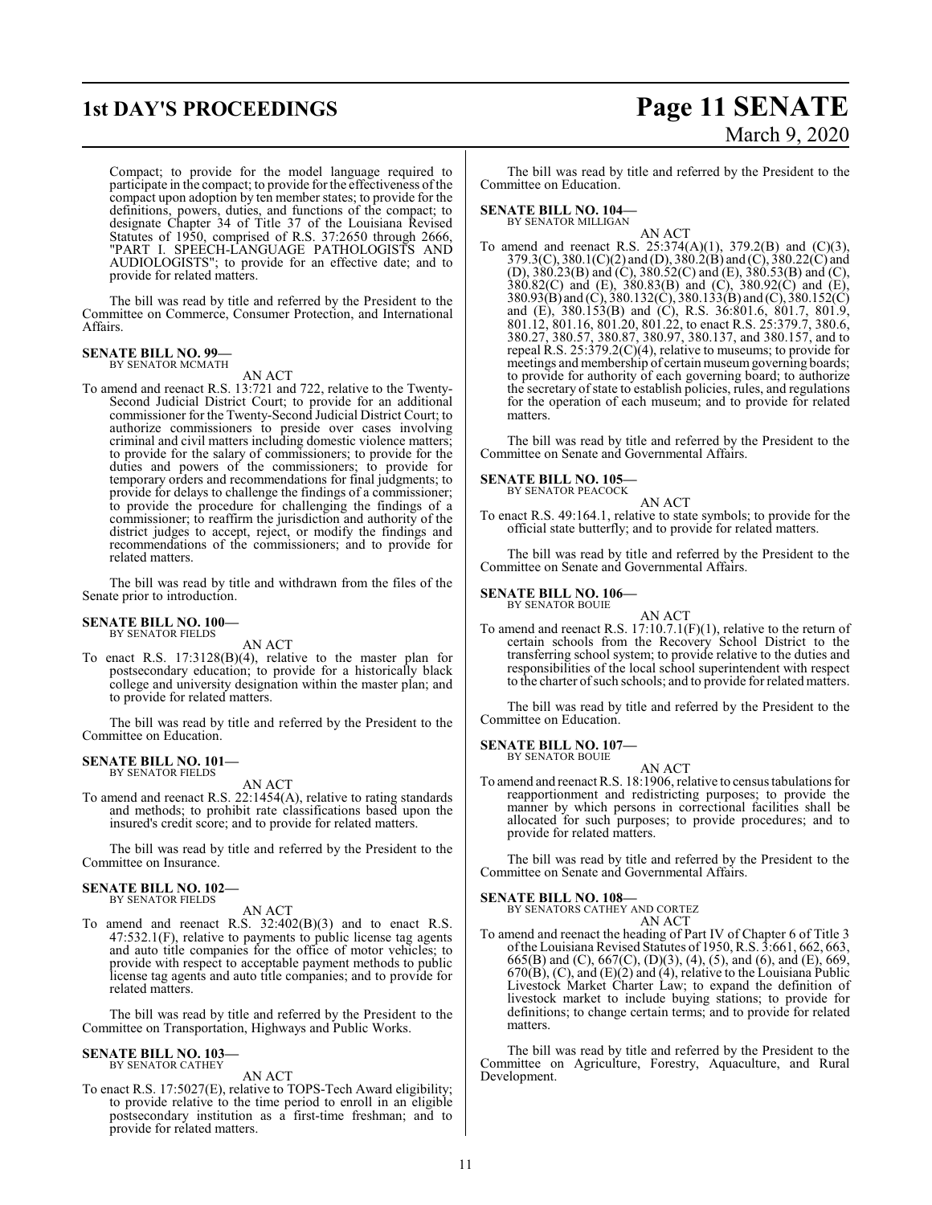Compact; to provide for the model language required to participate in the compact; to provide for the effectiveness of the compact upon adoption by ten member states; to provide for the definitions, powers, duties, and functions of the compact; to designate Chapter 34 of Title 37 of the Louisiana Revised Statutes of 1950, comprised of R.S. 37:2650 through 2666, "PART I. SPEECH-LANGUAGE PATHOLOGISTS AND AUDIOLOGISTS"; to provide for an effective date; and to provide for related matters.

The bill was read by title and referred by the President to the Committee on Commerce, Consumer Protection, and International Affairs.

**SENATE BILL NO. 99—**
BY SENATOR MCMATH

AN ACT

To amend and reenact R.S. 13:721 and 722, relative to the Twenty-Second Judicial District Court; to provide for an additional commissioner for the Twenty-Second Judicial District Court; to authorize commissioners to preside over cases involving criminal and civil matters including domestic violence matters; to provide for the salary of commissioners; to provide for the duties and powers of the commissioners; to provide for temporary orders and recommendations for final judgments; to provide for delays to challenge the findings of a commissioner; to provide the procedure for challenging the findings of a commissioner; to reaffirm the jurisdiction and authority of the district judges to accept, reject, or modify the findings and recommendations of the commissioners; and to provide for related matters.

The bill was read by title and withdrawn from the files of the Senate prior to introduction.

**SENATE BILL NO. 100—**
BY SENATOR FIELDS

AN ACT

To enact R.S. 17:3128(B)(4), relative to the master plan for postsecondary education; to provide for a historically black college and university designation within the master plan; and to provide for related matters.

The bill was read by title and referred by the President to the Committee on Education.

**SENATE BILL NO. 101—**
BY SENATOR FIELDS

AN ACT

To amend and reenact R.S. 22:1454(A), relative to rating standards and methods; to prohibit rate classifications based upon the insured's credit score; and to provide for related matters.

The bill was read by title and referred by the President to the Committee on Insurance.

**SENATE BILL NO. 102—**
BY SENATOR FIELDS

AN ACT

To amend and reenact R.S. 32:402(B)(3) and to enact R.S. 47:532.1(F), relative to payments to public license tag agents and auto title companies for the office of motor vehicles; to provide with respect to acceptable payment methods to public license tag agents and auto title companies; and to provide for related matters.

The bill was read by title and referred by the President to the Committee on Transportation, Highways and Public Works.

**SENATE BILL NO. 103—**
BY SENATOR CATHEY

AN ACT

To enact R.S. 17:5027(E), relative to TOPS-Tech Award eligibility; to provide relative to the time period to enroll in an eligible postsecondary institution as a first-time freshman; and to provide for related matters.

The bill was read by title and referred by the President to the Committee on Education.

**SENATE BILL NO. 104—**
BY SENATOR MILLIGAN

AN ACT

To amend and reenact R.S. 25:374(A)(1), 379.2(B) and (C)(3), 379.3(C), 380.1(C)(2) and (D), 380.2(B) and (C), 380.22(C) and (D), 380.23(B) and (C), 380.52(C) and (E), 380.53(B) and (C), 380.82(C) and (E), 380.83(B) and (C), 380.92(C) and (E), 380.93(B) and (C), 380.132(C), 380.133(B) and (C), 380.152(C) and (E), 380.153(B) and (C), R.S. 36:801.6, 801.7, 801.9, 801.12, 801.16, 801.20, 801.22, to enact R.S. 25:379.7, 380.6, 380.27, 380.57, 380.87, 380.97, 380.137, and 380.157, and to repeal R.S. 25:379.2(C)(4), relative to museums; to provide for meetings and membership of certain museum governing boards; to provide for authority of each governing board; to authorize the secretary of state to establish policies, rules, and regulations for the operation of each museum; and to provide for related matters.

The bill was read by title and referred by the President to the Committee on Senate and Governmental Affairs.

**SENATE BILL NO. 105—**
BY SENATOR PEACOCK

AN ACT

To enact R.S. 49:164.1, relative to state symbols; to provide for the official state butterfly; and to provide for related matters.

The bill was read by title and referred by the President to the Committee on Senate and Governmental Affairs.

**SENATE BILL NO. 106—**
BY SENATOR BOUIE

AN ACT

To amend and reenact R.S. 17:10.7.1(F)(1), relative to the return of certain schools from the Recovery School District to the transferring school system; to provide relative to the duties and responsibilities of the local school superintendent with respect to the charter of such schools; and to provide for related matters.

The bill was read by title and referred by the President to the Committee on Education.

**SENATE BILL NO. 107—**
BY SENATOR BOUIE

AN ACT

To amend and reenact R.S. 18:1906, relative to census tabulations for reapportionment and redistricting purposes; to provide the manner by which persons in correctional facilities shall be allocated for such purposes; to provide procedures; and to provide for related matters.

The bill was read by title and referred by the President to the Committee on Senate and Governmental Affairs.

**SENATE BILL NO. 108—**
BY SENATORS CATHEY AND CORTEZ

AN ACT

To amend and reenact the heading of Part IV of Chapter 6 of Title 3 of the Louisiana Revised Statutes of 1950, R.S. 3:661, 662, 663, 665(B) and (C), 667(C), (D)(3), (4), (5), and (6), and (E), 669, 670(B), (C), and (E)(2) and (4), relative to the Louisiana Public Livestock Market Charter Law; to expand the definition of livestock market to include buying stations; to provide for definitions; to change certain terms; and to provide for related matters.

The bill was read by title and referred by the President to the Committee on Agriculture, Forestry, Aquaculture, and Rural Development.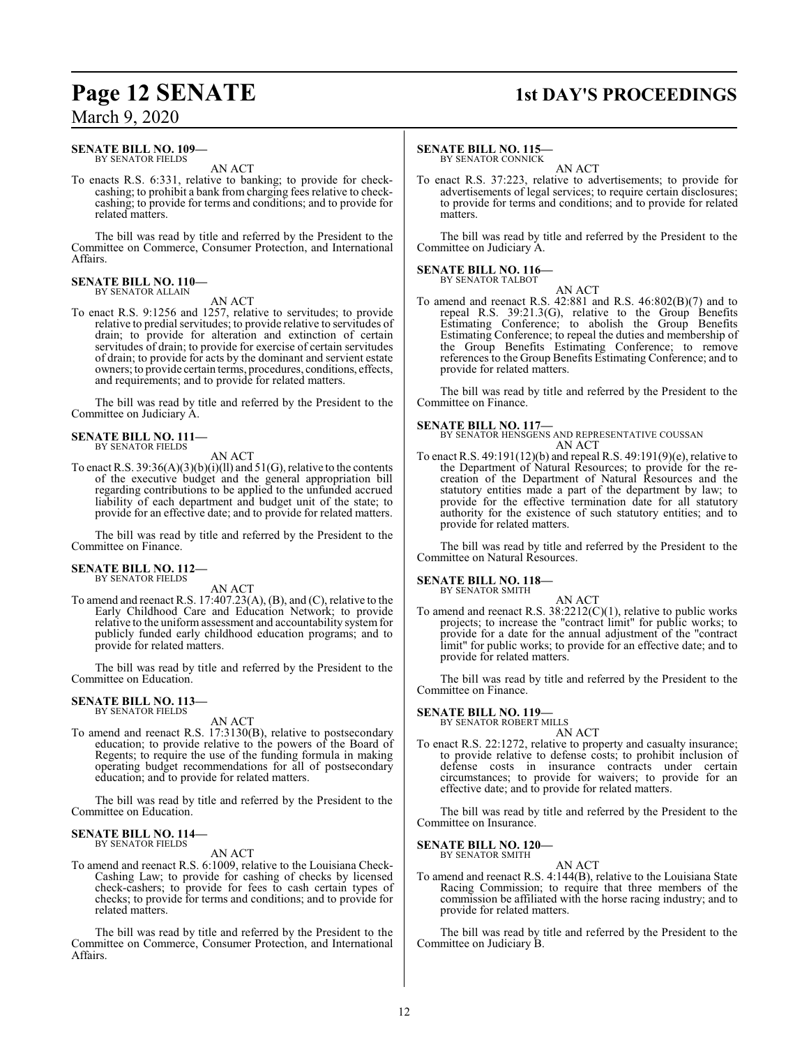**SENATE BILL NO. 109—**
BY SENATOR FIELDS

AN ACT

To enacts R.S. 6:331, relative to banking; to provide for check-cashing; to prohibit a bank from charging fees relative to check-cashing; to provide for terms and conditions; and to provide for related matters.

The bill was read by title and referred by the President to the Committee on Commerce, Consumer Protection, and International Affairs.

**SENATE BILL NO. 110—**
BY SENATOR ALLAIN

AN ACT

To enact R.S. 9:1256 and 1257, relative to servitudes; to provide relative to predial servitudes; to provide relative to servitudes of drain; to provide for alteration and extinction of certain servitudes of drain; to provide for exercise of certain servitudes of drain; to provide for acts by the dominant and servient estate owners; to provide certain terms, procedures, conditions, effects, and requirements; and to provide for related matters.

The bill was read by title and referred by the President to the Committee on Judiciary A.

**SENATE BILL NO. 111—**
BY SENATOR FIELDS

AN ACT

To enact R.S. 39:36(A)(3)(b)(i)(ll) and 51(G), relative to the contents of the executive budget and the general appropriation bill regarding contributions to be applied to the unfunded accrued liability of each department and budget unit of the state; to provide for an effective date; and to provide for related matters.

The bill was read by title and referred by the President to the Committee on Finance.

**SENATE BILL NO. 112—**
BY SENATOR FIELDS

AN ACT

To amend and reenact R.S. 17:407.23(A), (B), and (C), relative to the Early Childhood Care and Education Network; to provide relative to the uniform assessment and accountability system for publicly funded early childhood education programs; and to provide for related matters.

The bill was read by title and referred by the President to the Committee on Education.

**SENATE BILL NO. 113—**
BY SENATOR FIELDS

AN ACT

To amend and reenact R.S. 17:3130(B), relative to postsecondary education; to provide relative to the powers of the Board of Regents; to require the use of the funding formula in making operating budget recommendations for all of postsecondary education; and to provide for related matters.

The bill was read by title and referred by the President to the Committee on Education.

**SENATE BILL NO. 114—**
BY SENATOR FIELDS

AN ACT

To amend and reenact R.S. 6:1009, relative to the Louisiana Check-Cashing Law; to provide for cashing of checks by licensed check-cashers; to provide for fees to cash certain types of checks; to provide for terms and conditions; and to provide for related matters.

The bill was read by title and referred by the President to the Committee on Commerce, Consumer Protection, and International Affairs.

**SENATE BILL NO. 115—**
BY SENATOR CONNICK

AN ACT

To enact R.S. 37:223, relative to advertisements; to provide for advertisements of legal services; to require certain disclosures; to provide for terms and conditions; and to provide for related matters.

The bill was read by title and referred by the President to the Committee on Judiciary A.

**SENATE BILL NO. 116—**
BY SENATOR TALBOT

AN ACT

To amend and reenact R.S. 42:881 and R.S. 46:802(B)(7) and to repeal R.S. 39:21.3(G), relative to the Group Benefits Estimating Conference; to abolish the Group Benefits Estimating Conference; to repeal the duties and membership of the Group Benefits Estimating Conference; to remove references to the Group Benefits Estimating Conference; and to provide for related matters.

The bill was read by title and referred by the President to the Committee on Finance.

**SENATE BILL NO. 117—**
BY SENATOR HENSGENS AND REPRESENTATIVE COUSSAN

AN ACT

To enact R.S. 49:191(12)(b) and repeal R.S. 49:191(9)(e), relative to the Department of Natural Resources; to provide for the re-creation of the Department of Natural Resources and the statutory entities made a part of the department by law; to provide for the effective termination date for all statutory authority for the existence of such statutory entities; and to provide for related matters.

The bill was read by title and referred by the President to the Committee on Natural Resources.

**SENATE BILL NO. 118—**
BY SENATOR SMITH

AN ACT

To amend and reenact R.S. 38:2212(C)(1), relative to public works projects; to increase the "contract limit" for public works; to provide for a date for the annual adjustment of the "contract limit" for public works; to provide for an effective date; and to provide for related matters.

The bill was read by title and referred by the President to the Committee on Finance.

**SENATE BILL NO. 119—**
BY SENATOR ROBERT MILLS

AN ACT

To enact R.S. 22:1272, relative to property and casualty insurance; to provide relative to defense costs; to prohibit inclusion of defense costs in insurance contracts under certain circumstances; to provide for waivers; to provide for an effective date; and to provide for related matters.

The bill was read by title and referred by the President to the Committee on Insurance.

**SENATE BILL NO. 120—**
BY SENATOR SMITH

AN ACT

To amend and reenact R.S. 4:144(B), relative to the Louisiana State Racing Commission; to require that three members of the commission be affiliated with the horse racing industry; and to provide for related matters.

The bill was read by title and referred by the President to the Committee on Judiciary B.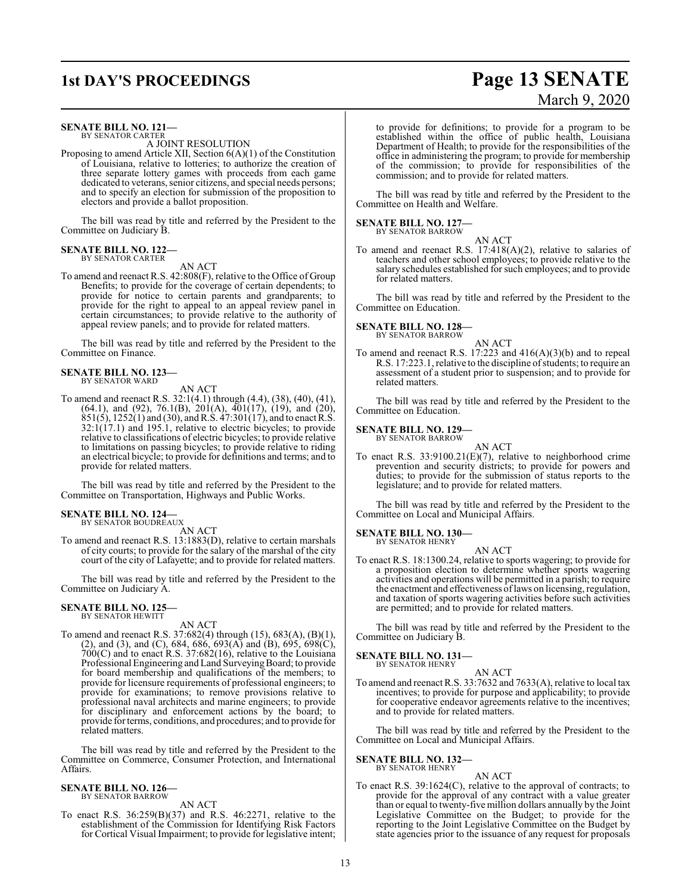**SENATE BILL NO. 121—**
BY SENATOR CARTER

A JOINT RESOLUTION

Proposing to amend Article XII, Section 6(A)(1) of the Constitution of Louisiana, relative to lotteries; to authorize the creation of three separate lottery games with proceeds from each game dedicated to veterans, senior citizens, and special needs persons; and to specify an election for submission of the proposition to electors and provide a ballot proposition.

The bill was read by title and referred by the President to the Committee on Judiciary B.

**SENATE BILL NO. 122—**
BY SENATOR CARTER

AN ACT

To amend and reenact R.S. 42:808(F), relative to the Office of Group Benefits; to provide for the coverage of certain dependents; to provide for notice to certain parents and grandparents; to provide for the right to appeal to an appeal review panel in certain circumstances; to provide relative to the authority of appeal review panels; and to provide for related matters.

The bill was read by title and referred by the President to the Committee on Finance.

**SENATE BILL NO. 123—**
BY SENATOR WARD

AN ACT

To amend and reenact R.S. 32:1(4.1) through (4.4), (38), (40), (41), (64.1), and (92), 76.1(B), 201(A), 401(17), (19), and (20), 851(5), 1252(1) and (30), and R.S. 47:301(17), and to enact R.S. 32:1(17.1) and 195.1, relative to electric bicycles; to provide relative to classifications of electric bicycles; to provide relative to limitations on passing bicycles; to provide relative to riding an electrical bicycle; to provide for definitions and terms; and to provide for related matters.

The bill was read by title and referred by the President to the Committee on Transportation, Highways and Public Works.

**SENATE BILL NO. 124—**
BY SENATOR BOUDREAUX

AN ACT

To amend and reenact R.S. 13:1883(D), relative to certain marshals of city courts; to provide for the salary of the marshal of the city court of the city of Lafayette; and to provide for related matters.

The bill was read by title and referred by the President to the Committee on Judiciary A.

**SENATE BILL NO. 125—**
BY SENATOR HEWITT

AN ACT

To amend and reenact R.S. 37:682(4) through (15), 683(A), (B)(1), (2), and (3), and (C), 684, 686, 693(A) and (B), 695, 698(C), 700(C) and to enact R.S. 37:682(16), relative to the Louisiana Professional Engineering and Land Surveying Board; to provide for board membership and qualifications of the members; to provide for licensure requirements of professional engineers; to provide for examinations; to remove provisions relative to professional naval architects and marine engineers; to provide for disciplinary and enforcement actions by the board; to provide for terms, conditions, and procedures; and to provide for related matters.

The bill was read by title and referred by the President to the Committee on Commerce, Consumer Protection, and International Affairs.

**SENATE BILL NO. 126—**
BY SENATOR BARROW

AN ACT

To enact R.S. 36:259(B)(37) and R.S. 46:2271, relative to the establishment of the Commission for Identifying Risk Factors for Cortical Visual Impairment; to provide for legislative intent; to provide for definitions; to provide for a program to be established within the office of public health, Louisiana Department of Health; to provide for the responsibilities of the office in administering the program; to provide for membership of the commission; to provide for responsibilities of the commission; and to provide for related matters.

The bill was read by title and referred by the President to the Committee on Health and Welfare.

**SENATE BILL NO. 127—**
BY SENATOR BARROW

AN ACT

To amend and reenact R.S. 17:418(A)(2), relative to salaries of teachers and other school employees; to provide relative to the salary schedules established for such employees; and to provide for related matters.

The bill was read by title and referred by the President to the Committee on Education.

**SENATE BILL NO. 128—**
BY SENATOR BARROW

AN ACT

To amend and reenact R.S. 17:223 and 416(A)(3)(b) and to repeal R.S. 17:223.1, relative to the discipline of students; to require an assessment of a student prior to suspension; and to provide for related matters.

The bill was read by title and referred by the President to the Committee on Education.

**SENATE BILL NO. 129—**
BY SENATOR BARROW

AN ACT

To enact R.S. 33:9100.21(E)(7), relative to neighborhood crime prevention and security districts; to provide for powers and duties; to provide for the submission of status reports to the legislature; and to provide for related matters.

The bill was read by title and referred by the President to the Committee on Local and Municipal Affairs.

**SENATE BILL NO. 130—**
BY SENATOR HENRY

AN ACT

To enact R.S. 18:1300.24, relative to sports wagering; to provide for a proposition election to determine whether sports wagering activities and operations will be permitted in a parish; to require the enactment and effectiveness of laws on licensing, regulation, and taxation of sports wagering activities before such activities are permitted; and to provide for related matters.

The bill was read by title and referred by the President to the Committee on Judiciary B.

**SENATE BILL NO. 131—**
BY SENATOR HENRY

AN ACT

To amend and reenact R.S. 33:7632 and 7633(A), relative to local tax incentives; to provide for purpose and applicability; to provide for cooperative endeavor agreements relative to the incentives; and to provide for related matters.

The bill was read by title and referred by the President to the Committee on Local and Municipal Affairs.

**SENATE BILL NO. 132—**
BY SENATOR HENRY

AN ACT

To enact R.S. 39:1624(C), relative to the approval of contracts; to provide for the approval of any contract with a value greater than or equal to twenty-five million dollars annually by the Joint Legislative Committee on the Budget; to provide for the reporting to the Joint Legislative Committee on the Budget by state agencies prior to the issuance of any request for proposals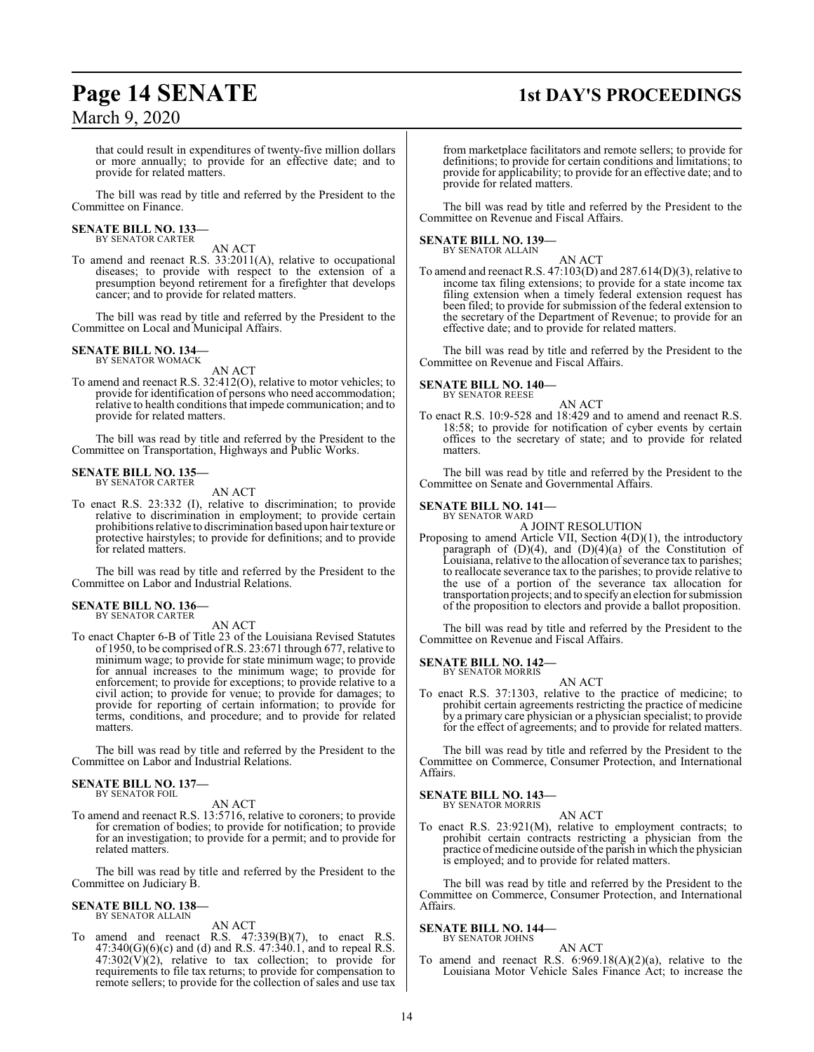that could result in expenditures of twenty-five million dollars or more annually; to provide for an effective date; and to provide for related matters.

The bill was read by title and referred by the President to the Committee on Finance.

**SENATE BILL NO. 133—**
BY SENATOR CARTER

AN ACT

To amend and reenact R.S. 33:2011(A), relative to occupational diseases; to provide with respect to the extension of a presumption beyond retirement for a firefighter that develops cancer; and to provide for related matters.

The bill was read by title and referred by the President to the Committee on Local and Municipal Affairs.

**SENATE BILL NO. 134—**
BY SENATOR WOMACK

AN ACT

To amend and reenact R.S. 32:412(O), relative to motor vehicles; to provide for identification of persons who need accommodation; relative to health conditions that impede communication; and to provide for related matters.

The bill was read by title and referred by the President to the Committee on Transportation, Highways and Public Works.

**SENATE BILL NO. 135—**
BY SENATOR CARTER

AN ACT

To enact R.S. 23:332 (I), relative to discrimination; to provide relative to discrimination in employment; to provide certain prohibitions relative to discrimination based upon hair texture or protective hairstyles; to provide for definitions; and to provide for related matters.

The bill was read by title and referred by the President to the Committee on Labor and Industrial Relations.

**SENATE BILL NO. 136—**
BY SENATOR CARTER

AN ACT

To enact Chapter 6-B of Title 23 of the Louisiana Revised Statutes of 1950, to be comprised of R.S. 23:671 through 677, relative to minimum wage; to provide for state minimum wage; to provide for annual increases to the minimum wage; to provide for enforcement; to provide for exceptions; to provide relative to a civil action; to provide for venue; to provide for damages; to provide for reporting of certain information; to provide for terms, conditions, and procedure; and to provide for related matters.

The bill was read by title and referred by the President to the Committee on Labor and Industrial Relations.

**SENATE BILL NO. 137—**
BY SENATOR FOIL

AN ACT

To amend and reenact R.S. 13:5716, relative to coroners; to provide for cremation of bodies; to provide for notification; to provide for an investigation; to provide for a permit; and to provide for related matters.

The bill was read by title and referred by the President to the Committee on Judiciary B.

**SENATE BILL NO. 138—**
BY SENATOR ALLAIN

AN ACT

To amend and reenact R.S. 47:339(B)(7), to enact R.S. 47:340(G)(6)(c) and (d) and R.S. 47:340.1, and to repeal R.S. 47:302(V)(2), relative to tax collection; to provide for requirements to file tax returns; to provide for compensation to remote sellers; to provide for the collection of sales and use tax from marketplace facilitators and remote sellers; to provide for definitions; to provide for certain conditions and limitations; to provide for applicability; to provide for an effective date; and to provide for related matters.

The bill was read by title and referred by the President to the Committee on Revenue and Fiscal Affairs.

**SENATE BILL NO. 139—**
BY SENATOR ALLAIN

AN ACT

To amend and reenact R.S. 47:103(D) and 287.614(D)(3), relative to income tax filing extensions; to provide for a state income tax filing extension when a timely federal extension request has been filed; to provide for submission of the federal extension to the secretary of the Department of Revenue; to provide for an effective date; and to provide for related matters.

The bill was read by title and referred by the President to the Committee on Revenue and Fiscal Affairs.

**SENATE BILL NO. 140—**
BY SENATOR REESE

AN ACT

To enact R.S. 10:9-528 and 18:429 and to amend and reenact R.S. 18:58; to provide for notification of cyber events by certain offices to the secretary of state; and to provide for related matters.

The bill was read by title and referred by the President to the Committee on Senate and Governmental Affairs.

**SENATE BILL NO. 141—**
BY SENATOR WARD

A JOINT RESOLUTION

Proposing to amend Article VII, Section 4(D)(1), the introductory paragraph of (D)(4), and (D)(4)(a) of the Constitution of Louisiana, relative to the allocation of severance tax to parishes; to reallocate severance tax to the parishes; to provide relative to the use of a portion of the severance tax allocation for transportation projects; and to specify an election for submission of the proposition to electors and provide a ballot proposition.

The bill was read by title and referred by the President to the Committee on Revenue and Fiscal Affairs.

**SENATE BILL NO. 142—**
BY SENATOR MORRIS

AN ACT

To enact R.S. 37:1303, relative to the practice of medicine; to prohibit certain agreements restricting the practice of medicine by a primary care physician or a physician specialist; to provide for the effect of agreements; and to provide for related matters.

The bill was read by title and referred by the President to the Committee on Commerce, Consumer Protection, and International Affairs.

**SENATE BILL NO. 143—**
BY SENATOR MORRIS

AN ACT

To enact R.S. 23:921(M), relative to employment contracts; to prohibit certain contracts restricting a physician from the practice of medicine outside of the parish in which the physician is employed; and to provide for related matters.

The bill was read by title and referred by the President to the Committee on Commerce, Consumer Protection, and International Affairs.

**SENATE BILL NO. 144—**
BY SENATOR JOHNS

AN ACT

To amend and reenact R.S. 6:969.18(A)(2)(a), relative to the Louisiana Motor Vehicle Sales Finance Act; to increase the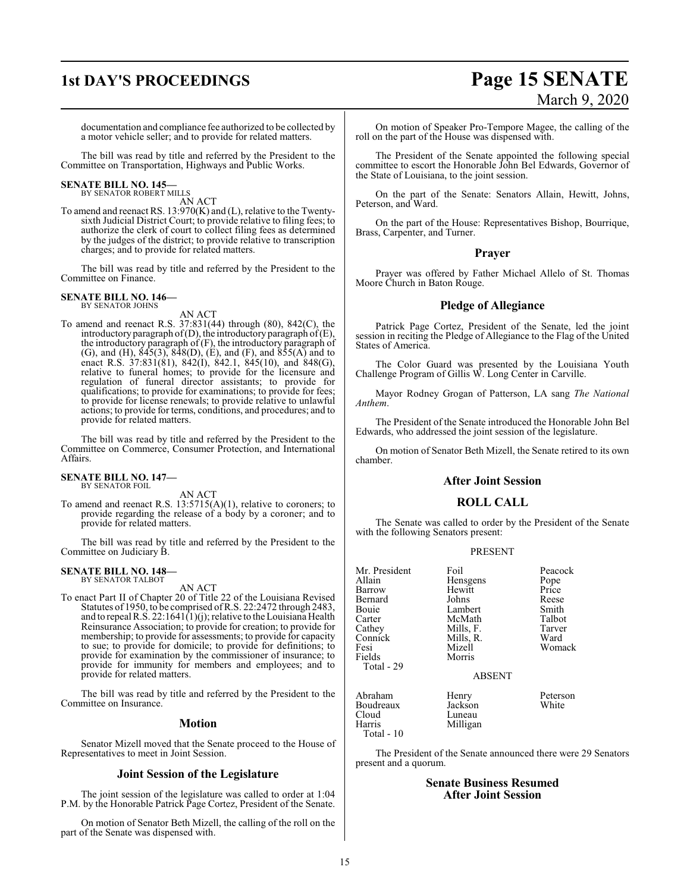documentation and compliance fee authorized to be collected by a motor vehicle seller; and to provide for related matters.

The bill was read by title and referred by the President to the Committee on Transportation, Highways and Public Works.

**SENATE BILL NO. 145—**
BY SENATOR ROBERT MILLS

AN ACT

To amend and reenact RS. 13:970(K) and (L), relative to the Twenty-sixth Judicial District Court; to provide relative to filing fees; to authorize the clerk of court to collect filing fees as determined by the judges of the district; to provide relative to transcription charges; and to provide for related matters.

The bill was read by title and referred by the President to the Committee on Finance.

**SENATE BILL NO. 146—**
BY SENATOR JOHNS

AN ACT

To amend and reenact R.S. 37:831(44) through (80), 842(C), the introductory paragraph of (D), the introductory paragraph of (E), the introductory paragraph of (F), the introductory paragraph of (G), and (H), 845(3), 848(D), (E), and (F), and 855(A) and to enact R.S. 37:831(81), 842(I), 842.1, 845(10), and 848(G), relative to funeral homes; to provide for the licensure and regulation of funeral director assistants; to provide for qualifications; to provide for examinations; to provide for fees; to provide for license renewals; to provide relative to unlawful actions; to provide for terms, conditions, and procedures; and to provide for related matters.

The bill was read by title and referred by the President to the Committee on Commerce, Consumer Protection, and International Affairs.

**SENATE BILL NO. 147—**
BY SENATOR FOIL

AN ACT

To amend and reenact R.S. 13:5715(A)(1), relative to coroners; to provide regarding the release of a body by a coroner; and to provide for related matters.

The bill was read by title and referred by the President to the Committee on Judiciary B.

**SENATE BILL NO. 148—**
BY SENATOR TALBOT

AN ACT

To enact Part II of Chapter 20 of Title 22 of the Louisiana Revised Statutes of 1950, to be comprised of R.S. 22:2472 through 2483, and to repeal R.S. 22:1641(1)(j); relative to the Louisiana Health Reinsurance Association; to provide for creation; to provide for membership; to provide for assessments; to provide for capacity to sue; to provide for domicile; to provide for definitions; to provide for examination by the commissioner of insurance; to provide for immunity for members and employees; and to provide for related matters.

The bill was read by title and referred by the President to the Committee on Insurance.

## Motion

Senator Mizell moved that the Senate proceed to the House of Representatives to meet in Joint Session.

## Joint Session of the Legislature

The joint session of the legislature was called to order at 1:04 P.M. by the Honorable Patrick Page Cortez, President of the Senate.

On motion of Senator Beth Mizell, the calling of the roll on the part of the Senate was dispensed with.

On motion of Speaker Pro-Tempore Magee, the calling of the roll on the part of the House was dispensed with.

The President of the Senate appointed the following special committee to escort the Honorable John Bel Edwards, Governor of the State of Louisiana, to the joint session.

On the part of the Senate: Senators Allain, Hewitt, Johns, Peterson, and Ward.

On the part of the House: Representatives Bishop, Bourrique, Brass, Carpenter, and Turner.

## Prayer

Prayer was offered by Father Michael Allelo of St. Thomas Moore Church in Baton Rouge.

## Pledge of Allegiance

Patrick Page Cortez, President of the Senate, led the joint session in reciting the Pledge of Allegiance to the Flag of the United States of America.

The Color Guard was presented by the Louisiana Youth Challenge Program of Gillis W. Long Center in Carville.

Mayor Rodney Grogan of Patterson, LA sang *The National Anthem*.

The President of the Senate introduced the Honorable John Bel Edwards, who addressed the joint session of the legislature.

On motion of Senator Beth Mizell, the Senate retired to its own chamber.

## After Joint Session

## ROLL CALL

The Senate was called to order by the President of the Senate with the following Senators present:

PRESENT

| | | |
|---|---|---|
| Mr. President | Foil | Peacock |
| Allain | Hensgens | Pope |
| Barrow | Hewitt | Price |
| Bernard | Johns | Reese |
| Bouie | Lambert | Smith |
| Carter | McMath | Talbot |
| Cathey | Mills, F. | Tarver |
| Connick | Mills, R. | Ward |
| Fesi | Mizell | Womack |
| Fields | Morris | |
| Total - 29 | | |

ABSENT

| | | |
|---|---|---|
| Abraham | Henry | Peterson |
| Boudreaux | Jackson | White |
| Cloud | Luneau | |
| Harris | Milligan | |
| Total - 10 | | |

The President of the Senate announced there were 29 Senators present and a quorum.

## Senate Business Resumed After Joint Session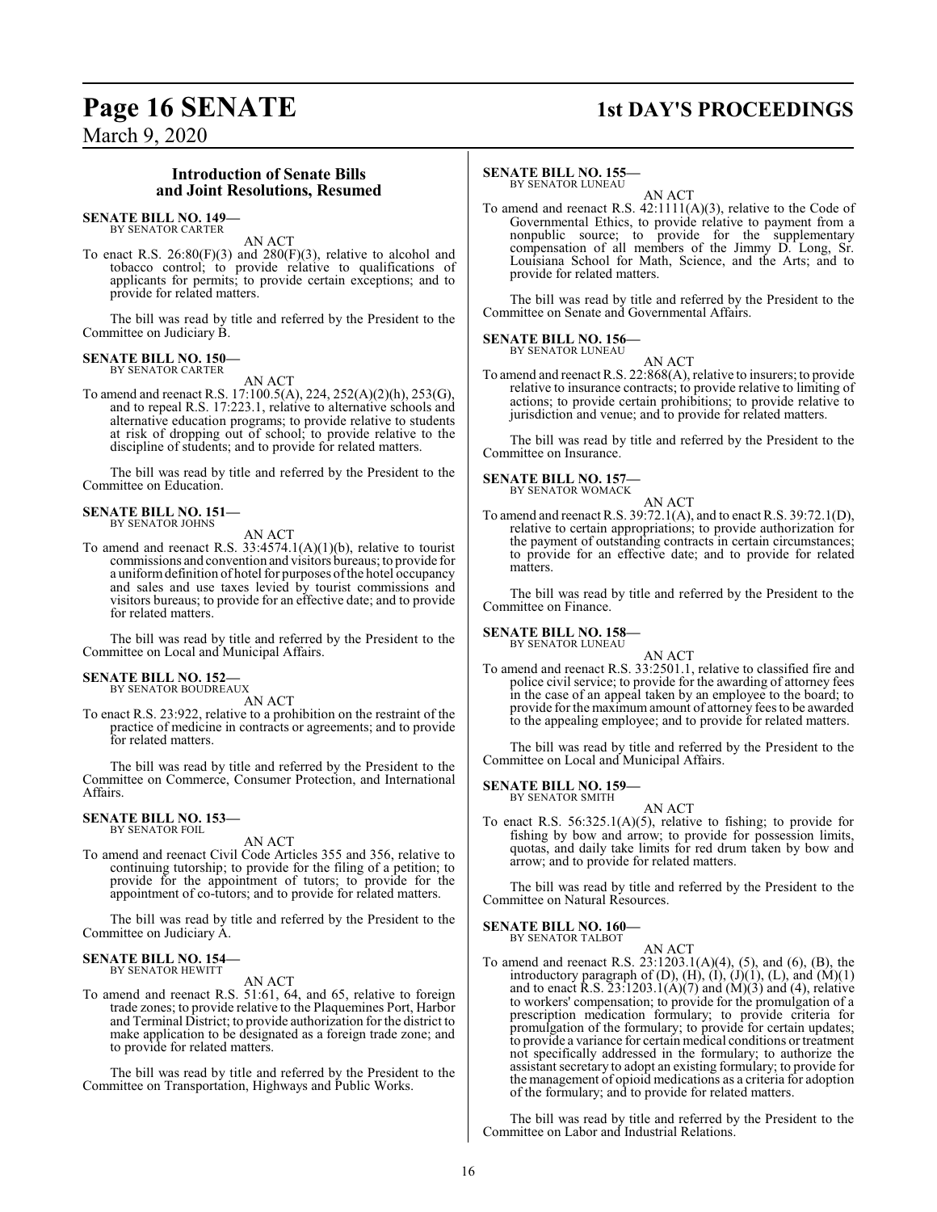## Introduction of Senate Bills and Joint Resolutions, Resumed

**SENATE BILL NO. 149—**
BY SENATOR CARTER

AN ACT

To enact R.S. 26:80(F)(3) and 280(F)(3), relative to alcohol and tobacco control; to provide relative to qualifications of applicants for permits; to provide certain exceptions; and to provide for related matters.

The bill was read by title and referred by the President to the Committee on Judiciary B.

**SENATE BILL NO. 150—**
BY SENATOR CARTER

AN ACT

To amend and reenact R.S. 17:100.5(A), 224, 252(A)(2)(h), 253(G), and to repeal R.S. 17:223.1, relative to alternative schools and alternative education programs; to provide relative to students at risk of dropping out of school; to provide relative to the discipline of students; and to provide for related matters.

The bill was read by title and referred by the President to the Committee on Education.

**SENATE BILL NO. 151—**
BY SENATOR JOHNS

AN ACT

To amend and reenact R.S. 33:4574.1(A)(1)(b), relative to tourist commissions and convention and visitors bureaus; to provide for a uniform definition of hotel for purposes of the hotel occupancy and sales and use taxes levied by tourist commissions and visitors bureaus; to provide for an effective date; and to provide for related matters.

The bill was read by title and referred by the President to the Committee on Local and Municipal Affairs.

**SENATE BILL NO. 152—**
BY SENATOR BOUDREAUX

AN ACT

To enact R.S. 23:922, relative to a prohibition on the restraint of the practice of medicine in contracts or agreements; and to provide for related matters.

The bill was read by title and referred by the President to the Committee on Commerce, Consumer Protection, and International Affairs.

**SENATE BILL NO. 153—**
BY SENATOR FOIL

AN ACT

To amend and reenact Civil Code Articles 355 and 356, relative to continuing tutorship; to provide for the filing of a petition; to provide for the appointment of tutors; to provide for the appointment of co-tutors; and to provide for related matters.

The bill was read by title and referred by the President to the Committee on Judiciary A.

**SENATE BILL NO. 154—**
BY SENATOR HEWITT

AN ACT

To amend and reenact R.S. 51:61, 64, and 65, relative to foreign trade zones; to provide relative to the Plaquemines Port, Harbor and Terminal District; to provide authorization for the district to make application to be designated as a foreign trade zone; and to provide for related matters.

The bill was read by title and referred by the President to the Committee on Transportation, Highways and Public Works.

**SENATE BILL NO. 155—**
BY SENATOR LUNEAU

AN ACT

To amend and reenact R.S. 42:1111(A)(3), relative to the Code of Governmental Ethics, to provide relative to payment from a nonpublic source; to provide for the supplementary compensation of all members of the Jimmy D. Long, Sr. Louisiana School for Math, Science, and the Arts; and to provide for related matters.

The bill was read by title and referred by the President to the Committee on Senate and Governmental Affairs.

**SENATE BILL NO. 156—**
BY SENATOR LUNEAU

AN ACT

To amend and reenact R.S. 22:868(A), relative to insurers; to provide relative to insurance contracts; to provide relative to limiting of actions; to provide certain prohibitions; to provide relative to jurisdiction and venue; and to provide for related matters.

The bill was read by title and referred by the President to the Committee on Insurance.

**SENATE BILL NO. 157—**
BY SENATOR WOMACK

AN ACT

To amend and reenact R.S. 39:72.1(A), and to enact R.S. 39:72.1(D), relative to certain appropriations; to provide authorization for the payment of outstanding contracts in certain circumstances; to provide for an effective date; and to provide for related matters.

The bill was read by title and referred by the President to the Committee on Finance.

**SENATE BILL NO. 158—**
BY SENATOR LUNEAU

AN ACT

To amend and reenact R.S. 33:2501.1, relative to classified fire and police civil service; to provide for the awarding of attorney fees in the case of an appeal taken by an employee to the board; to provide for the maximum amount of attorney fees to be awarded to the appealing employee; and to provide for related matters.

The bill was read by title and referred by the President to the Committee on Local and Municipal Affairs.

**SENATE BILL NO. 159—**
BY SENATOR SMITH

AN ACT

To enact R.S. 56:325.1(A)(5), relative to fishing; to provide for fishing by bow and arrow; to provide for possession limits, quotas, and daily take limits for red drum taken by bow and arrow; and to provide for related matters.

The bill was read by title and referred by the President to the Committee on Natural Resources.

**SENATE BILL NO. 160—**
BY SENATOR TALBOT

AN ACT

To amend and reenact R.S. 23:1203.1(A)(4), (5), and (6), (B), the introductory paragraph of (D), (H), (I), (J)(1), (L), and (M)(1) and to enact R.S. 23:1203.1(A)(7) and (M)(3) and (4), relative to workers' compensation; to provide for the promulgation of a prescription medication formulary; to provide criteria for promulgation of the formulary; to provide for certain updates; to provide a variance for certain medical conditions or treatment not specifically addressed in the formulary; to authorize the assistant secretary to adopt an existing formulary; to provide for the management of opioid medications as a criteria for adoption of the formulary; and to provide for related matters.

The bill was read by title and referred by the President to the Committee on Labor and Industrial Relations.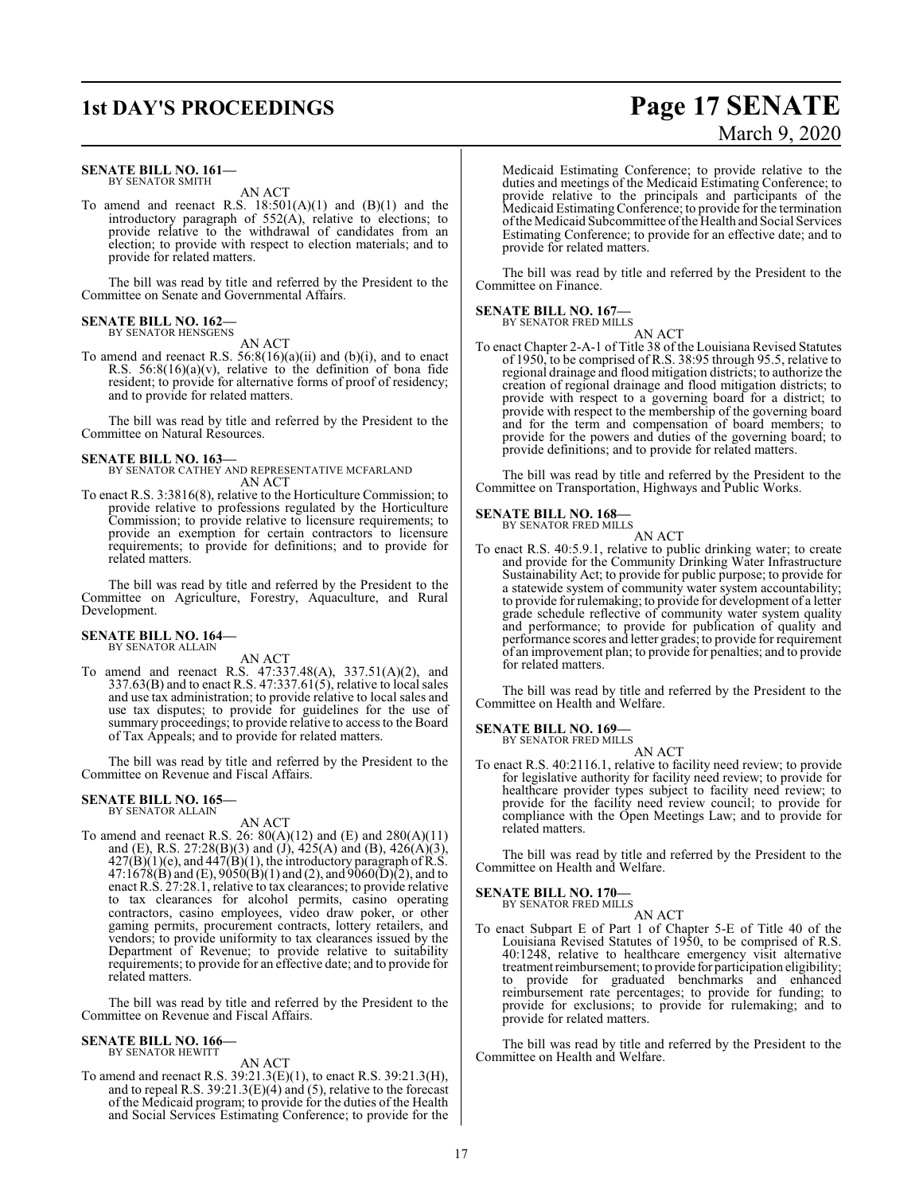**SENATE BILL NO. 161—**
BY SENATOR SMITH

AN ACT

To amend and reenact R.S. 18:501(A)(1) and (B)(1) and the introductory paragraph of 552(A), relative to elections; to provide relative to the withdrawal of candidates from an election; to provide with respect to election materials; and to provide for related matters.

The bill was read by title and referred by the President to the Committee on Senate and Governmental Affairs.

**SENATE BILL NO. 162—**
BY SENATOR HENSGENS

AN ACT

To amend and reenact R.S. 56:8(16)(a)(ii) and (b)(i), and to enact R.S. 56:8(16)(a)(v), relative to the definition of bona fide resident; to provide for alternative forms of proof of residency; and to provide for related matters.

The bill was read by title and referred by the President to the Committee on Natural Resources.

**SENATE BILL NO. 163—**
BY SENATOR CATHEY AND REPRESENTATIVE MCFARLAND

AN ACT

To enact R.S. 3:3816(8), relative to the Horticulture Commission; to provide relative to professions regulated by the Horticulture Commission; to provide relative to licensure requirements; to provide an exemption for certain contractors to licensure requirements; to provide for definitions; and to provide for related matters.

The bill was read by title and referred by the President to the Committee on Agriculture, Forestry, Aquaculture, and Rural Development.

**SENATE BILL NO. 164—**
BY SENATOR ALLAIN

AN ACT

To amend and reenact R.S. 47:337.48(A), 337.51(A)(2), and 337.63(B) and to enact R.S. 47:337.61(5), relative to local sales and use tax administration; to provide relative to local sales and use tax disputes; to provide for guidelines for the use of summary proceedings; to provide relative to access to the Board of Tax Appeals; and to provide for related matters.

The bill was read by title and referred by the President to the Committee on Revenue and Fiscal Affairs.

**SENATE BILL NO. 165—**
BY SENATOR ALLAIN

AN ACT

To amend and reenact R.S. 26: 80(A)(12) and (E) and 280(A)(11) and (E), R.S. 27:28(B)(3) and (J), 425(A) and (B), 426(A)(3), 427(B)(1)(e), and 447(B)(1), the introductory paragraph of R.S. 47:1678(B) and (E), 9050(B)(1) and (2), and 9060(D)(2), and to enact R.S. 27:28.1, relative to tax clearances; to provide relative to tax clearances for alcohol permits, casino operating contractors, casino employees, video draw poker, or other gaming permits, procurement contracts, lottery retailers, and vendors; to provide uniformity to tax clearances issued by the Department of Revenue; to provide relative to suitability requirements; to provide for an effective date; and to provide for related matters.

The bill was read by title and referred by the President to the Committee on Revenue and Fiscal Affairs.

**SENATE BILL NO. 166—**
BY SENATOR HEWITT

AN ACT

To amend and reenact R.S. 39:21.3(E)(1), to enact R.S. 39:21.3(H), and to repeal R.S. 39:21.3(E)(4) and (5), relative to the forecast of the Medicaid program; to provide for the duties of the Health and Social Services Estimating Conference; to provide for the Medicaid Estimating Conference; to provide relative to the duties and meetings of the Medicaid Estimating Conference; to provide relative to the principals and participants of the Medicaid Estimating Conference; to provide for the termination of the Medicaid Subcommittee of the Health and Social Services Estimating Conference; to provide for an effective date; and to provide for related matters.

The bill was read by title and referred by the President to the Committee on Finance.

**SENATE BILL NO. 167—**
BY SENATOR FRED MILLS

AN ACT

To enact Chapter 2-A-1 of Title 38 of the Louisiana Revised Statutes of 1950, to be comprised of R.S. 38:95 through 95.5, relative to regional drainage and flood mitigation districts; to authorize the creation of regional drainage and flood mitigation districts; to provide with respect to a governing board for a district; to provide with respect to the membership of the governing board and for the term and compensation of board members; to provide for the powers and duties of the governing board; to provide definitions; and to provide for related matters.

The bill was read by title and referred by the President to the Committee on Transportation, Highways and Public Works.

**SENATE BILL NO. 168—**
BY SENATOR FRED MILLS

AN ACT

To enact R.S. 40:5.9.1, relative to public drinking water; to create and provide for the Community Drinking Water Infrastructure Sustainability Act; to provide for public purpose; to provide for a statewide system of community water system accountability; to provide for rulemaking; to provide for development of a letter grade schedule reflective of community water system quality and performance; to provide for publication of quality and performance scores and letter grades; to provide for requirement of an improvement plan; to provide for penalties; and to provide for related matters.

The bill was read by title and referred by the President to the Committee on Health and Welfare.

**SENATE BILL NO. 169—**
BY SENATOR FRED MILLS

AN ACT

To enact R.S. 40:2116.1, relative to facility need review; to provide for legislative authority for facility need review; to provide for healthcare provider types subject to facility need review; to provide for the facility need review council; to provide for compliance with the Open Meetings Law; and to provide for related matters.

The bill was read by title and referred by the President to the Committee on Health and Welfare.

**SENATE BILL NO. 170—**
BY SENATOR FRED MILLS

AN ACT

To enact Subpart E of Part 1 of Chapter 5-E of Title 40 of the Louisiana Revised Statutes of 1950, to be comprised of R.S. 40:1248, relative to healthcare emergency visit alternative treatment reimbursement; to provide for participation eligibility; to provide for graduated benchmarks and enhanced reimbursement rate percentages; to provide for funding; to provide for exclusions; to provide for rulemaking; and to provide for related matters.

The bill was read by title and referred by the President to the Committee on Health and Welfare.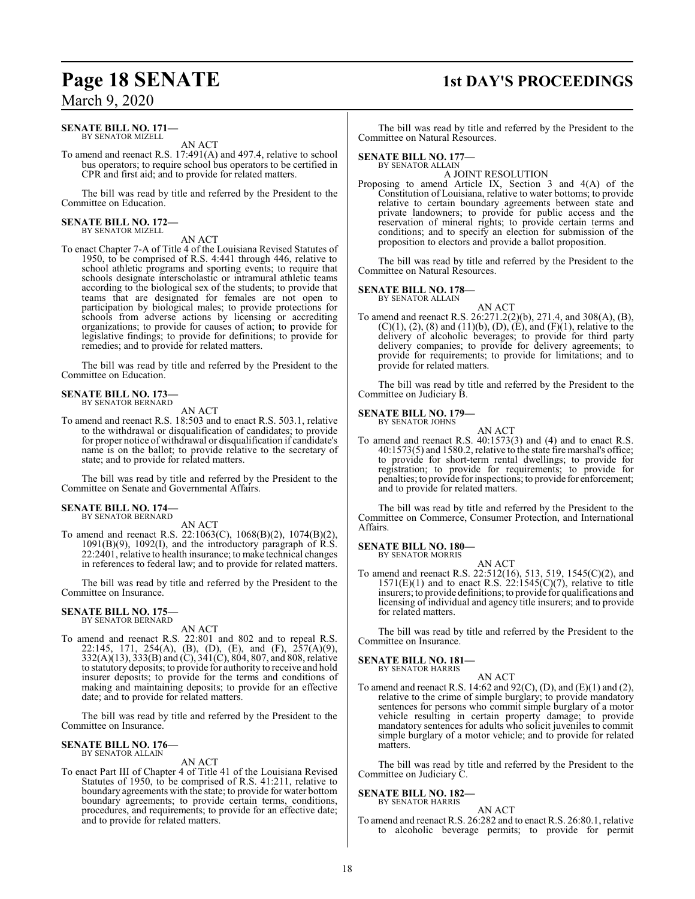**SENATE BILL NO. 171—**
BY SENATOR MIZELL

AN ACT

To amend and reenact R.S. 17:491(A) and 497.4, relative to school bus operators; to require school bus operators to be certified in CPR and first aid; and to provide for related matters.

The bill was read by title and referred by the President to the Committee on Education.

**SENATE BILL NO. 172—**
BY SENATOR MIZELL

AN ACT

To enact Chapter 7-A of Title 4 of the Louisiana Revised Statutes of 1950, to be comprised of R.S. 4:441 through 446, relative to school athletic programs and sporting events; to require that schools designate interscholastic or intramural athletic teams according to the biological sex of the students; to provide that teams that are designated for females are not open to participation by biological males; to provide protections for schools from adverse actions by licensing or accrediting organizations; to provide for causes of action; to provide for legislative findings; to provide for definitions; to provide for remedies; and to provide for related matters.

The bill was read by title and referred by the President to the Committee on Education.

**SENATE BILL NO. 173—**
BY SENATOR BERNARD

AN ACT

To amend and reenact R.S. 18:503 and to enact R.S. 503.1, relative to the withdrawal or disqualification of candidates; to provide for proper notice of withdrawal or disqualification if candidate's name is on the ballot; to provide relative to the secretary of state; and to provide for related matters.

The bill was read by title and referred by the President to the Committee on Senate and Governmental Affairs.

**SENATE BILL NO. 174—**
BY SENATOR BERNARD

AN ACT

To amend and reenact R.S. 22:1063(C), 1068(B)(2), 1074(B)(2), 1091(B)(9), 1092(I), and the introductory paragraph of R.S. 22:2401, relative to health insurance; to make technical changes in references to federal law; and to provide for related matters.

The bill was read by title and referred by the President to the Committee on Insurance.

**SENATE BILL NO. 175—**
BY SENATOR BERNARD

AN ACT

To amend and reenact R.S. 22:801 and 802 and to repeal R.S. 22:145, 171, 254(A), (B), (D), (E), and (F), 257(A)(9), 332(A)(13), 333(B) and (C), 341(C), 804, 807, and 808, relative to statutory deposits; to provide for authority to receive and hold insurer deposits; to provide for the terms and conditions of making and maintaining deposits; to provide for an effective date; and to provide for related matters.

The bill was read by title and referred by the President to the Committee on Insurance.

**SENATE BILL NO. 176—**
BY SENATOR ALLAIN

AN ACT

To enact Part III of Chapter 4 of Title 41 of the Louisiana Revised Statutes of 1950, to be comprised of R.S. 41:211, relative to boundary agreements with the state; to provide for water bottom boundary agreements; to provide certain terms, conditions, procedures, and requirements; to provide for an effective date; and to provide for related matters.

The bill was read by title and referred by the President to the Committee on Natural Resources.

**SENATE BILL NO. 177—**
BY SENATOR ALLAIN

A JOINT RESOLUTION

Proposing to amend Article IX, Section 3 and 4(A) of the Constitution of Louisiana, relative to water bottoms; to provide relative to certain boundary agreements between state and private landowners; to provide for public access and the reservation of mineral rights; to provide certain terms and conditions; and to specify an election for submission of the proposition to electors and provide a ballot proposition.

The bill was read by title and referred by the President to the Committee on Natural Resources.

**SENATE BILL NO. 178—**
BY SENATOR ALLAIN

AN ACT

To amend and reenact R.S. 26:271.2(2)(b), 271.4, and 308(A), (B), (C)(1), (2), (8) and (11)(b), (D), (E), and (F)(1), relative to the delivery of alcoholic beverages; to provide for third party delivery companies; to provide for delivery agreements; to provide for requirements; to provide for limitations; and to provide for related matters.

The bill was read by title and referred by the President to the Committee on Judiciary B.

**SENATE BILL NO. 179—**
BY SENATOR JOHNS

AN ACT

To amend and reenact R.S. 40:1573(3) and (4) and to enact R.S. 40:1573(5) and 1580.2, relative to the state fire marshal's office; to provide for short-term rental dwellings; to provide for registration; to provide for requirements; to provide for penalties; to provide for inspections; to provide for enforcement; and to provide for related matters.

The bill was read by title and referred by the President to the Committee on Commerce, Consumer Protection, and International Affairs.

**SENATE BILL NO. 180—**
BY SENATOR MORRIS

AN ACT

To amend and reenact R.S. 22:512(16), 513, 519, 1545(C)(2), and 1571(E)(1) and to enact R.S. 22:1545(C)(7), relative to title insurers; to provide definitions; to provide for qualifications and licensing of individual and agency title insurers; and to provide for related matters.

The bill was read by title and referred by the President to the Committee on Insurance.

**SENATE BILL NO. 181—**
BY SENATOR HARRIS

AN ACT

To amend and reenact R.S. 14:62 and 92(C), (D), and (E)(1) and (2), relative to the crime of simple burglary; to provide mandatory sentences for persons who commit simple burglary of a motor vehicle resulting in certain property damage; to provide mandatory sentences for adults who solicit juveniles to commit simple burglary of a motor vehicle; and to provide for related matters.

The bill was read by title and referred by the President to the Committee on Judiciary C.

**SENATE BILL NO. 182—**
BY SENATOR HARRIS

AN ACT

To amend and reenact R.S. 26:282 and to enact R.S. 26:80.1, relative to alcoholic beverage permits; to provide for permit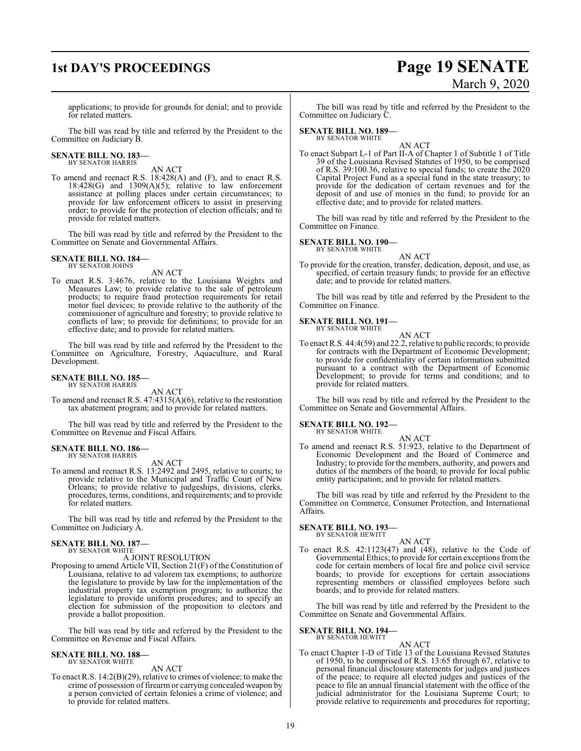applications; to provide for grounds for denial; and to provide for related matters.

The bill was read by title and referred by the President to the Committee on Judiciary B.

**SENATE BILL NO. 183—**
BY SENATOR HARRIS

AN ACT

To amend and reenact R.S. 18:428(A) and (F), and to enact R.S. 18:428(G) and 1309(A)(5); relative to law enforcement assistance at polling places under certain circumstances; to provide for law enforcement officers to assist in preserving order; to provide for the protection of election officials; and to provide for related matters.

The bill was read by title and referred by the President to the Committee on Senate and Governmental Affairs.

**SENATE BILL NO. 184—**
BY SENATOR JOHNS

AN ACT

To enact R.S. 3:4676, relative to the Louisiana Weights and Measures Law; to provide relative to the sale of petroleum products; to require fraud protection requirements for retail motor fuel devices; to provide relative to the authority of the commissioner of agriculture and forestry; to provide relative to conflicts of law; to provide for definitions; to provide for an effective date; and to provide for related matters.

The bill was read by title and referred by the President to the Committee on Agriculture, Forestry, Aquaculture, and Rural Development.

**SENATE BILL NO. 185—**
BY SENATOR HARRIS

AN ACT

To amend and reenact R.S. 47:4315(A)(6), relative to the restoration tax abatement program; and to provide for related matters.

The bill was read by title and referred by the President to the Committee on Revenue and Fiscal Affairs.

**SENATE BILL NO. 186—**
BY SENATOR HARRIS

AN ACT

To amend and reenact R.S. 13:2492 and 2495, relative to courts; to provide relative to the Municipal and Traffic Court of New Orleans; to provide relative to judgeships, divisions, clerks, procedures, terms, conditions, and requirements; and to provide for related matters.

The bill was read by title and referred by the President to the Committee on Judiciary A.

**SENATE BILL NO. 187—**
BY SENATOR WHITE

A JOINT RESOLUTION

Proposing to amend Article VII, Section 21(F) of the Constitution of Louisiana, relative to ad valorem tax exemptions; to authorize the legislature to provide by law for the implementation of the industrial property tax exemption program; to authorize the legislature to provide uniform procedures; and to specify an election for submission of the proposition to electors and provide a ballot proposition.

The bill was read by title and referred by the President to the Committee on Revenue and Fiscal Affairs.

**SENATE BILL NO. 188—**
BY SENATOR WHITE

AN ACT

To enact R.S. 14:2(B)(29), relative to crimes of violence; to make the crime of possession of firearm or carrying concealed weapon by a person convicted of certain felonies a crime of violence; and to provide for related matters.

The bill was read by title and referred by the President to the Committee on Judiciary C.

**SENATE BILL NO. 189—**
BY SENATOR WHITE

AN ACT

To enact Subpart L-1 of Part II-A of Chapter 1 of Subtitle 1 of Title 39 of the Louisiana Revised Statutes of 1950, to be comprised of R.S. 39:100.36, relative to special funds; to create the 2020 Capital Project Fund as a special fund in the state treasury; to provide for the dedication of certain revenues and for the deposit of and use of monies in the fund; to provide for an effective date; and to provide for related matters.

The bill was read by title and referred by the President to the Committee on Finance.

**SENATE BILL NO. 190—**
BY SENATOR WHITE

AN ACT

To provide for the creation, transfer, dedication, deposit, and use, as specified, of certain treasury funds; to provide for an effective date; and to provide for related matters.

The bill was read by title and referred by the President to the Committee on Finance.

**SENATE BILL NO. 191—**
BY SENATOR WHITE

AN ACT

To enact R.S. 44:4(59) and 22.2, relative to public records; to provide for contracts with the Department of Economic Development; to provide for confidentiality of certain information submitted pursuant to a contract with the Department of Economic Development; to provide for terms and conditions; and to provide for related matters.

The bill was read by title and referred by the President to the Committee on Senate and Governmental Affairs.

**SENATE BILL NO. 192—**
BY SENATOR WHITE

AN ACT

To amend and reenact R.S. 51:923, relative to the Department of Economic Development and the Board of Commerce and Industry; to provide for the members, authority, and powers and duties of the members of the board; to provide for local public entity participation; and to provide for related matters.

The bill was read by title and referred by the President to the Committee on Commerce, Consumer Protection, and International Affairs.

**SENATE BILL NO. 193—**
BY SENATOR HEWITT

AN ACT

To enact R.S. 42:1123(47) and (48), relative to the Code of Governmental Ethics; to provide for certain exceptions from the code for certain members of local fire and police civil service boards; to provide for exceptions for certain associations representing members or classified employees before such boards; and to provide for related matters.

The bill was read by title and referred by the President to the Committee on Senate and Governmental Affairs.

**SENATE BILL NO. 194—**
BY SENATOR HEWITT

AN ACT

To enact Chapter 1-D of Title 13 of the Louisiana Revised Statutes of 1950, to be comprised of R.S. 13:65 through 67, relative to personal financial disclosure statements for judges and justices of the peace; to require all elected judges and justices of the peace to file an annual financial statement with the office of the judicial administrator for the Louisiana Supreme Court; to provide relative to requirements and procedures for reporting;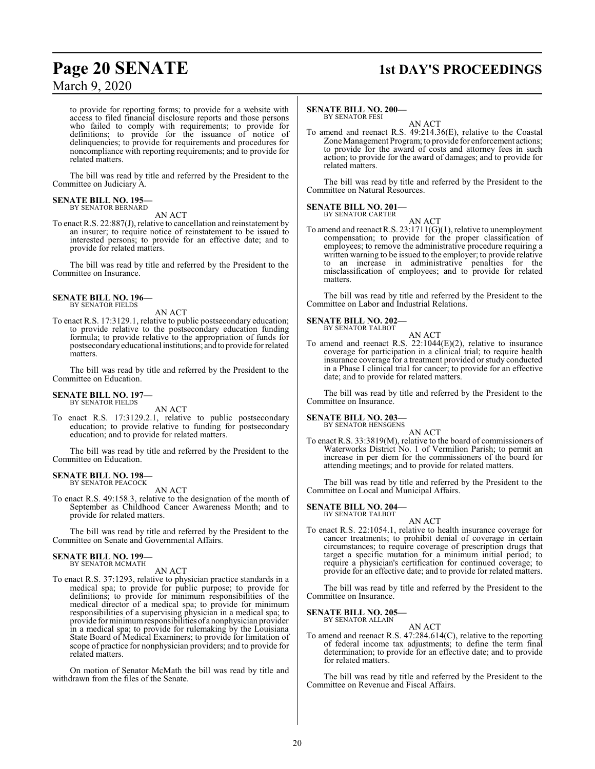to provide for reporting forms; to provide for a website with access to filed financial disclosure reports and those persons who failed to comply with requirements; to provide for definitions; to provide for the issuance of notice of delinquencies; to provide for requirements and procedures for noncompliance with reporting requirements; and to provide for related matters.

The bill was read by title and referred by the President to the Committee on Judiciary A.

**SENATE BILL NO. 195—**
BY SENATOR BERNARD

AN ACT

To enact R.S. 22:887(J), relative to cancellation and reinstatement by an insurer; to require notice of reinstatement to be issued to interested persons; to provide for an effective date; and to provide for related matters.

The bill was read by title and referred by the President to the Committee on Insurance.

**SENATE BILL NO. 196—**
BY SENATOR FIELDS

AN ACT

To enact R.S. 17:3129.1, relative to public postsecondary education; to provide relative to the postsecondary education funding formula; to provide relative to the appropriation of funds for postsecondary educational institutions; and to provide for related matters.

The bill was read by title and referred by the President to the Committee on Education.

**SENATE BILL NO. 197—**
BY SENATOR FIELDS

AN ACT

To enact R.S. 17:3129.2.1, relative to public postsecondary education; to provide relative to funding for postsecondary education; and to provide for related matters.

The bill was read by title and referred by the President to the Committee on Education.

**SENATE BILL NO. 198—**
BY SENATOR PEACOCK

AN ACT

To enact R.S. 49:158.3, relative to the designation of the month of September as Childhood Cancer Awareness Month; and to provide for related matters.

The bill was read by title and referred by the President to the Committee on Senate and Governmental Affairs.

**SENATE BILL NO. 199—**
BY SENATOR MCMATH

AN ACT

To enact R.S. 37:1293, relative to physician practice standards in a medical spa; to provide for public purpose; to provide for definitions; to provide for minimum responsibilities of the medical director of a medical spa; to provide for minimum responsibilities of a supervising physician in a medical spa; to provide for minimum responsibilities of a nonphysician provider in a medical spa; to provide for rulemaking by the Louisiana State Board of Medical Examiners; to provide for limitation of scope of practice for nonphysician providers; and to provide for related matters.

On motion of Senator McMath the bill was read by title and withdrawn from the files of the Senate.

**SENATE BILL NO. 200—**
BY SENATOR FESI

AN ACT

To amend and reenact R.S. 49:214.36(E), relative to the Coastal Zone Management Program; to provide for enforcement actions; to provide for the award of costs and attorney fees in such action; to provide for the award of damages; and to provide for related matters.

The bill was read by title and referred by the President to the Committee on Natural Resources.

**SENATE BILL NO. 201—**
BY SENATOR CARTER

AN ACT

To amend and reenact R.S. 23:1711(G)(1), relative to unemployment compensation; to provide for the proper classification of employees; to remove the administrative procedure requiring a written warning to be issued to the employer; to provide relative to an increase in administrative penalties for the misclassification of employees; and to provide for related matters.

The bill was read by title and referred by the President to the Committee on Labor and Industrial Relations.

**SENATE BILL NO. 202—**
BY SENATOR TALBOT

AN ACT

To amend and reenact R.S. 22:1044(E)(2), relative to insurance coverage for participation in a clinical trial; to require health insurance coverage for a treatment provided or study conducted in a Phase I clinical trial for cancer; to provide for an effective date; and to provide for related matters.

The bill was read by title and referred by the President to the Committee on Insurance.

**SENATE BILL NO. 203—**
BY SENATOR HENSGENS

AN ACT

To enact R.S. 33:3819(M), relative to the board of commissioners of Waterworks District No. 1 of Vermilion Parish; to permit an increase in per diem for the commissioners of the board for attending meetings; and to provide for related matters.

The bill was read by title and referred by the President to the Committee on Local and Municipal Affairs.

**SENATE BILL NO. 204—**
BY SENATOR TALBOT

AN ACT

To enact R.S. 22:1054.1, relative to health insurance coverage for cancer treatments; to prohibit denial of coverage in certain circumstances; to require coverage of prescription drugs that target a specific mutation for a minimum initial period; to require a physician's certification for continued coverage; to provide for an effective date; and to provide for related matters.

The bill was read by title and referred by the President to the Committee on Insurance.

**SENATE BILL NO. 205—**
BY SENATOR ALLAIN

AN ACT

To amend and reenact R.S. 47:284.614(C), relative to the reporting of federal income tax adjustments; to define the term final determination; to provide for an effective date; and to provide for related matters.

The bill was read by title and referred by the President to the Committee on Revenue and Fiscal Affairs.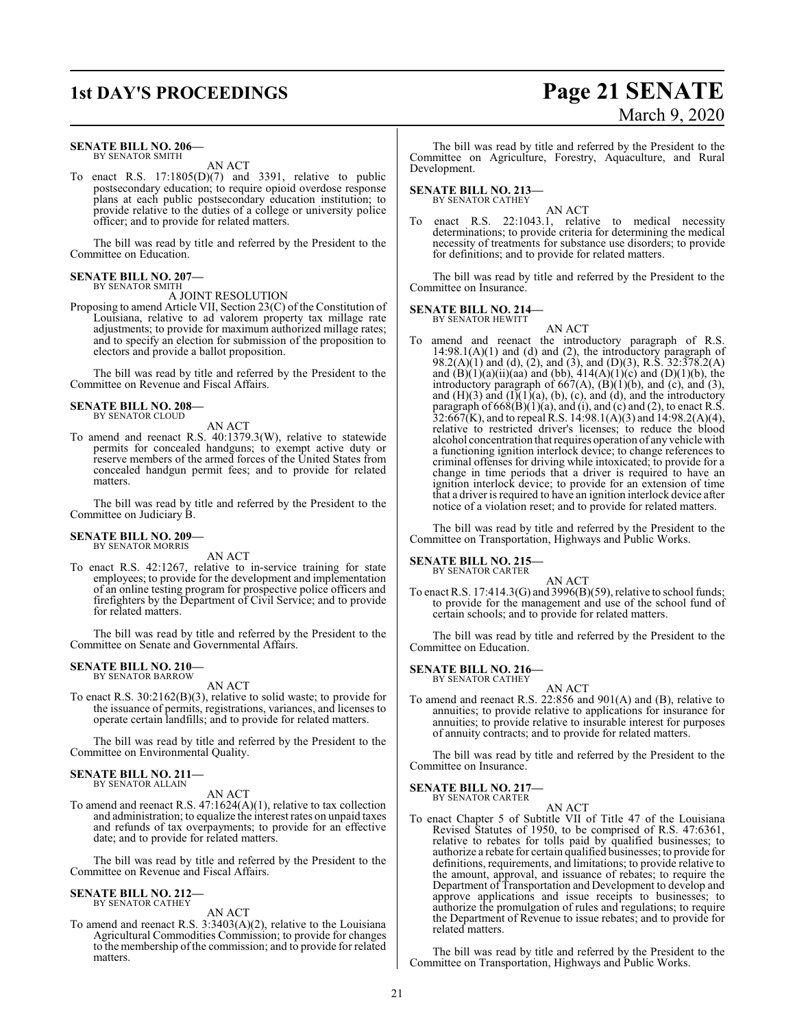**SENATE BILL NO. 206—**
BY SENATOR SMITH

AN ACT

To enact R.S. 17:1805(D)(7) and 3391, relative to public postsecondary education; to require opioid overdose response plans at each public postsecondary education institution; to provide relative to the duties of a college or university police officer; and to provide for related matters.

The bill was read by title and referred by the President to the Committee on Education.

**SENATE BILL NO. 207—**
BY SENATOR SMITH

A JOINT RESOLUTION

Proposing to amend Article VII, Section 23(C) of the Constitution of Louisiana, relative to ad valorem property tax millage rate adjustments; to provide for maximum authorized millage rates; and to specify an election for submission of the proposition to electors and provide a ballot proposition.

The bill was read by title and referred by the President to the Committee on Revenue and Fiscal Affairs.

**SENATE BILL NO. 208—**
BY SENATOR CLOUD

AN ACT

To amend and reenact R.S. 40:1379.3(W), relative to statewide permits for concealed handguns; to exempt active duty or reserve members of the armed forces of the United States from concealed handgun permit fees; and to provide for related matters.

The bill was read by title and referred by the President to the Committee on Judiciary B.

**SENATE BILL NO. 209—**
BY SENATOR MORRIS

AN ACT

To enact R.S. 42:1267, relative to in-service training for state employees; to provide for the development and implementation of an online testing program for prospective police officers and firefighters by the Department of Civil Service; and to provide for related matters.

The bill was read by title and referred by the President to the Committee on Senate and Governmental Affairs.

**SENATE BILL NO. 210—**
BY SENATOR BARROW

AN ACT

To enact R.S. 30:2162(B)(3), relative to solid waste; to provide for the issuance of permits, registrations, variances, and licenses to operate certain landfills; and to provide for related matters.

The bill was read by title and referred by the President to the Committee on Environmental Quality.

**SENATE BILL NO. 211—**
BY SENATOR ALLAIN

AN ACT

To amend and reenact R.S. 47:1624(A)(1), relative to tax collection and administration; to equalize the interest rates on unpaid taxes and refunds of tax overpayments; to provide for an effective date; and to provide for related matters.

The bill was read by title and referred by the President to the Committee on Revenue and Fiscal Affairs.

**SENATE BILL NO. 212—**
BY SENATOR CATHEY

AN ACT

To amend and reenact R.S. 3:3403(A)(2), relative to the Louisiana Agricultural Commodities Commission; to provide for changes to the membership of the commission; and to provide for related matters.

The bill was read by title and referred by the President to the Committee on Agriculture, Forestry, Aquaculture, and Rural Development.

**SENATE BILL NO. 213—**
BY SENATOR CATHEY

AN ACT

To enact R.S. 22:1043.1, relative to medical necessity determinations; to provide criteria for determining the medical necessity of treatments for substance use disorders; to provide for definitions; and to provide for related matters.

The bill was read by title and referred by the President to the Committee on Insurance.

**SENATE BILL NO. 214—**
BY SENATOR HEWITT

AN ACT

To amend and reenact the introductory paragraph of R.S. 14:98.1(A)(1) and (d) and (2), the introductory paragraph of 98.2(A)(1) and (d), (2), and (3), and (D)(3), R.S. 32:378.2(A) and (B)(1)(a)(ii)(aa) and (bb), 414(A)(1)(c) and (D)(1)(b), the introductory paragraph of 667(A), (B)(1)(b), and (c), and (3), and (H)(3) and (I)(1)(a), (b), (c), and (d), and the introductory paragraph of 668(B)(1)(a), and (i), and (c) and (2), to enact R.S. 32:667(K), and to repeal R.S. 14:98.1(A)(3) and 14:98.2(A)(4), relative to restricted driver's licenses; to reduce the blood alcohol concentration that requires operation of any vehicle with a functioning ignition interlock device; to change references to criminal offenses for driving while intoxicated; to provide for a change in time periods that a driver is required to have an ignition interlock device; to provide for an extension of time that a driver is required to have an ignition interlock device after notice of a violation reset; and to provide for related matters.

The bill was read by title and referred by the President to the Committee on Transportation, Highways and Public Works.

**SENATE BILL NO. 215—**
BY SENATOR CARTER

AN ACT

To enact R.S. 17:414.3(G) and 3996(B)(59), relative to school funds; to provide for the management and use of the school fund of certain schools; and to provide for related matters.

The bill was read by title and referred by the President to the Committee on Education.

**SENATE BILL NO. 216—**
BY SENATOR CATHEY

AN ACT

To amend and reenact R.S. 22:856 and 901(A) and (B), relative to annuities; to provide relative to applications for insurance for annuities; to provide relative to insurable interest for purposes of annuity contracts; and to provide for related matters.

The bill was read by title and referred by the President to the Committee on Insurance.

**SENATE BILL NO. 217—**
BY SENATOR CARTER

AN ACT

To enact Chapter 5 of Subtitle VII of Title 47 of the Louisiana Revised Statutes of 1950, to be comprised of R.S. 47:6361, relative to rebates for tolls paid by qualified businesses; to authorize a rebate for certain qualified businesses; to provide for definitions, requirements, and limitations; to provide relative to the amount, approval, and issuance of rebates; to require the Department of Transportation and Development to develop and approve applications and issue receipts to businesses; to authorize the promulgation of rules and regulations; to require the Department of Revenue to issue rebates; and to provide for related matters.

The bill was read by title and referred by the President to the Committee on Transportation, Highways and Public Works.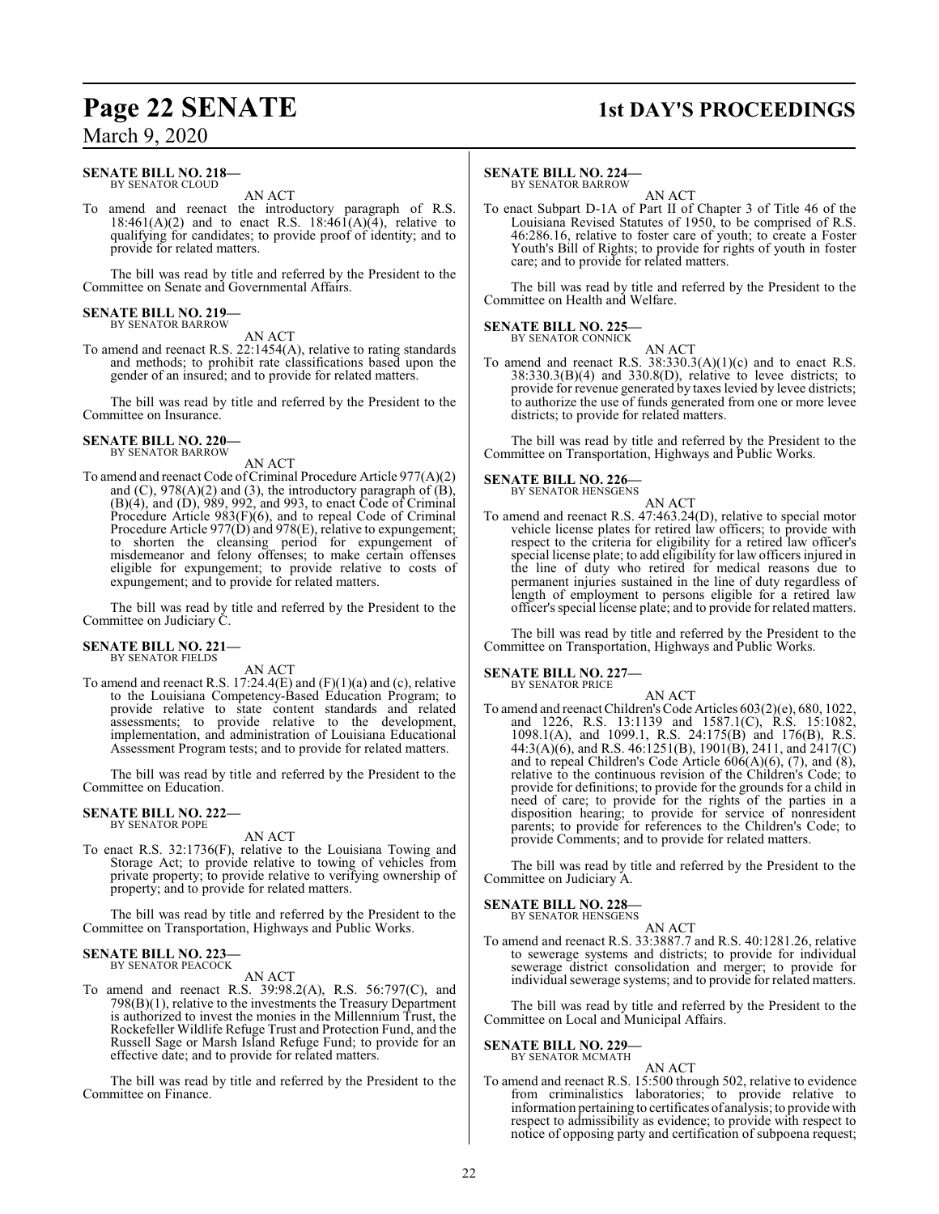**SENATE BILL NO. 218—**
BY SENATOR CLOUD

AN ACT

To amend and reenact the introductory paragraph of R.S. 18:461(A)(2) and to enact R.S. 18:461(A)(4), relative to qualifying for candidates; to provide proof of identity; and to provide for related matters.

The bill was read by title and referred by the President to the Committee on Senate and Governmental Affairs.

**SENATE BILL NO. 219—**
BY SENATOR BARROW

AN ACT

To amend and reenact R.S. 22:1454(A), relative to rating standards and methods; to prohibit rate classifications based upon the gender of an insured; and to provide for related matters.

The bill was read by title and referred by the President to the Committee on Insurance.

**SENATE BILL NO. 220—**
BY SENATOR BARROW

AN ACT

To amend and reenact Code of Criminal Procedure Article 977(A)(2) and (C), 978(A)(2) and (3), the introductory paragraph of (B), (B)(4), and (D), 989, 992, and 993, to enact Code of Criminal Procedure Article 983(F)(6), and to repeal Code of Criminal Procedure Article 977(D) and 978(E), relative to expungement; to shorten the cleansing period for expungement of misdemeanor and felony offenses; to make certain offenses eligible for expungement; to provide relative to costs of expungement; and to provide for related matters.

The bill was read by title and referred by the President to the Committee on Judiciary C.

**SENATE BILL NO. 221—**
BY SENATOR FIELDS

AN ACT

To amend and reenact R.S. 17:24.4(E) and (F)(1)(a) and (c), relative to the Louisiana Competency-Based Education Program; to provide relative to state content standards and related assessments; to provide relative to the development, implementation, and administration of Louisiana Educational Assessment Program tests; and to provide for related matters.

The bill was read by title and referred by the President to the Committee on Education.

**SENATE BILL NO. 222—**
BY SENATOR POPE

AN ACT

To enact R.S. 32:1736(F), relative to the Louisiana Towing and Storage Act; to provide relative to towing of vehicles from private property; to provide relative to verifying ownership of property; and to provide for related matters.

The bill was read by title and referred by the President to the Committee on Transportation, Highways and Public Works.

**SENATE BILL NO. 223—**
BY SENATOR PEACOCK

AN ACT

To amend and reenact R.S. 39:98.2(A), R.S. 56:797(C), and 798(B)(1), relative to the investments the Treasury Department is authorized to invest the monies in the Millennium Trust, the Rockefeller Wildlife Refuge Trust and Protection Fund, and the Russell Sage or Marsh Island Refuge Fund; to provide for an effective date; and to provide for related matters.

The bill was read by title and referred by the President to the Committee on Finance.

**SENATE BILL NO. 224—**
BY SENATOR BARROW

AN ACT

To enact Subpart D-1A of Part II of Chapter 3 of Title 46 of the Louisiana Revised Statutes of 1950, to be comprised of R.S. 46:286.16, relative to foster care of youth; to create a Foster Youth's Bill of Rights; to provide for rights of youth in foster care; and to provide for related matters.

The bill was read by title and referred by the President to the Committee on Health and Welfare.

**SENATE BILL NO. 225—**
BY SENATOR CONNICK

AN ACT

To amend and reenact R.S. 38:330.3(A)(1)(c) and to enact R.S. 38:330.3(B)(4) and 330.8(D), relative to levee districts; to provide for revenue generated by taxes levied by levee districts; to authorize the use of funds generated from one or more levee districts; to provide for related matters.

The bill was read by title and referred by the President to the Committee on Transportation, Highways and Public Works.

**SENATE BILL NO. 226—**
BY SENATOR HENSGENS

AN ACT

To amend and reenact R.S. 47:463.24(D), relative to special motor vehicle license plates for retired law officers; to provide with respect to the criteria for eligibility for a retired law officer's special license plate; to add eligibility for law officers injured in the line of duty who retired for medical reasons due to permanent injuries sustained in the line of duty regardless of length of employment to persons eligible for a retired law officer's special license plate; and to provide for related matters.

The bill was read by title and referred by the President to the Committee on Transportation, Highways and Public Works.

**SENATE BILL NO. 227—**
BY SENATOR PRICE

AN ACT

To amend and reenact Children's Code Articles 603(2)(e), 680, 1022, and 1226, R.S. 13:1139 and 1587.1(C), R.S. 15:1082, 1098.1(A), and 1099.1, R.S. 24:175(B) and 176(B), R.S. 44:3(A)(6), and R.S. 46:1251(B), 1901(B), 2411, and 2417(C) and to repeal Children's Code Article 606(A)(6), (7), and (8), relative to the continuous revision of the Children's Code; to provide for definitions; to provide for the grounds for a child in need of care; to provide for the rights of the parties in a disposition hearing; to provide for service of nonresident parents; to provide for references to the Children's Code; to provide Comments; and to provide for related matters.

The bill was read by title and referred by the President to the Committee on Judiciary A.

**SENATE BILL NO. 228—**
BY SENATOR HENSGENS

AN ACT

To amend and reenact R.S. 33:3887.7 and R.S. 40:1281.26, relative to sewerage systems and districts; to provide for individual sewerage district consolidation and merger; to provide for individual sewerage systems; and to provide for related matters.

The bill was read by title and referred by the President to the Committee on Local and Municipal Affairs.

**SENATE BILL NO. 229—**
BY SENATOR MCMATH

AN ACT

To amend and reenact R.S. 15:500 through 502, relative to evidence from criminalistics laboratories; to provide relative to information pertaining to certificates of analysis; to provide with respect to admissibility as evidence; to provide with respect to notice of opposing party and certification of subpoena request;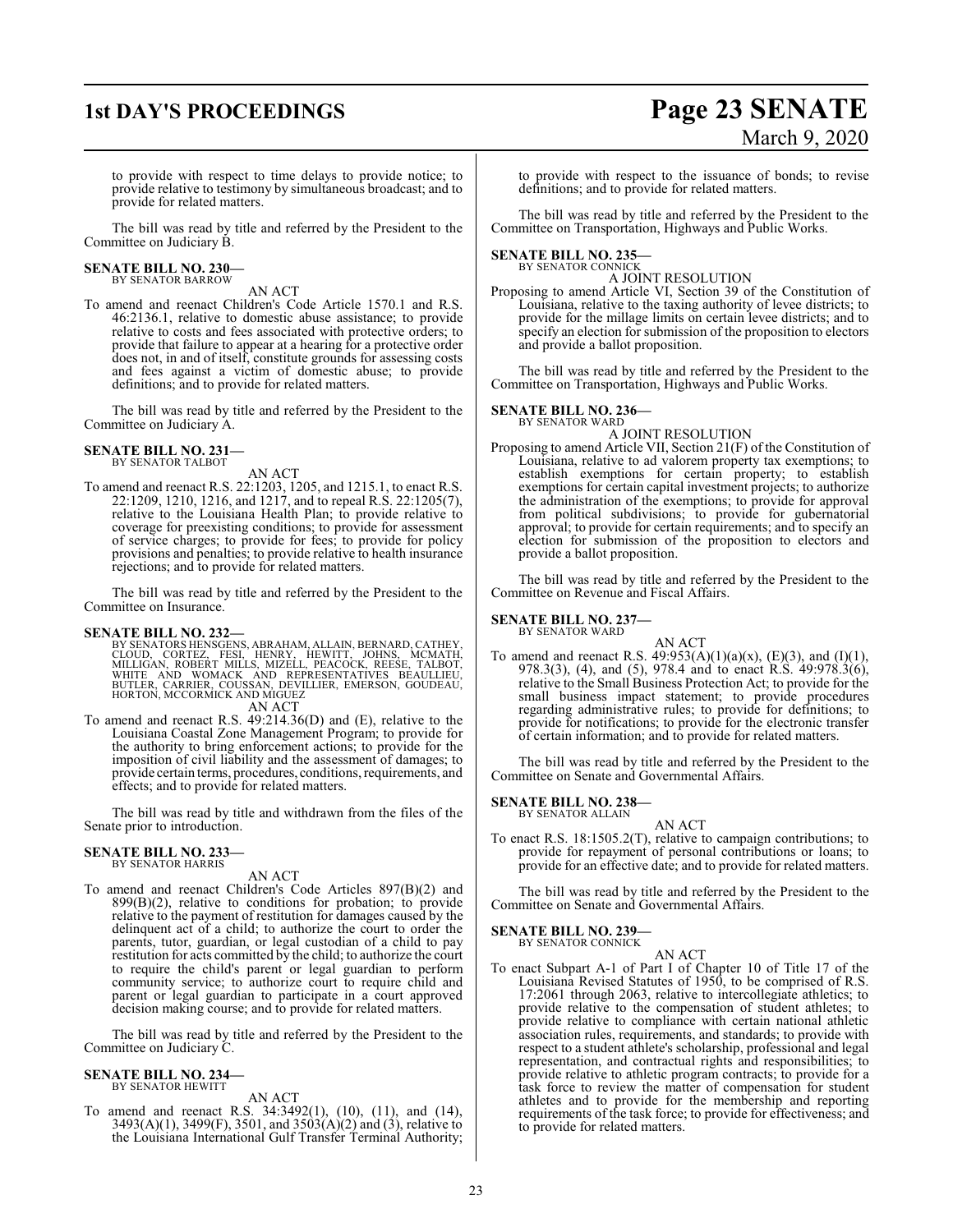to provide with respect to time delays to provide notice; to provide relative to testimony by simultaneous broadcast; and to provide for related matters.

The bill was read by title and referred by the President to the Committee on Judiciary B.

**SENATE BILL NO. 230—**
BY SENATOR BARROW

AN ACT

To amend and reenact Children's Code Article 1570.1 and R.S. 46:2136.1, relative to domestic abuse assistance; to provide relative to costs and fees associated with protective orders; to provide that failure to appear at a hearing for a protective order does not, in and of itself, constitute grounds for assessing costs and fees against a victim of domestic abuse; to provide definitions; and to provide for related matters.

The bill was read by title and referred by the President to the Committee on Judiciary A.

**SENATE BILL NO. 231—**
BY SENATOR TALBOT

AN ACT

To amend and reenact R.S. 22:1203, 1205, and 1215.1, to enact R.S. 22:1209, 1210, 1216, and 1217, and to repeal R.S. 22:1205(7), relative to the Louisiana Health Plan; to provide relative to coverage for preexisting conditions; to provide for assessment of service charges; to provide for fees; to provide for policy provisions and penalties; to provide relative to health insurance rejections; and to provide for related matters.

The bill was read by title and referred by the President to the Committee on Insurance.

**SENATE BILL NO. 232—**
BY SENATORS HENSGENS, ABRAHAM, ALLAIN, BERNARD, CATHEY, CLOUD, CORTEZ, FESI, HENRY, HEWITT, JOHNS, MCMATH, MILLIGAN, ROBERT MILLS, MIZELL, PEACOCK, REESE, TALBOT, WHITE AND WOMACK AND REPRESENTATIVES BEAULLIEU, BUTLER, CARRIER, COUSSAN, DEVILLIER, EMERSON, GOUDEAU, HORTON, MCCORMICK AND MIGUEZ

AN ACT

To amend and reenact R.S. 49:214.36(D) and (E), relative to the Louisiana Coastal Zone Management Program; to provide for the authority to bring enforcement actions; to provide for the imposition of civil liability and the assessment of damages; to provide certain terms, procedures, conditions, requirements, and effects; and to provide for related matters.

The bill was read by title and withdrawn from the files of the Senate prior to introduction.

**SENATE BILL NO. 233—**
BY SENATOR HARRIS

AN ACT

To amend and reenact Children's Code Articles 897(B)(2) and 899(B)(2), relative to conditions for probation; to provide relative to the payment of restitution for damages caused by the delinquent act of a child; to authorize the court to order the parents, tutor, guardian, or legal custodian of a child to pay restitution for acts committed by the child; to authorize the court to require the child's parent or legal guardian to perform community service; to authorize court to require child and parent or legal guardian to participate in a court approved decision making course; and to provide for related matters.

The bill was read by title and referred by the President to the Committee on Judiciary C.

**SENATE BILL NO. 234—**
BY SENATOR HEWITT

AN ACT

To amend and reenact R.S. 34:3492(1), (10), (11), and (14), 3493(A)(1), 3499(F), 3501, and 3503(A)(2) and (3), relative to the Louisiana International Gulf Transfer Terminal Authority; to provide with respect to the issuance of bonds; to revise definitions; and to provide for related matters.

The bill was read by title and referred by the President to the Committee on Transportation, Highways and Public Works.

**SENATE BILL NO. 235—**
BY SENATOR CONNICK

A JOINT RESOLUTION

Proposing to amend Article VI, Section 39 of the Constitution of Louisiana, relative to the taxing authority of levee districts; to provide for the millage limits on certain levee districts; and to specify an election for submission of the proposition to electors and provide a ballot proposition.

The bill was read by title and referred by the President to the Committee on Transportation, Highways and Public Works.

**SENATE BILL NO. 236—**
BY SENATOR WARD

A JOINT RESOLUTION

Proposing to amend Article VII, Section 21(F) of the Constitution of Louisiana, relative to ad valorem property tax exemptions; to establish exemptions for certain property; to establish exemptions for certain capital investment projects; to authorize the administration of the exemptions; to provide for approval from political subdivisions; to provide for gubernatorial approval; to provide for certain requirements; and to specify an election for submission of the proposition to electors and provide a ballot proposition.

The bill was read by title and referred by the President to the Committee on Revenue and Fiscal Affairs.

**SENATE BILL NO. 237—**
BY SENATOR WARD

AN ACT

To amend and reenact R.S. 49:953(A)(1)(a)(x), (E)(3), and (I)(1), 978.3(3), (4), and (5), 978.4 and to enact R.S. 49:978.3(6), relative to the Small Business Protection Act; to provide for the small business impact statement; to provide procedures regarding administrative rules; to provide for definitions; to provide for notifications; to provide for the electronic transfer of certain information; and to provide for related matters.

The bill was read by title and referred by the President to the Committee on Senate and Governmental Affairs.

**SENATE BILL NO. 238—**
BY SENATOR ALLAIN

AN ACT

To enact R.S. 18:1505.2(T), relative to campaign contributions; to provide for repayment of personal contributions or loans; to provide for an effective date; and to provide for related matters.

The bill was read by title and referred by the President to the Committee on Senate and Governmental Affairs.

**SENATE BILL NO. 239—**
BY SENATOR CONNICK

AN ACT

To enact Subpart A-1 of Part I of Chapter 10 of Title 17 of the Louisiana Revised Statutes of 1950, to be comprised of R.S. 17:2061 through 2063, relative to intercollegiate athletics; to provide relative to the compensation of student athletes; to provide relative to compliance with certain national athletic association rules, requirements, and standards; to provide with respect to a student athlete's scholarship, professional and legal representation, and contractual rights and responsibilities; to provide relative to athletic program contracts; to provide for a task force to review the matter of compensation for student athletes and to provide for the membership and reporting requirements of the task force; to provide for effectiveness; and to provide for related matters.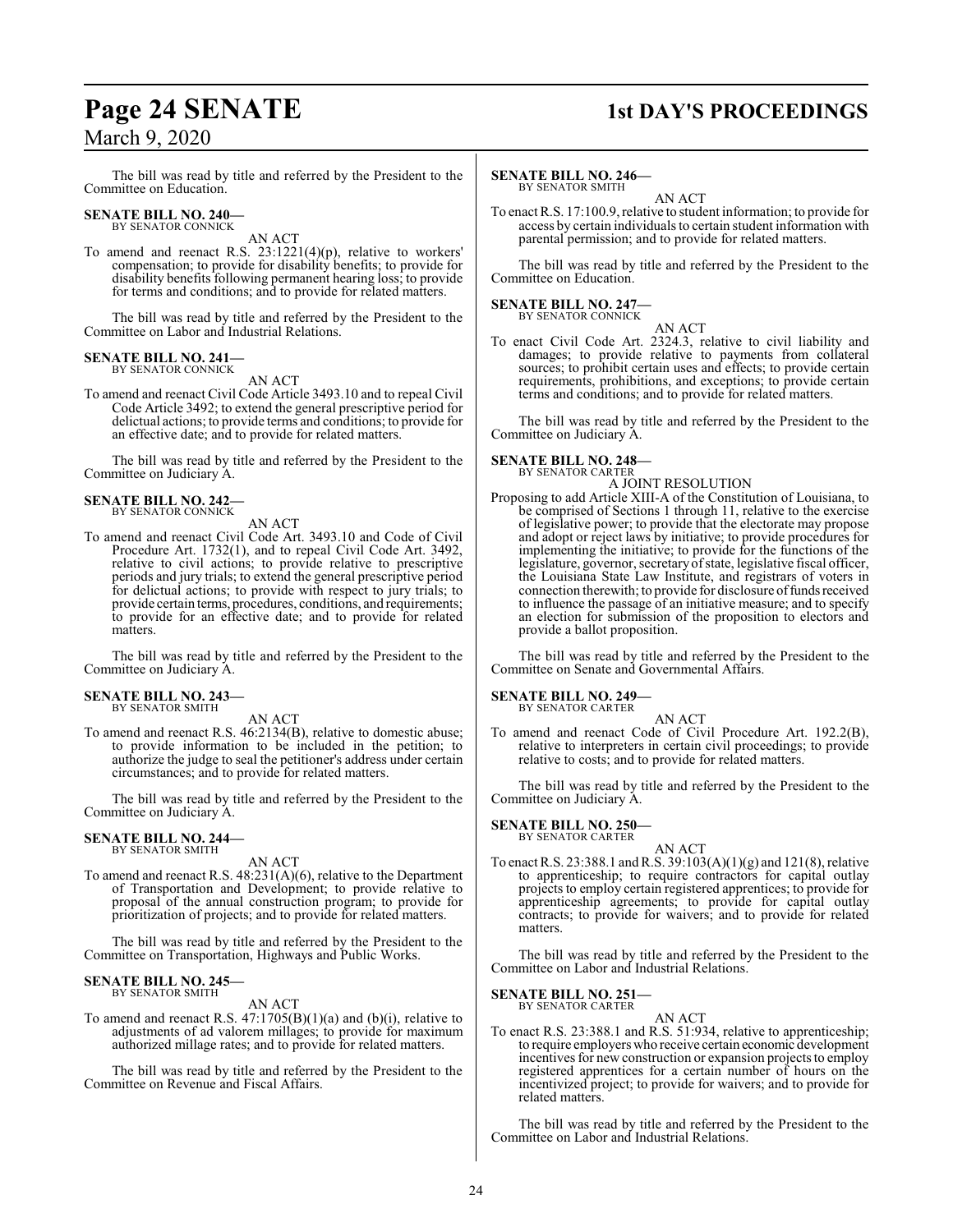The bill was read by title and referred by the President to the Committee on Education.

**SENATE BILL NO. 240—**
BY SENATOR CONNICK

AN ACT

To amend and reenact R.S. 23:1221(4)(p), relative to workers' compensation; to provide for disability benefits; to provide for disability benefits following permanent hearing loss; to provide for terms and conditions; and to provide for related matters.

The bill was read by title and referred by the President to the Committee on Labor and Industrial Relations.

**SENATE BILL NO. 241—**
BY SENATOR CONNICK

AN ACT

To amend and reenact Civil Code Article 3493.10 and to repeal Civil Code Article 3492; to extend the general prescriptive period for delictual actions; to provide terms and conditions; to provide for an effective date; and to provide for related matters.

The bill was read by title and referred by the President to the Committee on Judiciary A.

**SENATE BILL NO. 242—**
BY SENATOR CONNICK

AN ACT

To amend and reenact Civil Code Art. 3493.10 and Code of Civil Procedure Art. 1732(1), and to repeal Civil Code Art. 3492, relative to civil actions; to provide relative to prescriptive periods and jury trials; to extend the general prescriptive period for delictual actions; to provide with respect to jury trials; to provide certain terms, procedures, conditions, and requirements; to provide for an effective date; and to provide for related matters.

The bill was read by title and referred by the President to the Committee on Judiciary A.

**SENATE BILL NO. 243—**
BY SENATOR SMITH

AN ACT

To amend and reenact R.S. 46:2134(B), relative to domestic abuse; to provide information to be included in the petition; to authorize the judge to seal the petitioner's address under certain circumstances; and to provide for related matters.

The bill was read by title and referred by the President to the Committee on Judiciary A.

**SENATE BILL NO. 244—**
BY SENATOR SMITH

AN ACT

To amend and reenact R.S. 48:231(A)(6), relative to the Department of Transportation and Development; to provide relative to proposal of the annual construction program; to provide for prioritization of projects; and to provide for related matters.

The bill was read by title and referred by the President to the Committee on Transportation, Highways and Public Works.

**SENATE BILL NO. 245—**
BY SENATOR SMITH

AN ACT

To amend and reenact R.S. 47:1705(B)(1)(a) and (b)(i), relative to adjustments of ad valorem millages; to provide for maximum authorized millage rates; and to provide for related matters.

The bill was read by title and referred by the President to the Committee on Revenue and Fiscal Affairs.

**SENATE BILL NO. 246—**
BY SENATOR SMITH

AN ACT

To enact R.S. 17:100.9, relative to student information; to provide for access by certain individuals to certain student information with parental permission; and to provide for related matters.

The bill was read by title and referred by the President to the Committee on Education.

**SENATE BILL NO. 247—**
BY SENATOR CONNICK

AN ACT

To enact Civil Code Art. 2324.3, relative to civil liability and damages; to provide relative to payments from collateral sources; to prohibit certain uses and effects; to provide certain requirements, prohibitions, and exceptions; to provide certain terms and conditions; and to provide for related matters.

The bill was read by title and referred by the President to the Committee on Judiciary A.

**SENATE BILL NO. 248—**
BY SENATOR CARTER

A JOINT RESOLUTION

Proposing to add Article XIII-A of the Constitution of Louisiana, to be comprised of Sections 1 through 11, relative to the exercise of legislative power; to provide that the electorate may propose and adopt or reject laws by initiative; to provide procedures for implementing the initiative; to provide for the functions of the legislature, governor, secretary of state, legislative fiscal officer, the Louisiana State Law Institute, and registrars of voters in connection therewith; to provide for disclosure of funds received to influence the passage of an initiative measure; and to specify an election for submission of the proposition to electors and provide a ballot proposition.

The bill was read by title and referred by the President to the Committee on Senate and Governmental Affairs.

**SENATE BILL NO. 249—**
BY SENATOR CARTER

AN ACT

To amend and reenact Code of Civil Procedure Art. 192.2(B), relative to interpreters in certain civil proceedings; to provide relative to costs; and to provide for related matters.

The bill was read by title and referred by the President to the Committee on Judiciary A.

**SENATE BILL NO. 250—**
BY SENATOR CARTER

AN ACT

To enact R.S. 23:388.1 and R.S. 39:103(A)(1)(g) and 121(8), relative to apprenticeship; to require contractors for capital outlay projects to employ certain registered apprentices; to provide for apprenticeship agreements; to provide for capital outlay contracts; to provide for waivers; and to provide for related matters.

The bill was read by title and referred by the President to the Committee on Labor and Industrial Relations.

**SENATE BILL NO. 251—**
BY SENATOR CARTER

AN ACT

To enact R.S. 23:388.1 and R.S. 51:934, relative to apprenticeship; to require employers who receive certain economic development incentives for new construction or expansion projects to employ registered apprentices for a certain number of hours on the incentivized project; to provide for waivers; and to provide for related matters.

The bill was read by title and referred by the President to the Committee on Labor and Industrial Relations.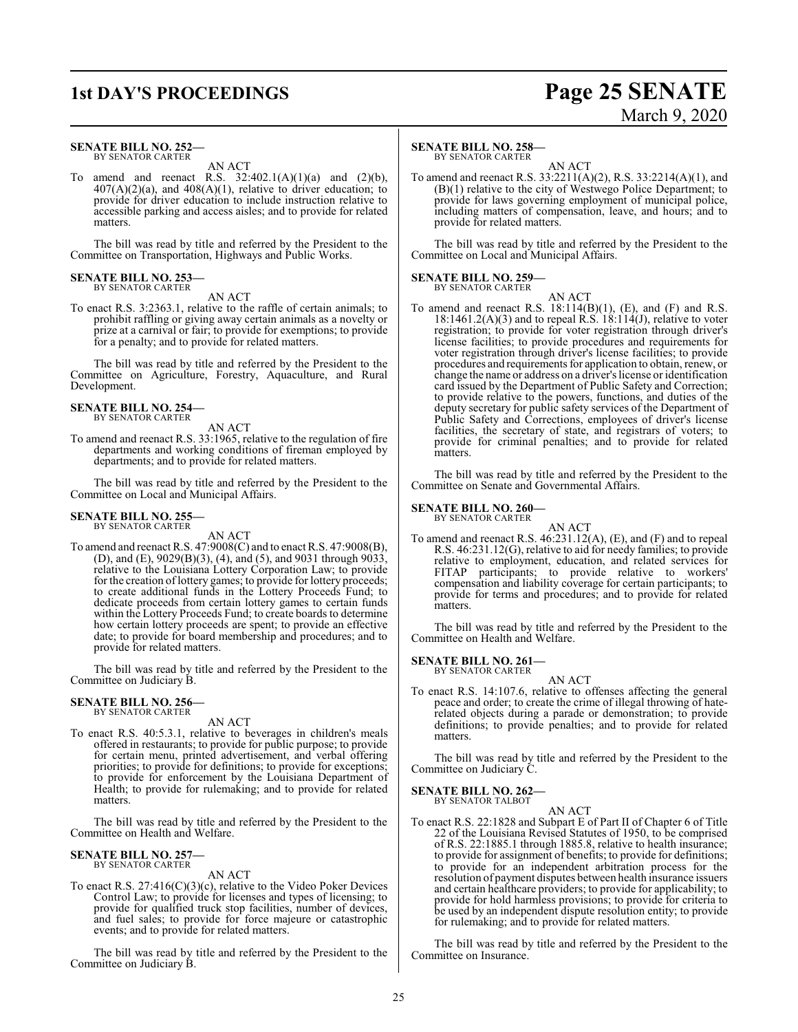**SENATE BILL NO. 252—**
BY SENATOR CARTER

AN ACT

To amend and reenact R.S. 32:402.1(A)(1)(a) and (2)(b), 407(A)(2)(a), and 408(A)(1), relative to driver education; to provide for driver education to include instruction relative to accessible parking and access aisles; and to provide for related matters.

The bill was read by title and referred by the President to the Committee on Transportation, Highways and Public Works.

**SENATE BILL NO. 253—**
BY SENATOR CARTER

AN ACT

To enact R.S. 3:2363.1, relative to the raffle of certain animals; to prohibit raffling or giving away certain animals as a novelty or prize at a carnival or fair; to provide for exemptions; to provide for a penalty; and to provide for related matters.

The bill was read by title and referred by the President to the Committee on Agriculture, Forestry, Aquaculture, and Rural Development.

**SENATE BILL NO. 254—**
BY SENATOR CARTER

AN ACT

To amend and reenact R.S. 33:1965, relative to the regulation of fire departments and working conditions of fireman employed by departments; and to provide for related matters.

The bill was read by title and referred by the President to the Committee on Local and Municipal Affairs.

**SENATE BILL NO. 255—**
BY SENATOR CARTER

AN ACT

To amend and reenact R.S. 47:9008(C) and to enact R.S. 47:9008(B), (D), and (E), 9029(B)(3), (4), and (5), and 9031 through 9033, relative to the Louisiana Lottery Corporation Law; to provide for the creation of lottery games; to provide for lottery proceeds; to create additional funds in the Lottery Proceeds Fund; to dedicate proceeds from certain lottery games to certain funds within the Lottery Proceeds Fund; to create boards to determine how certain lottery proceeds are spent; to provide an effective date; to provide for board membership and procedures; and to provide for related matters.

The bill was read by title and referred by the President to the Committee on Judiciary B.

**SENATE BILL NO. 256—**
BY SENATOR CARTER

AN ACT

To enact R.S. 40:5.3.1, relative to beverages in children's meals offered in restaurants; to provide for public purpose; to provide for certain menu, printed advertisement, and verbal offering priorities; to provide for definitions; to provide for exceptions; to provide for enforcement by the Louisiana Department of Health; to provide for rulemaking; and to provide for related matters.

The bill was read by title and referred by the President to the Committee on Health and Welfare.

**SENATE BILL NO. 257—**
BY SENATOR CARTER

AN ACT

To enact R.S. 27:416(C)(3)(c), relative to the Video Poker Devices Control Law; to provide for licenses and types of licensing; to provide for qualified truck stop facilities, number of devices, and fuel sales; to provide for force majeure or catastrophic events; and to provide for related matters.

The bill was read by title and referred by the President to the Committee on Judiciary B.

**SENATE BILL NO. 258—**
BY SENATOR CARTER

AN ACT

To amend and reenact R.S. 33:2211(A)(2), R.S. 33:2214(A)(1), and (B)(1) relative to the city of Westwego Police Department; to provide for laws governing employment of municipal police, including matters of compensation, leave, and hours; and to provide for related matters.

The bill was read by title and referred by the President to the Committee on Local and Municipal Affairs.

**SENATE BILL NO. 259—**
BY SENATOR CARTER

AN ACT

To amend and reenact R.S. 18:114(B)(1), (E), and (F) and R.S. 18:1461.2(A)(3) and to repeal R.S. 18:114(J), relative to voter registration; to provide for voter registration through driver's license facilities; to provide procedures and requirements for voter registration through driver's license facilities; to provide procedures and requirements for application to obtain, renew, or change the name or address on a driver's license or identification card issued by the Department of Public Safety and Correction; to provide relative to the powers, functions, and duties of the deputy secretary for public safety services of the Department of Public Safety and Corrections, employees of driver's license facilities, the secretary of state, and registrars of voters; to provide for criminal penalties; and to provide for related matters.

The bill was read by title and referred by the President to the Committee on Senate and Governmental Affairs.

**SENATE BILL NO. 260—**
BY SENATOR CARTER

AN ACT

To amend and reenact R.S. 46:231.12(A), (E), and (F) and to repeal R.S. 46:231.12(G), relative to aid for needy families; to provide relative to employment, education, and related services for FITAP participants; to provide relative to workers' compensation and liability coverage for certain participants; to provide for terms and procedures; and to provide for related matters.

The bill was read by title and referred by the President to the Committee on Health and Welfare.

**SENATE BILL NO. 261—**
BY SENATOR CARTER

AN ACT

To enact R.S. 14:107.6, relative to offenses affecting the general peace and order; to create the crime of illegal throwing of hate-related objects during a parade or demonstration; to provide definitions; to provide penalties; and to provide for related matters.

The bill was read by title and referred by the President to the Committee on Judiciary C.

**SENATE BILL NO. 262—**
BY SENATOR TALBOT

AN ACT

To enact R.S. 22:1828 and Subpart E of Part II of Chapter 6 of Title 22 of the Louisiana Revised Statutes of 1950, to be comprised of R.S. 22:1885.1 through 1885.8, relative to health insurance; to provide for assignment of benefits; to provide for definitions; to provide for an independent arbitration process for the resolution of payment disputes between health insurance issuers and certain healthcare providers; to provide for applicability; to provide for hold harmless provisions; to provide for criteria to be used by an independent dispute resolution entity; to provide for rulemaking; and to provide for related matters.

The bill was read by title and referred by the President to the Committee on Insurance.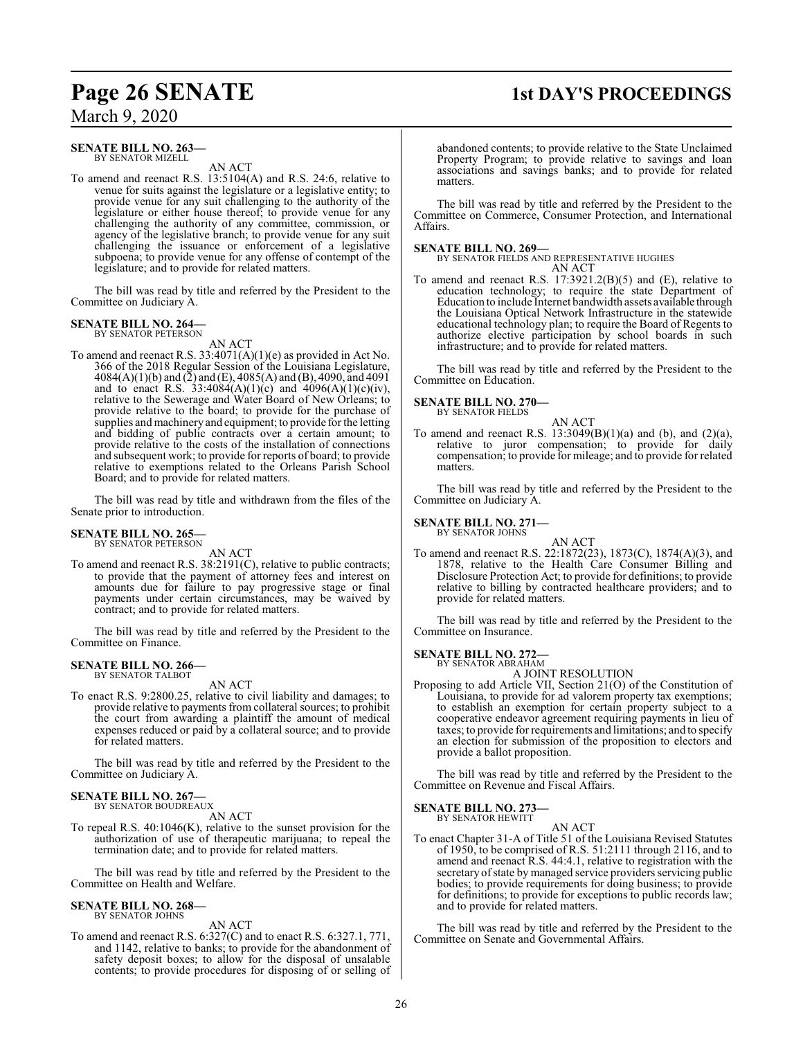**SENATE BILL NO. 263—**
BY SENATOR MIZELL

AN ACT

To amend and reenact R.S. 13:5104(A) and R.S. 24:6, relative to venue for suits against the legislature or a legislative entity; to provide venue for any suit challenging to the authority of the legislature or either house thereof; to provide venue for any challenging the authority of any committee, commission, or agency of the legislative branch; to provide venue for any suit challenging the issuance or enforcement of a legislative subpoena; to provide venue for any offense of contempt of the legislature; and to provide for related matters.

The bill was read by title and referred by the President to the Committee on Judiciary A.

**SENATE BILL NO. 264—**
BY SENATOR PETERSON

AN ACT

To amend and reenact R.S. 33:4071(A)(1)(e) as provided in Act No. 366 of the 2018 Regular Session of the Louisiana Legislature, 4084(A)(1)(b) and (2) and (E), 4085(A) and (B), 4090, and 4091 and to enact R.S. 33:4084(A)(1)(c) and 4096(A)(1)(c)(iv), relative to the Sewerage and Water Board of New Orleans; to provide relative to the board; to provide for the purchase of supplies and machinery and equipment; to provide for the letting and bidding of public contracts over a certain amount; to provide relative to the costs of the installation of connections and subsequent work; to provide for reports of board; to provide relative to exemptions related to the Orleans Parish School Board; and to provide for related matters.

The bill was read by title and withdrawn from the files of the Senate prior to introduction.

**SENATE BILL NO. 265—**
BY SENATOR PETERSON

AN ACT

To amend and reenact R.S. 38:2191(C), relative to public contracts; to provide that the payment of attorney fees and interest on amounts due for failure to pay progressive stage or final payments under certain circumstances, may be waived by contract; and to provide for related matters.

The bill was read by title and referred by the President to the Committee on Finance.

**SENATE BILL NO. 266—**
BY SENATOR TALBOT

AN ACT

To enact R.S. 9:2800.25, relative to civil liability and damages; to provide relative to payments from collateral sources; to prohibit the court from awarding a plaintiff the amount of medical expenses reduced or paid by a collateral source; and to provide for related matters.

The bill was read by title and referred by the President to the Committee on Judiciary A.

**SENATE BILL NO. 267—**
BY SENATOR BOUDREAUX

AN ACT

To repeal R.S. 40:1046(K), relative to the sunset provision for the authorization of use of therapeutic marijuana; to repeal the termination date; and to provide for related matters.

The bill was read by title and referred by the President to the Committee on Health and Welfare.

**SENATE BILL NO. 268—**
BY SENATOR JOHNS

AN ACT

To amend and reenact R.S. 6:327(C) and to enact R.S. 6:327.1, 771, and 1142, relative to banks; to provide for the abandonment of safety deposit boxes; to allow for the disposal of unsalable contents; to provide procedures for disposing of or selling of abandoned contents; to provide relative to the State Unclaimed Property Program; to provide relative to savings and loan associations and savings banks; and to provide for related matters.

The bill was read by title and referred by the President to the Committee on Commerce, Consumer Protection, and International Affairs.

**SENATE BILL NO. 269—**
BY SENATOR FIELDS AND REPRESENTATIVE HUGHES

AN ACT

To amend and reenact R.S. 17:3921.2(B)(5) and (E), relative to education technology; to require the state Department of Education to include Internet bandwidth assets available through the Louisiana Optical Network Infrastructure in the statewide educational technology plan; to require the Board of Regents to authorize elective participation by school boards in such infrastructure; and to provide for related matters.

The bill was read by title and referred by the President to the Committee on Education.

**SENATE BILL NO. 270—**
BY SENATOR FIELDS

AN ACT

To amend and reenact R.S. 13:3049(B)(1)(a) and (b), and (2)(a), relative to juror compensation; to provide for daily compensation; to provide for mileage; and to provide for related matters.

The bill was read by title and referred by the President to the Committee on Judiciary A.

**SENATE BILL NO. 271—**
BY SENATOR JOHNS

AN ACT

To amend and reenact R.S. 22:1872(23), 1873(C), 1874(A)(3), and 1878, relative to the Health Care Consumer Billing and Disclosure Protection Act; to provide for definitions; to provide relative to billing by contracted healthcare providers; and to provide for related matters.

The bill was read by title and referred by the President to the Committee on Insurance.

**SENATE BILL NO. 272—**
BY SENATOR ABRAHAM

A JOINT RESOLUTION

Proposing to add Article VII, Section 21(O) of the Constitution of Louisiana, to provide for ad valorem property tax exemptions; to establish an exemption for certain property subject to a cooperative endeavor agreement requiring payments in lieu of taxes; to provide for requirements and limitations; and to specify an election for submission of the proposition to electors and provide a ballot proposition.

The bill was read by title and referred by the President to the Committee on Revenue and Fiscal Affairs.

**SENATE BILL NO. 273—**
BY SENATOR HEWITT

AN ACT

To enact Chapter 31-A of Title 51 of the Louisiana Revised Statutes of 1950, to be comprised of R.S. 51:2111 through 2116, and to amend and reenact R.S. 44:4.1, relative to registration with the secretary of state by managed service providers servicing public bodies; to provide requirements for doing business; to provide for definitions; to provide for exceptions to public records law; and to provide for related matters.

The bill was read by title and referred by the President to the Committee on Senate and Governmental Affairs.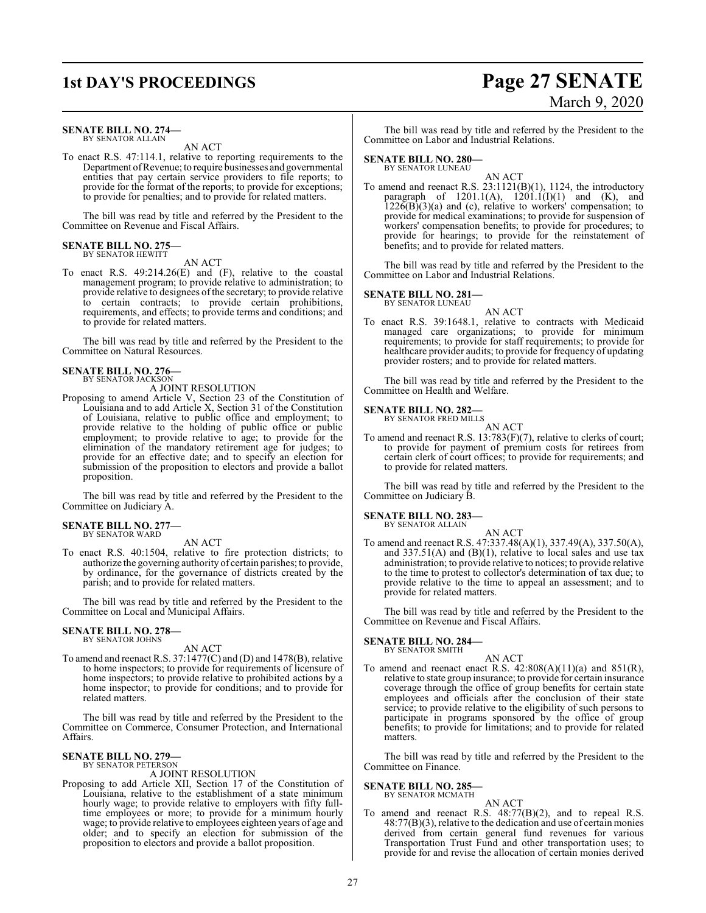**SENATE BILL NO. 274—**
BY SENATOR ALLAIN

AN ACT

To enact R.S. 47:114.1, relative to reporting requirements to the Department of Revenue; to require businesses and governmental entities that pay certain service providers to file reports; to provide for the format of the reports; to provide for exceptions; to provide for penalties; and to provide for related matters.

The bill was read by title and referred by the President to the Committee on Revenue and Fiscal Affairs.

**SENATE BILL NO. 275—**
BY SENATOR HEWITT

AN ACT

To enact R.S. 49:214.26(E) and (F), relative to the coastal management program; to provide relative to administration; to provide relative to designees of the secretary; to provide relative to certain contracts; to provide certain prohibitions, requirements, and effects; to provide terms and conditions; and to provide for related matters.

The bill was read by title and referred by the President to the Committee on Natural Resources.

**SENATE BILL NO. 276—**
BY SENATOR JACKSON

A JOINT RESOLUTION

Proposing to amend Article V, Section 23 of the Constitution of Louisiana and to add Article X, Section 31 of the Constitution of Louisiana, relative to public office and employment; to provide relative to the holding of public office or public employment; to provide relative to age; to provide for the elimination of the mandatory retirement age for judges; to provide for an effective date; and to specify an election for submission of the proposition to electors and provide a ballot proposition.

The bill was read by title and referred by the President to the Committee on Judiciary A.

**SENATE BILL NO. 277—**
BY SENATOR WARD

AN ACT

To enact R.S. 40:1504, relative to fire protection districts; to authorize the governing authority of certain parishes; to provide, by ordinance, for the governance of districts created by the parish; and to provide for related matters.

The bill was read by title and referred by the President to the Committee on Local and Municipal Affairs.

**SENATE BILL NO. 278—**
BY SENATOR JOHNS

AN ACT

To amend and reenact R.S. 37:1477(C) and (D) and 1478(B), relative to home inspectors; to provide for requirements of licensure of home inspectors; to provide relative to prohibited actions by a home inspector; to provide for conditions; and to provide for related matters.

The bill was read by title and referred by the President to the Committee on Commerce, Consumer Protection, and International Affairs.

**SENATE BILL NO. 279—**
BY SENATOR PETERSON

A JOINT RESOLUTION

Proposing to add Article XII, Section 17 of the Constitution of Louisiana, relative to the establishment of a state minimum hourly wage; to provide relative to employers with fifty full-time employees or more; to provide for a minimum hourly wage; to provide relative to employees eighteen years of age and older; and to specify an election for submission of the proposition to electors and provide a ballot proposition.

The bill was read by title and referred by the President to the Committee on Labor and Industrial Relations.

**SENATE BILL NO. 280—**
BY SENATOR LUNEAU

AN ACT

To amend and reenact R.S. 23:1121(B)(1), 1124, the introductory paragraph of 1201.1(A), 1201.1(I)(1) and (K), and 1226(B)(3)(a) and (c), relative to workers' compensation; to provide for medical examinations; to provide for suspension of workers' compensation benefits; to provide for procedures; to provide for hearings; to provide for the reinstatement of benefits; and to provide for related matters.

The bill was read by title and referred by the President to the Committee on Labor and Industrial Relations.

**SENATE BILL NO. 281—**
BY SENATOR LUNEAU

AN ACT

To enact R.S. 39:1648.1, relative to contracts with Medicaid managed care organizations; to provide for minimum requirements; to provide for staff requirements; to provide for healthcare provider audits; to provide for frequency of updating provider rosters; and to provide for related matters.

The bill was read by title and referred by the President to the Committee on Health and Welfare.

**SENATE BILL NO. 282—**
BY SENATOR FRED MILLS

AN ACT

To amend and reenact R.S. 13:783(F)(7), relative to clerks of court; to provide for payment of premium costs for retirees from certain clerk of court offices; to provide for requirements; and to provide for related matters.

The bill was read by title and referred by the President to the Committee on Judiciary B.

**SENATE BILL NO. 283—**
BY SENATOR ALLAIN

AN ACT

To amend and reenact R.S. 47:337.48(A)(1), 337.49(A), 337.50(A), and 337.51(A) and (B)(1), relative to local sales and use tax administration; to provide relative to notices; to provide relative to the time to protest to collector's determination of tax due; to provide relative to the time to appeal an assessment; and to provide for related matters.

The bill was read by title and referred by the President to the Committee on Revenue and Fiscal Affairs.

**SENATE BILL NO. 284—**
BY SENATOR SMITH

AN ACT

To amend and reenact R.S. 42:808(A)(11)(a) and 851(R), relative to state group insurance; to provide for certain insurance coverage through the office of group benefits for certain state employees and officials after the conclusion of their state service; to provide relative to the eligibility of such persons to participate in programs sponsored by the office of group benefits; to provide for limitations; and to provide for related matters.

The bill was read by title and referred by the President to the Committee on Finance.

**SENATE BILL NO. 285—**
BY SENATOR MCMATH

AN ACT

To amend and reenact R.S. 48:77(B)(2), and to repeal R.S. 48:77(B)(3), relative to the dedication and use of certain monies derived from certain general fund revenues for various Transportation Trust Fund and other transportation uses; to provide for and revise the allocation of certain monies derived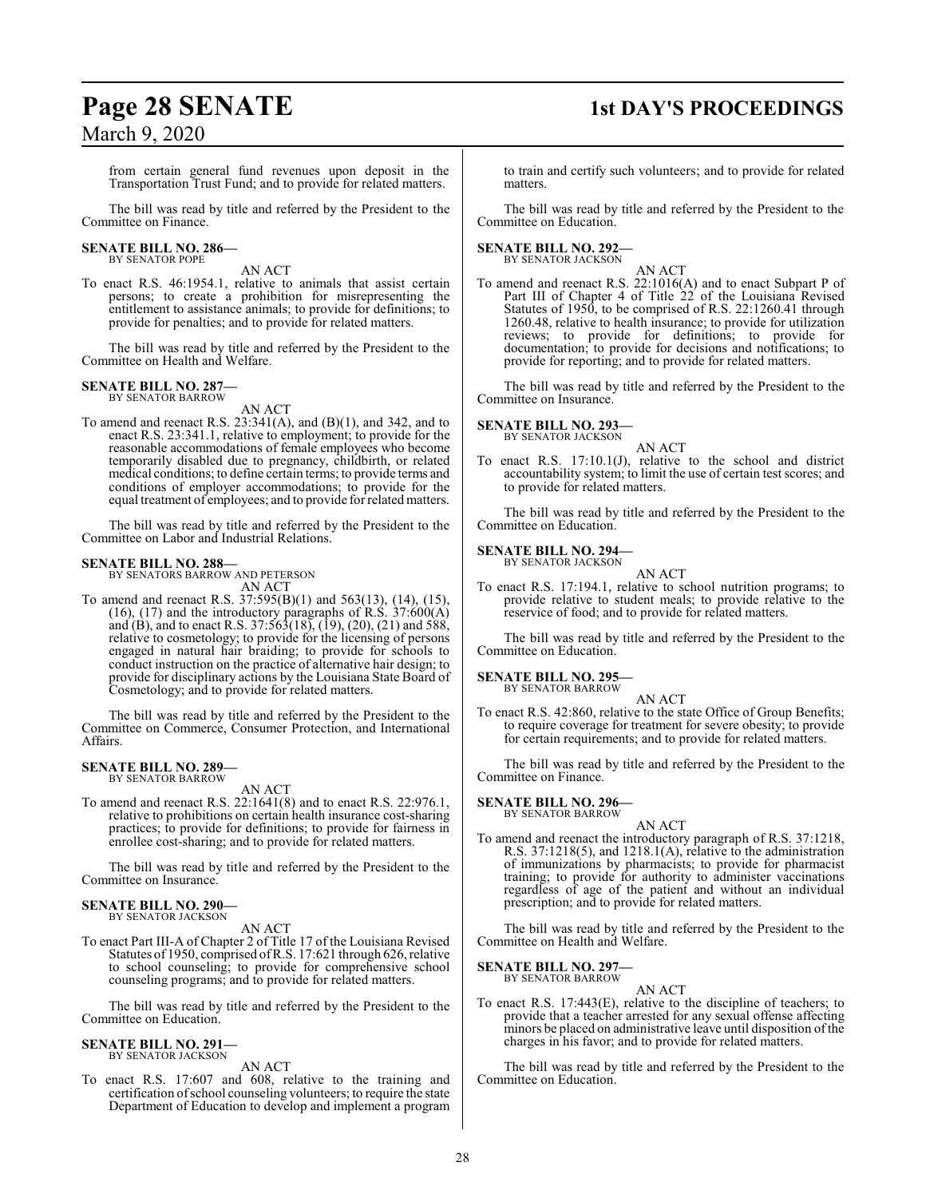from certain general fund revenues upon deposit in the Transportation Trust Fund; and to provide for related matters.

The bill was read by title and referred by the President to the Committee on Finance.

**SENATE BILL NO. 286—**
BY SENATOR POPE

AN ACT

To enact R.S. 46:1954.1, relative to animals that assist certain persons; to create a prohibition for misrepresenting the entitlement to assistance animals; to provide for definitions; to provide for penalties; and to provide for related matters.

The bill was read by title and referred by the President to the Committee on Health and Welfare.

**SENATE BILL NO. 287—**
BY SENATOR BARROW

AN ACT

To amend and reenact R.S. 23:341(A), and (B)(1), and 342, and to enact R.S. 23:341.1, relative to employment; to provide for the reasonable accommodations of female employees who become temporarily disabled due to pregnancy, childbirth, or related medical conditions; to define certain terms; to provide terms and conditions of employer accommodations; to provide for the equal treatment of employees; and to provide for related matters.

The bill was read by title and referred by the President to the Committee on Labor and Industrial Relations.

**SENATE BILL NO. 288—**
BY SENATORS BARROW AND PETERSON

AN ACT

To amend and reenact R.S. 37:595(B)(1) and 563(13), (14), (15), (16), (17) and the introductory paragraphs of R.S. 37:600(A) and (B), and to enact R.S. 37:563(18), (19), (20), (21) and 588, relative to cosmetology; to provide for the licensing of persons engaged in natural hair braiding; to provide for schools to conduct instruction on the practice of alternative hair design; to provide for disciplinary actions by the Louisiana State Board of Cosmetology; and to provide for related matters.

The bill was read by title and referred by the President to the Committee on Commerce, Consumer Protection, and International Affairs.

**SENATE BILL NO. 289—**
BY SENATOR BARROW

AN ACT

To amend and reenact R.S. 22:1641(8) and to enact R.S. 22:976.1, relative to prohibitions on certain health insurance cost-sharing practices; to provide for definitions; to provide for fairness in enrollee cost-sharing; and to provide for related matters.

The bill was read by title and referred by the President to the Committee on Insurance.

**SENATE BILL NO. 290—**
BY SENATOR JACKSON

AN ACT

To enact Part III-A of Chapter 2 of Title 17 of the Louisiana Revised Statutes of 1950, comprised of R.S. 17:621 through 626, relative to school counseling; to provide for comprehensive school counseling programs; and to provide for related matters.

The bill was read by title and referred by the President to the Committee on Education.

**SENATE BILL NO. 291—**
BY SENATOR JACKSON

AN ACT

To enact R.S. 17:607 and 608, relative to the training and certification of school counseling volunteers; to require the state Department of Education to develop and implement a program to train and certify such volunteers; and to provide for related matters.

The bill was read by title and referred by the President to the Committee on Education.

**SENATE BILL NO. 292—**
BY SENATOR JACKSON

AN ACT

To amend and reenact R.S. 22:1016(A) and to enact Subpart P of Part III of Chapter 4 of Title 22 of the Louisiana Revised Statutes of 1950, to be comprised of R.S. 22:1260.41 through 1260.48, relative to health insurance; to provide for utilization reviews; to provide for definitions; to provide for documentation; to provide for decisions and notifications; to provide for reporting; and to provide for related matters.

The bill was read by title and referred by the President to the Committee on Insurance.

**SENATE BILL NO. 293—**
BY SENATOR JACKSON

AN ACT

To enact R.S. 17:10.1(J), relative to the school and district accountability system; to limit the use of certain test scores; and to provide for related matters.

The bill was read by title and referred by the President to the Committee on Education.

**SENATE BILL NO. 294—**
BY SENATOR JACKSON

AN ACT

To enact R.S. 17:194.1, relative to school nutrition programs; to provide relative to student meals; to provide relative to the reservice of food; and to provide for related matters.

The bill was read by title and referred by the President to the Committee on Education.

**SENATE BILL NO. 295—**
BY SENATOR BARROW

AN ACT

To enact R.S. 42:860, relative to the state Office of Group Benefits; to require coverage for treatment for severe obesity; to provide for certain requirements; and to provide for related matters.

The bill was read by title and referred by the President to the Committee on Finance.

**SENATE BILL NO. 296—**
BY SENATOR BARROW

AN ACT

To amend and reenact the introductory paragraph of R.S. 37:1218, R.S. 37:1218(5), and 1218.1(A), relative to the administration of immunizations by pharmacists; to provide for pharmacist training; to provide for authority to administer vaccinations regardless of age of the patient and without an individual prescription; and to provide for related matters.

The bill was read by title and referred by the President to the Committee on Health and Welfare.

**SENATE BILL NO. 297—**
BY SENATOR BARROW

AN ACT

To enact R.S. 17:443(E), relative to the discipline of teachers; to provide that a teacher arrested for any sexual offense affecting minors be placed on administrative leave until disposition of the charges in his favor; and to provide for related matters.

The bill was read by title and referred by the President to the Committee on Education.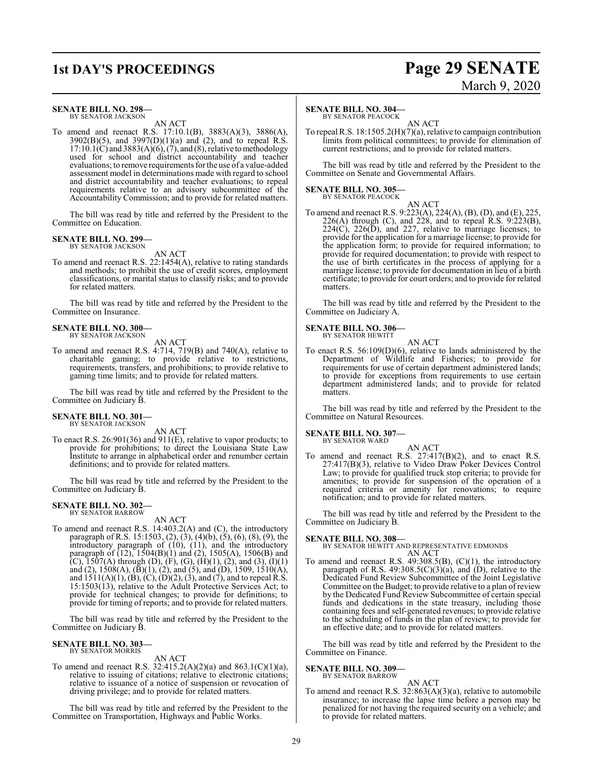**SENATE BILL NO. 298—**
BY SENATOR JACKSON

AN ACT

To amend and reenact R.S. 17:10.1(B), 3883(A)(3), 3886(A), 3902(B)(5), and 3997(D)(1)(a) and (2), and to repeal R.S. 17:10.1(C) and 3883(A)(6), (7), and (8), relative to methodology used for school and district accountability and teacher evaluations; to remove requirements for the use of a value-added assessment model in determinations made with regard to school and district accountability and teacher evaluations; to repeal requirements relative to an advisory subcommittee of the Accountability Commission; and to provide for related matters.

The bill was read by title and referred by the President to the Committee on Education.

**SENATE BILL NO. 299—**
BY SENATOR JACKSON

AN ACT

To amend and reenact R.S. 22:1454(A), relative to rating standards and methods; to prohibit the use of credit scores, employment classifications, or marital status to classify risks; and to provide for related matters.

The bill was read by title and referred by the President to the Committee on Insurance.

**SENATE BILL NO. 300—**
BY SENATOR JACKSON

AN ACT

To amend and reenact R.S. 4:714, 719(B) and 740(A), relative to charitable gaming; to provide relative to restrictions, requirements, transfers, and prohibitions; to provide relative to gaming time limits; and to provide for related matters.

The bill was read by title and referred by the President to the Committee on Judiciary B.

**SENATE BILL NO. 301—**
BY SENATOR JACKSON

AN ACT

To enact R.S. 26:901(36) and 911(E), relative to vapor products; to provide for prohibitions; to direct the Louisiana State Law Institute to arrange in alphabetical order and renumber certain definitions; and to provide for related matters.

The bill was read by title and referred by the President to the Committee on Judiciary B.

**SENATE BILL NO. 302—**
BY SENATOR BARROW

AN ACT

To amend and reenact R.S. 14:403.2(A) and (C), the introductory paragraph of R.S. 15:1503, (2), (3), (4)(b), (5), (6), (8), (9), the introductory paragraph of (10), (11), and the introductory paragraph of (12), 1504(B)(1) and (2), 1505(A), 1506(B) and (C), 1507(A) through (D), (F), (G), (H)(1), (2), and (3), (I)(1) and (2), 1508(A), (B)(1), (2), and (5), and (D), 1509, 1510(A), and 1511(A)(1), (B), (C), (D)(2), (3), and (7), and to repeal R.S. 15:1503(13), relative to the Adult Protective Services Act; to provide for technical changes; to provide for definitions; to provide for timing of reports; and to provide for related matters.

The bill was read by title and referred by the President to the Committee on Judiciary B.

**SENATE BILL NO. 303—**
BY SENATOR MORRIS

AN ACT

To amend and reenact R.S. 32:415.2(A)(2)(a) and 863.1(C)(1)(a), relative to issuing of citations; relative to electronic citations; relative to issuance of a notice of suspension or revocation of driving privilege; and to provide for related matters.

The bill was read by title and referred by the President to the Committee on Transportation, Highways and Public Works.

**SENATE BILL NO. 304—**
BY SENATOR PEACOCK

AN ACT

To repeal R.S. 18:1505.2(H)(7)(a), relative to campaign contribution limits from political committees; to provide for elimination of current restrictions; and to provide for related matters.

The bill was read by title and referred by the President to the Committee on Senate and Governmental Affairs.

**SENATE BILL NO. 305—**
BY SENATOR PEACOCK

AN ACT

To amend and reenact R.S. 9:223(A), 224(A), (B), (D), and (E), 225, 226(A) through (C), and 228, and to repeal R.S. 9:223(B), 224(C), 226(D), and 227, relative to marriage licenses; to provide for the application for a marriage license; to provide for the application form; to provide for required information; to provide for required documentation; to provide with respect to the use of birth certificates in the process of applying for a marriage license; to provide for documentation in lieu of a birth certificate; to provide for court orders; and to provide for related matters.

The bill was read by title and referred by the President to the Committee on Judiciary A.

**SENATE BILL NO. 306—**
BY SENATOR HEWITT

AN ACT

To enact R.S. 56:109(D)(6), relative to lands administered by the Department of Wildlife and Fisheries; to provide for requirements for use of certain department administered lands; to provide for exceptions from requirements to use certain department administered lands; and to provide for related matters.

The bill was read by title and referred by the President to the Committee on Natural Resources.

**SENATE BILL NO. 307—**
BY SENATOR WARD

AN ACT

To amend and reenact R.S. 27:417(B)(2), and to enact R.S. 27:417(B)(3), relative to Video Draw Poker Devices Control Law; to provide for qualified truck stop criteria; to provide for amenities; to provide for suspension of the operation of a required criteria or amenity for renovations; to require notification; and to provide for related matters.

The bill was read by title and referred by the President to the Committee on Judiciary B.

**SENATE BILL NO. 308—**
BY SENATOR HEWITT AND REPRESENTATIVE EDMONDS

AN ACT

To amend and reenact R.S. 49:308.5(B), (C)(1), the introductory paragraph of R.S. 49:308.5(C)(3)(a), and (D), relative to the Dedicated Fund Review Subcommittee of the Joint Legislative Committee on the Budget; to provide relative to a plan of review by the Dedicated Fund Review Subcommittee of certain special funds and dedications in the state treasury, including those containing fees and self-generated revenues; to provide relative to the scheduling of funds in the plan of review; to provide for an effective date; and to provide for related matters.

The bill was read by title and referred by the President to the Committee on Finance.

**SENATE BILL NO. 309—**
BY SENATOR BARROW

AN ACT

To amend and reenact R.S. 32:863(A)(3)(a), relative to automobile insurance; to increase the lapse time before a person may be penalized for not having the required security on a vehicle; and to provide for related matters.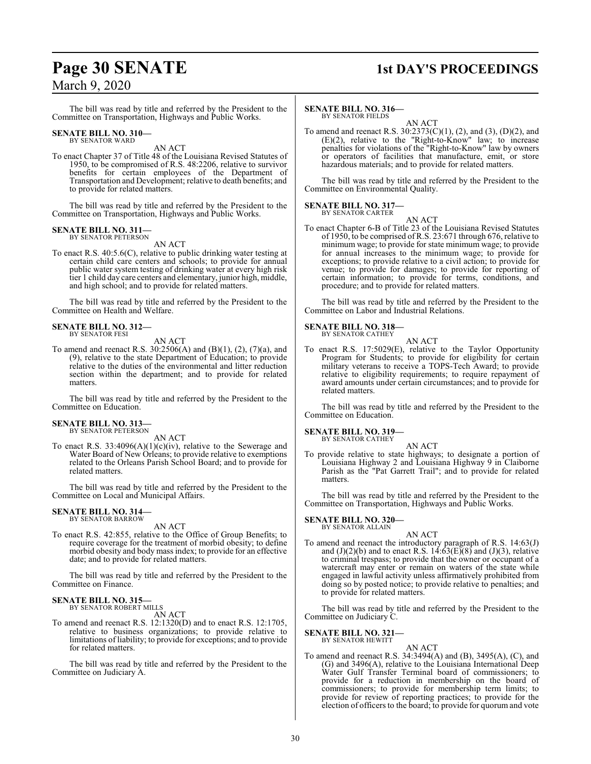The bill was read by title and referred by the President to the Committee on Transportation, Highways and Public Works.

**SENATE BILL NO. 310—**
BY SENATOR WARD

AN ACT

To enact Chapter 37 of Title 48 of the Louisiana Revised Statutes of 1950, to be compromised of R.S. 48:2206, relative to survivor benefits for certain employees of the Department of Transportation and Development; relative to death benefits; and to provide for related matters.

The bill was read by title and referred by the President to the Committee on Transportation, Highways and Public Works.

**SENATE BILL NO. 311—**
BY SENATOR PETERSON

AN ACT

To enact R.S. 40:5.6(C), relative to public drinking water testing at certain child care centers and schools; to provide for annual public water system testing of drinking water at every high risk tier 1 child day care centers and elementary, junior high, middle, and high school; and to provide for related matters.

The bill was read by title and referred by the President to the Committee on Health and Welfare.

**SENATE BILL NO. 312—**
BY SENATOR FESI

AN ACT

To amend and reenact R.S. 30:2506(A) and (B)(1), (2), (7)(a), and (9), relative to the state Department of Education; to provide relative to the duties of the environmental and litter reduction section within the department; and to provide for related matters.

The bill was read by title and referred by the President to the Committee on Education.

**SENATE BILL NO. 313—**
BY SENATOR PETERSON

AN ACT

To enact R.S. 33:4096(A)(1)(c)(iv), relative to the Sewerage and Water Board of New Orleans; to provide relative to exemptions related to the Orleans Parish School Board; and to provide for related matters.

The bill was read by title and referred by the President to the Committee on Local and Municipal Affairs.

**SENATE BILL NO. 314—**
BY SENATOR BARROW

AN ACT

To enact R.S. 42:855, relative to the Office of Group Benefits; to require coverage for the treatment of morbid obesity; to define morbid obesity and body mass index; to provide for an effective date; and to provide for related matters.

The bill was read by title and referred by the President to the Committee on Finance.

**SENATE BILL NO. 315—**
BY SENATOR ROBERT MILLS

AN ACT

To amend and reenact R.S. 12:1320(D) and to enact R.S. 12:1705, relative to business organizations; to provide relative to limitations of liability; to provide for exceptions; and to provide for related matters.

The bill was read by title and referred by the President to the Committee on Judiciary A.

**SENATE BILL NO. 316—**
BY SENATOR FIELDS

AN ACT

To amend and reenact R.S. 30:2373(C)(1), (2), and (3), (D)(2), and (E)(2), relative to the "Right-to-Know" law; to increase penalties for violations of the "Right-to-Know" law by owners or operators of facilities that manufacture, emit, or store hazardous materials; and to provide for related matters.

The bill was read by title and referred by the President to the Committee on Environmental Quality.

**SENATE BILL NO. 317—**
BY SENATOR CARTER

AN ACT

To enact Chapter 6-B of Title 23 of the Louisiana Revised Statutes of 1950, to be comprised of R.S. 23:671 through 676, relative to minimum wage; to provide for state minimum wage; to provide for annual increases to the minimum wage; to provide for exceptions; to provide relative to a civil action; to provide for venue; to provide for damages; to provide for reporting of certain information; to provide for terms, conditions, and procedure; and to provide for related matters.

The bill was read by title and referred by the President to the Committee on Labor and Industrial Relations.

**SENATE BILL NO. 318—**
BY SENATOR CATHEY

AN ACT

To enact R.S. 17:5029(E), relative to the Taylor Opportunity Program for Students; to provide for eligibility for certain military veterans to receive a TOPS-Tech Award; to provide relative to eligibility requirements; to require repayment of award amounts under certain circumstances; and to provide for related matters.

The bill was read by title and referred by the President to the Committee on Education.

**SENATE BILL NO. 319—**
BY SENATOR CATHEY

AN ACT

To provide relative to state highways; to designate a portion of Louisiana Highway 2 and Louisiana Highway 9 in Claiborne Parish as the "Pat Garrett Trail"; and to provide for related matters.

The bill was read by title and referred by the President to the Committee on Transportation, Highways and Public Works.

**SENATE BILL NO. 320—**
BY SENATOR ALLAIN

AN ACT

To amend and reenact the introductory paragraph of R.S. 14:63(J) and (J)(2)(b) and to enact R.S. 14:63(E)(8) and (J)(3), relative to criminal trespass; to provide that the owner or occupant of a watercraft may enter or remain on waters of the state while engaged in lawful activity unless affirmatively prohibited from doing so by posted notice; to provide relative to penalties; and to provide for related matters.

The bill was read by title and referred by the President to the Committee on Judiciary C.

**SENATE BILL NO. 321—**
BY SENATOR HEWITT

AN ACT

To amend and reenact R.S. 34:3494(A) and (B), 3495(A), (C), and (G) and 3496(A), relative to the Louisiana International Deep Water Gulf Transfer Terminal board of commissioners; to provide for a reduction in membership on the board of commissioners; to provide for membership term limits; to provide for review of reporting practices; to provide for the election of officers to the board; to provide for quorum and vote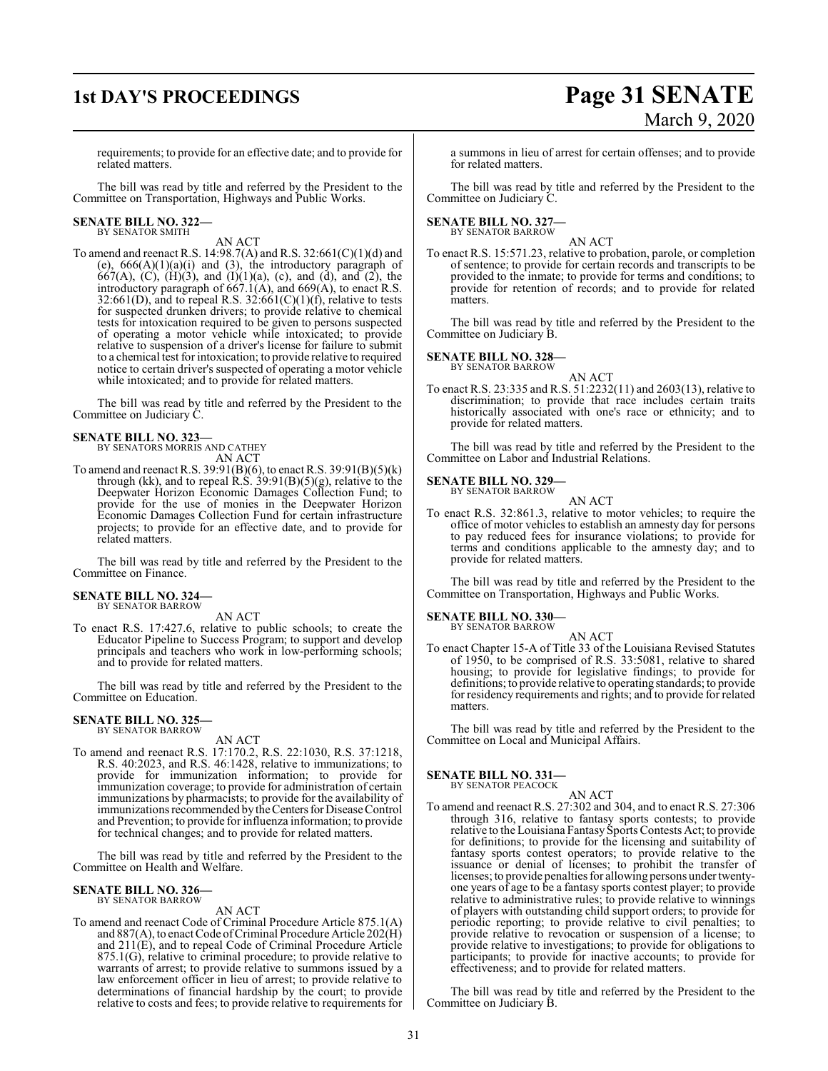requirements; to provide for an effective date; and to provide for related matters.

The bill was read by title and referred by the President to the Committee on Transportation, Highways and Public Works.

**SENATE BILL NO. 322—**
BY SENATOR SMITH

AN ACT

To amend and reenact R.S. 14:98.7(A) and R.S. 32:661(C)(1)(d) and (e), 666(A)(1)(a)(i) and (3), the introductory paragraph of 667(A), (C), (H)(3), and (I)(1)(a), (c), and (d), and (2), the introductory paragraph of 667.1(A), and 669(A), to enact R.S. 32:661(D), and to repeal R.S. 32:661(C)(1)(f), relative to tests for suspected drunken drivers; to provide relative to chemical tests for intoxication required to be given to persons suspected of operating a motor vehicle while intoxicated; to provide relative to suspension of a driver's license for failure to submit to a chemical test for intoxication; to provide relative to required notice to certain driver's suspected of operating a motor vehicle while intoxicated; and to provide for related matters.

The bill was read by title and referred by the President to the Committee on Judiciary C.

**SENATE BILL NO. 323—**
BY SENATORS MORRIS AND CATHEY

AN ACT

To amend and reenact R.S. 39:91(B)(6), to enact R.S. 39:91(B)(5)(k) through (kk), and to repeal R.S. 39:91(B)(5)(g), relative to the Deepwater Horizon Economic Damages Collection Fund; to provide for the use of monies in the Deepwater Horizon Economic Damages Collection Fund for certain infrastructure projects; to provide for an effective date, and to provide for related matters.

The bill was read by title and referred by the President to the Committee on Finance.

**SENATE BILL NO. 324—**
BY SENATOR BARROW

AN ACT

To enact R.S. 17:427.6, relative to public schools; to create the Educator Pipeline to Success Program; to support and develop principals and teachers who work in low-performing schools; and to provide for related matters.

The bill was read by title and referred by the President to the Committee on Education.

**SENATE BILL NO. 325—**
BY SENATOR BARROW

AN ACT

To amend and reenact R.S. 17:170.2, R.S. 22:1030, R.S. 37:1218, R.S. 40:2023, and R.S. 46:1428, relative to immunizations; to provide for immunization information; to provide for immunization coverage; to provide for administration of certain immunizations by pharmacists; to provide for the availability of immunizations recommended by the Centers for Disease Control and Prevention; to provide for influenza information; to provide for technical changes; and to provide for related matters.

The bill was read by title and referred by the President to the Committee on Health and Welfare.

**SENATE BILL NO. 326—**
BY SENATOR BARROW

AN ACT

To amend and reenact Code of Criminal Procedure Article 875.1(A) and 887(A), to enact Code of Criminal Procedure Article 202(H) and 211(E), and to repeal Code of Criminal Procedure Article 875.1(G), relative to criminal procedure; to provide relative to warrants of arrest; to provide relative to summons issued by a law enforcement officer in lieu of arrest; to provide relative to determinations of financial hardship by the court; to provide relative to costs and fees; to provide relative to requirements for a summons in lieu of arrest for certain offenses; and to provide for related matters.

The bill was read by title and referred by the President to the Committee on Judiciary C.

**SENATE BILL NO. 327—**
BY SENATOR BARROW

AN ACT

To enact R.S. 15:571.23, relative to probation, parole, or completion of sentence; to provide for certain records and transcripts to be provided to the inmate; to provide for terms and conditions; to provide for retention of records; and to provide for related matters.

The bill was read by title and referred by the President to the Committee on Judiciary B.

**SENATE BILL NO. 328—**
BY SENATOR BARROW

AN ACT

To enact R.S. 23:335 and R.S. 51:2232(11) and 2603(13), relative to discrimination; to provide that race includes certain traits historically associated with one's race or ethnicity; and to provide for related matters.

The bill was read by title and referred by the President to the Committee on Labor and Industrial Relations.

**SENATE BILL NO. 329—**
BY SENATOR BARROW

AN ACT

To enact R.S. 32:861.3, relative to motor vehicles; to require the office of motor vehicles to establish an amnesty day for persons to pay reduced fees for insurance violations; to provide for terms and conditions applicable to the amnesty day; and to provide for related matters.

The bill was read by title and referred by the President to the Committee on Transportation, Highways and Public Works.

**SENATE BILL NO. 330—**
BY SENATOR BARROW

AN ACT

To enact Chapter 15-A of Title 33 of the Louisiana Revised Statutes of 1950, to be comprised of R.S. 33:5081, relative to shared housing; to provide for legislative findings; to provide for definitions; to provide relative to operating standards; to provide for residency requirements and rights; and to provide for related matters.

The bill was read by title and referred by the President to the Committee on Local and Municipal Affairs.

**SENATE BILL NO. 331—**
BY SENATOR PEACOCK

AN ACT

To amend and reenact R.S. 27:302 and 304, and to enact R.S. 27:306 through 316, relative to fantasy sports contests; to provide relative to the Louisiana Fantasy Sports Contests Act; to provide for definitions; to provide for the licensing and suitability of fantasy sports contest operators; to provide relative to the issuance or denial of licenses; to prohibit the transfer of licenses; to provide penalties for allowing persons under twenty-one years of age to be a fantasy sports contest player; to provide relative to administrative rules; to provide relative to winnings of players with outstanding child support orders; to provide for periodic reporting; to provide relative to civil penalties; to provide relative to revocation or suspension of a license; to provide relative to investigations; to provide for obligations to participants; to provide for inactive accounts; to provide for effectiveness; and to provide for related matters.

The bill was read by title and referred by the President to the Committee on Judiciary B.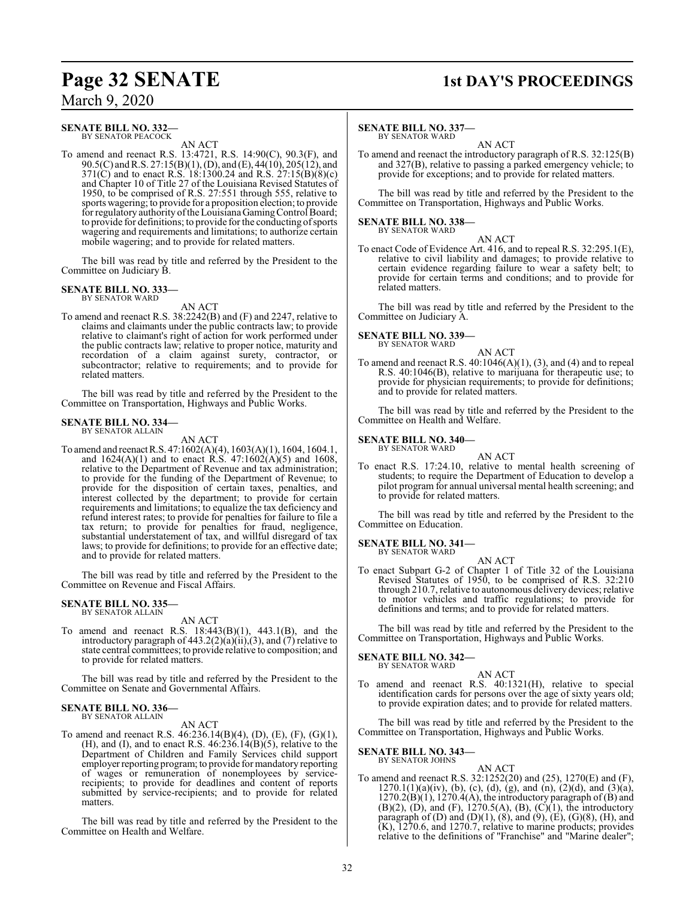**SENATE BILL NO. 332—**
BY SENATOR PEACOCK

AN ACT

To amend and reenact R.S. 13:4721, R.S. 14:90(C), 90.3(F), and 90.5(C) and R.S. 27:15(B)(1), (D), and (E), 44(10), 205(12), and 371(C) and to enact R.S. 18:1300.24 and R.S. 27:15(B)(8)(c) and Chapter 10 of Title 27 of the Louisiana Revised Statutes of 1950, to be comprised of R.S. 27:551 through 555, relative to sports wagering; to provide for a proposition election; to provide for regulatory authority of the Louisiana Gaming Control Board; to provide for definitions; to provide for the conducting of sports wagering and requirements and limitations; to authorize certain mobile wagering; and to provide for related matters.

The bill was read by title and referred by the President to the Committee on Judiciary B.

**SENATE BILL NO. 333—**
BY SENATOR WARD

AN ACT

To amend and reenact R.S. 38:2242(B) and (F) and 2247, relative to claims and claimants under the public contracts law; to provide relative to claimant's right of action for work performed under the public contracts law; relative to proper notice, maturity and recordation of a claim against surety, contractor, or subcontractor; relative to requirements; and to provide for related matters.

The bill was read by title and referred by the President to the Committee on Transportation, Highways and Public Works.

**SENATE BILL NO. 334—**
BY SENATOR ALLAIN

AN ACT

To amend and reenact R.S. 47:1602(A)(4), 1603(A)(1), 1604, 1604.1, and 1624(A)(1) and to enact R.S. 47:1602(A)(5) and 1608, relative to the Department of Revenue and tax administration; to provide for the funding of the Department of Revenue; to provide for the disposition of certain taxes, penalties, and interest collected by the department; to provide for certain requirements and limitations; to equalize the tax deficiency and refund interest rates; to provide for penalties for failure to file a tax return; to provide for penalties for fraud, negligence, substantial understatement of tax, and willful disregard of tax laws; to provide for definitions; to provide for an effective date; and to provide for related matters.

The bill was read by title and referred by the President to the Committee on Revenue and Fiscal Affairs.

**SENATE BILL NO. 335—**
BY SENATOR ALLAIN

AN ACT

To amend and reenact R.S. 18:443(B)(1), 443.1(B), and the introductory paragraph of 443.2(2)(a)(ii),(3), and (7) relative to state central committees; to provide relative to composition; and to provide for related matters.

The bill was read by title and referred by the President to the Committee on Senate and Governmental Affairs.

**SENATE BILL NO. 336—**
BY SENATOR ALLAIN

AN ACT

To amend and reenact R.S. 46:236.14(B)(4), (D), (E), (F), (G)(1), (H), and (I), and to enact R.S. 46:236.14(B)(5), relative to the Department of Children and Family Services child support employer reporting program; to provide for mandatory reporting of wages or remuneration of nonemployees by service-recipients; to provide for deadlines and content of reports submitted by service-recipients; and to provide for related matters.

The bill was read by title and referred by the President to the Committee on Health and Welfare.

**SENATE BILL NO. 337—**
BY SENATOR WARD

AN ACT

To amend and reenact the introductory paragraph of R.S. 32:125(B) and 327(B), relative to passing a parked emergency vehicle; to provide for exceptions; and to provide for related matters.

The bill was read by title and referred by the President to the Committee on Transportation, Highways and Public Works.

**SENATE BILL NO. 338—**
BY SENATOR WARD

AN ACT

To enact Code of Evidence Art. 416, and to repeal R.S. 32:295.1(E), relative to civil liability and damages; to provide relative to certain evidence regarding failure to wear a safety belt; to provide for certain terms and conditions; and to provide for related matters.

The bill was read by title and referred by the President to the Committee on Judiciary A.

**SENATE BILL NO. 339—**
BY SENATOR WARD

AN ACT

To amend and reenact R.S. 40:1046(A)(1), (3), and (4) and to repeal R.S. 40:1046(B), relative to marijuana for therapeutic use; to provide for physician requirements; to provide for definitions; and to provide for related matters.

The bill was read by title and referred by the President to the Committee on Health and Welfare.

**SENATE BILL NO. 340—**
BY SENATOR WARD

AN ACT

To enact R.S. 17:24.10, relative to mental health screening of students; to require the Department of Education to develop a pilot program for annual universal mental health screening; and to provide for related matters.

The bill was read by title and referred by the President to the Committee on Education.

**SENATE BILL NO. 341—**
BY SENATOR WARD

AN ACT

To enact Subpart G-2 of Chapter 1 of Title 32 of the Louisiana Revised Statutes of 1950, to be comprised of R.S. 32:210 through 210.7, relative to autonomous delivery devices; relative to motor vehicles and traffic regulations; to provide for definitions and terms; and to provide for related matters.

The bill was read by title and referred by the President to the Committee on Transportation, Highways and Public Works.

**SENATE BILL NO. 342—**
BY SENATOR WARD

AN ACT

To amend and reenact R.S. 40:1321(H), relative to special identification cards for persons over the age of sixty years old; to provide expiration dates; and to provide for related matters.

The bill was read by title and referred by the President to the Committee on Transportation, Highways and Public Works.

**SENATE BILL NO. 343—**
BY SENATOR JOHNS

AN ACT

To amend and reenact R.S. 32:1252(20) and (25), 1270(E) and (F), 1270.1(1)(a)(iv), (b), (c), (d), (g), and (n), (2)(d), and (3)(a), 1270.2(B)(1), 1270.4(A), the introductory paragraph of (B) and (B)(2), (D), and (F), 1270.5(A), (B), (C)(1), the introductory paragraph of (D) and (D)(1), (8), and (9), (E), (G)(8), (H), and (K), 1270.6, and 1270.7, relative to marine products; provides relative to the definitions of "Franchise" and "Marine dealer";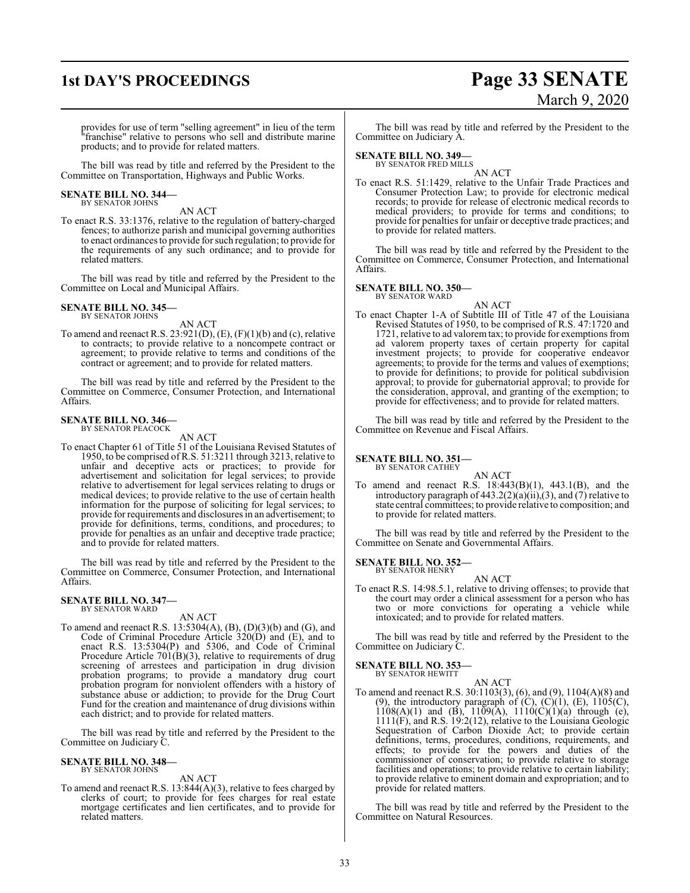provides for use of term "selling agreement" in lieu of the term "franchise" relative to persons who sell and distribute marine products; and to provide for related matters.

The bill was read by title and referred by the President to the Committee on Transportation, Highways and Public Works.

**SENATE BILL NO. 344—**
BY SENATOR JOHNS

AN ACT

To enact R.S. 33:1376, relative to the regulation of battery-charged fences; to authorize parish and municipal governing authorities to enact ordinances to provide for such regulation; to provide for the requirements of any such ordinance; and to provide for related matters.

The bill was read by title and referred by the President to the Committee on Local and Municipal Affairs.

**SENATE BILL NO. 345—**
BY SENATOR JOHNS

AN ACT

To amend and reenact R.S. 23:921(D), (E), (F)(1)(b) and (c), relative to contracts; to provide relative to a noncompete contract or agreement; to provide relative to terms and conditions of the contract or agreement; and to provide for related matters.

The bill was read by title and referred by the President to the Committee on Commerce, Consumer Protection, and International Affairs.

**SENATE BILL NO. 346—**
BY SENATOR PEACOCK

AN ACT

To enact Chapter 61 of Title 51 of the Louisiana Revised Statutes of 1950, to be comprised of R.S. 51:3211 through 3213, relative to unfair and deceptive acts or practices; to provide for advertisement and solicitation for legal services; to provide relative to advertisement for legal services relating to drugs or medical devices; to provide relative to the use of certain health information for the purpose of soliciting for legal services; to provide for requirements and disclosures in an advertisement; to provide for definitions, terms, conditions, and procedures; to provide for penalties as an unfair and deceptive trade practice; and to provide for related matters.

The bill was read by title and referred by the President to the Committee on Commerce, Consumer Protection, and International Affairs.

**SENATE BILL NO. 347—**
BY SENATOR WARD

AN ACT

To amend and reenact R.S. 13:5304(A), (B), (D)(3)(b) and (G), and Code of Criminal Procedure Article 320(D) and (E), and to enact R.S. 13:5304(P) and 5306, and Code of Criminal Procedure Article 701(B)(3), relative to requirements of drug screening of arrestees and participation in drug division probation programs; to provide a mandatory drug court probation program for nonviolent offenders with a history of substance abuse or addiction; to provide for the Drug Court Fund for the creation and maintenance of drug divisions within each district; and to provide for related matters.

The bill was read by title and referred by the President to the Committee on Judiciary C.

**SENATE BILL NO. 348—**
BY SENATOR JOHNS

AN ACT

To amend and reenact R.S. 13:844(A)(3), relative to fees charged by clerks of court; to provide for fees charges for real estate mortgage certificates and lien certificates, and to provide for related matters.

The bill was read by title and referred by the President to the Committee on Judiciary A.

**SENATE BILL NO. 349—**
BY SENATOR FRED MILLS

AN ACT

To enact R.S. 51:1429, relative to the Unfair Trade Practices and Consumer Protection Law; to provide for electronic medical records; to provide for release of electronic medical records to medical providers; to provide for terms and conditions; to provide for penalties for unfair or deceptive trade practices; and to provide for related matters.

The bill was read by title and referred by the President to the Committee on Commerce, Consumer Protection, and International Affairs.

**SENATE BILL NO. 350—**
BY SENATOR WARD

AN ACT

To enact Chapter 1-A of Subtitle III of Title 47 of the Louisiana Revised Statutes of 1950, to be comprised of R.S. 47:1720 and 1721, relative to ad valorem tax; to provide for exemptions from ad valorem property taxes of certain property for capital investment projects; to provide for cooperative endeavor agreements; to provide for the terms and values of exemptions; to provide for definitions; to provide for political subdivision approval; to provide for gubernatorial approval; to provide for the consideration, approval, and granting of the exemption; to provide for effectiveness; and to provide for related matters.

The bill was read by title and referred by the President to the Committee on Revenue and Fiscal Affairs.

**SENATE BILL NO. 351—**
BY SENATOR CATHEY

AN ACT

To amend and reenact R.S. 18:443(B)(1), 443.1(B), and the introductory paragraph of 443.2(2)(a)(ii),(3), and (7) relative to state central committees; to provide relative to composition; and to provide for related matters.

The bill was read by title and referred by the President to the Committee on Senate and Governmental Affairs.

**SENATE BILL NO. 352—**
BY SENATOR HENRY

AN ACT

To enact R.S. 14:98.5.1, relative to driving offenses; to provide that the court may order a clinical assessment for a person who has two or more convictions for operating a vehicle while intoxicated; and to provide for related matters.

The bill was read by title and referred by the President to the Committee on Judiciary C.

**SENATE BILL NO. 353—**
BY SENATOR HEWITT

AN ACT

To amend and reenact R.S. 30:1103(3), (6), and (9), 1104(A)(8) and (9), the introductory paragraph of (C), (C)(1), (E), 1105(C), 1108(A)(1) and (B), 1109(A), 1110(C)(1)(a) through (e), 1111(F), and R.S. 19:2(12), relative to the Louisiana Geologic Sequestration of Carbon Dioxide Act; to provide certain definitions, terms, procedures, conditions, requirements, and effects; to provide for the powers and duties of the commissioner of conservation; to provide relative to storage facilities and operations; to provide relative to certain liability; to provide relative to eminent domain and expropriation; and to provide for related matters.

The bill was read by title and referred by the President to the Committee on Natural Resources.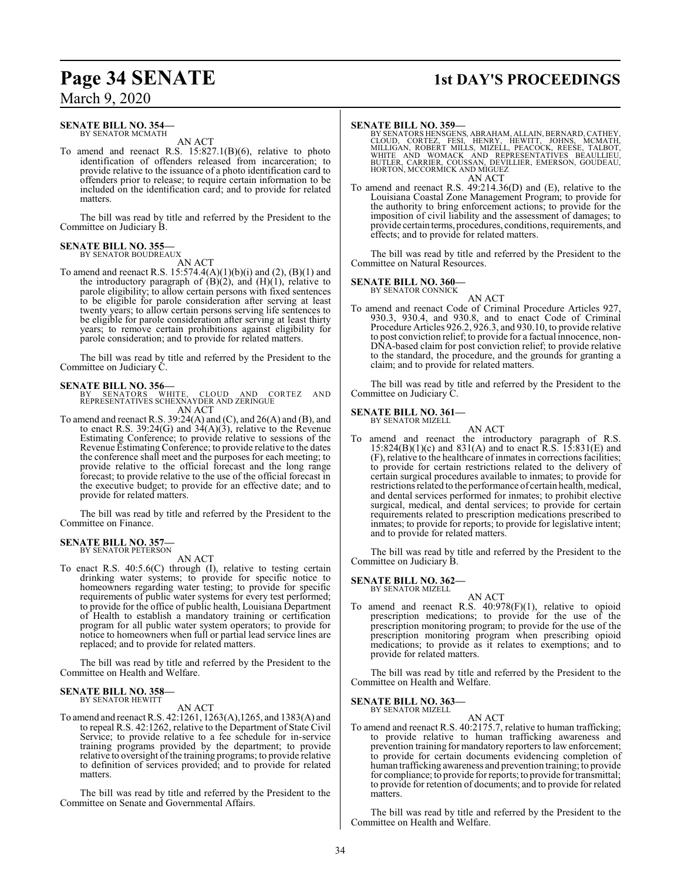**SENATE BILL NO. 354—**
BY SENATOR MCMATH

AN ACT

To amend and reenact R.S. 15:827.1(B)(6), relative to photo identification of offenders released from incarceration; to provide relative to the issuance of a photo identification card to offenders prior to release; to require certain information to be included on the identification card; and to provide for related matters.

The bill was read by title and referred by the President to the Committee on Judiciary B.

**SENATE BILL NO. 355—**
BY SENATOR BOUDREAUX

AN ACT

To amend and reenact R.S. 15:574.4(A)(1)(b)(i) and (2), (B)(1) and the introductory paragraph of (B)(2), and (H)(1), relative to parole eligibility; to allow certain persons with fixed sentences to be eligible for parole consideration after serving at least twenty years; to allow certain persons serving life sentences to be eligible for parole consideration after serving at least thirty years; to remove certain prohibitions against eligibility for parole consideration; and to provide for related matters.

The bill was read by title and referred by the President to the Committee on Judiciary C.

**SENATE BILL NO. 356—**
BY SENATORS WHITE, CLOUD AND CORTEZ AND REPRESENTATIVES SCHEXNAYDER AND ZERINGUE

AN ACT

To amend and reenact R.S. 39:24(A) and (C), and 26(A) and (B), and to enact R.S. 39:24(G) and 34(A)(3), relative to the Revenue Estimating Conference; to provide relative to sessions of the Revenue Estimating Conference; to provide relative to the dates the conference shall meet and the purposes for each meeting; to provide relative to the official forecast and the long range forecast; to provide relative to the use of the official forecast in the executive budget; to provide for an effective date; and to provide for related matters.

The bill was read by title and referred by the President to the Committee on Finance.

**SENATE BILL NO. 357—**
BY SENATOR PETERSON

AN ACT

To enact R.S. 40:5.6(C) through (I), relative to testing certain drinking water systems; to provide for specific notice to homeowners regarding water testing; to provide for specific requirements of public water systems for every test performed; to provide for the office of public health, Louisiana Department of Health to establish a mandatory training or certification program for all public water system operators; to provide for notice to homeowners when full or partial lead service lines are replaced; and to provide for related matters.

The bill was read by title and referred by the President to the Committee on Health and Welfare.

**SENATE BILL NO. 358—**
BY SENATOR HEWITT

AN ACT

To amend and reenact R.S. 42:1261, 1263(A),1265, and 1383(A) and to repeal R.S. 42:1262, relative to the Department of State Civil Service; to provide relative to a fee schedule for in-service training programs provided by the department; to provide relative to oversight of the training programs; to provide relative to definition of services provided; and to provide for related matters.

The bill was read by title and referred by the President to the Committee on Senate and Governmental Affairs.

**SENATE BILL NO. 359—**
BY SENATORS HENSGENS, ABRAHAM, ALLAIN, BERNARD, CATHEY, CLOUD, CORTEZ, FESI, HENRY, HEWITT, JOHNS, MCMATH, MILLIGAN, ROBERT MILLS, MIZELL, PEACOCK, REESE, TALBOT, WHITE AND WOMACK AND REPRESENTATIVES BEAULLIEU, BUTLER, CARRIER, COUSSAN, DEVILLIER, EMERSON, GOUDEAU, HORTON, MCCORMICK AND MIGUEZ

AN ACT

To amend and reenact R.S. 49:214.36(D) and (E), relative to the Louisiana Coastal Zone Management Program; to provide for the authority to bring enforcement actions; to provide for the imposition of civil liability and the assessment of damages; to provide certain terms, procedures, conditions, requirements, and effects; and to provide for related matters.

The bill was read by title and referred by the President to the Committee on Natural Resources.

**SENATE BILL NO. 360—**
BY SENATOR CONNICK

AN ACT

To amend and reenact Code of Criminal Procedure Articles 927, 930.3, 930.4, and 930.8, and to enact Code of Criminal Procedure Articles 926.2, 926.3, and 930.10, to provide relative to post conviction relief; to provide for a factual innocence, non-DNA-based claim for post conviction relief; to provide relative to the standard, the procedure, and the grounds for granting a claim; and to provide for related matters.

The bill was read by title and referred by the President to the Committee on Judiciary C.

**SENATE BILL NO. 361—**
BY SENATOR MIZELL

AN ACT

To amend and reenact the introductory paragraph of R.S. 15:824(B)(1)(c) and 831(A) and to enact R.S. 15:831(E) and (F), relative to the healthcare of inmates in corrections facilities; to provide for certain restrictions related to the delivery of certain surgical procedures available to inmates; to provide for restrictions related to the performance of certain health, medical, and dental services performed for inmates; to prohibit elective surgical, medical, and dental services; to provide for certain requirements related to prescription medications prescribed to inmates; to provide for reports; to provide for legislative intent; and to provide for related matters.

The bill was read by title and referred by the President to the Committee on Judiciary B.

**SENATE BILL NO. 362—**
BY SENATOR MIZELL

AN ACT

To amend and reenact R.S. 40:978(F)(1), relative to opioid prescription medications; to provide for the use of the prescription monitoring program; to provide for the use of the prescription monitoring program when prescribing opioid medications; to provide as it relates to exemptions; and to provide for related matters.

The bill was read by title and referred by the President to the Committee on Health and Welfare.

**SENATE BILL NO. 363—**
BY SENATOR MIZELL

AN ACT

To amend and reenact R.S. 40:2175.7, relative to human trafficking; to provide relative to human trafficking awareness and prevention training for mandatory reporters to law enforcement; to provide for certain documents evidencing completion of human trafficking awareness and prevention training; to provide for compliance; to provide for reports; to provide for transmittal; to provide for retention of documents; and to provide for related matters.

The bill was read by title and referred by the President to the Committee on Health and Welfare.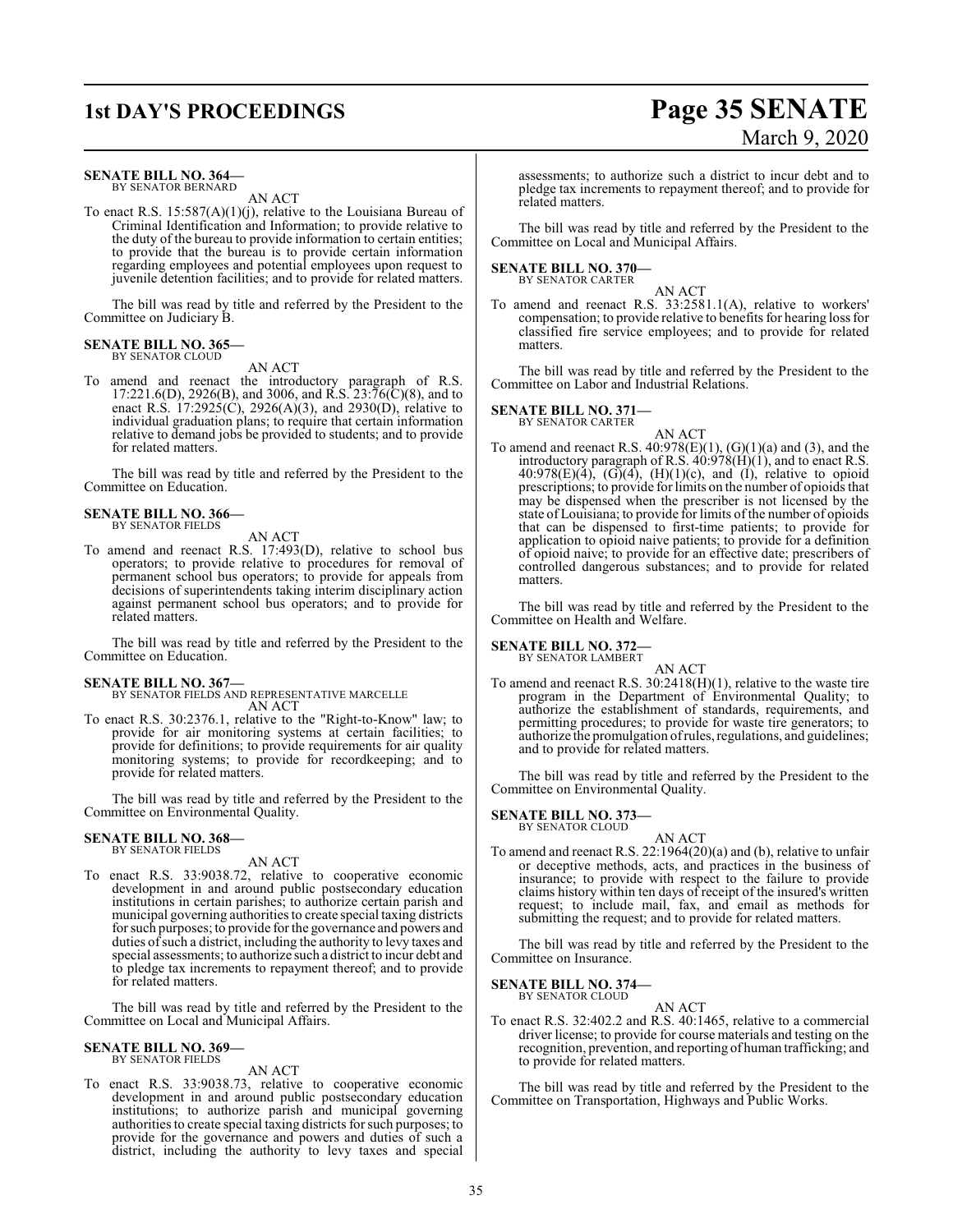**SENATE BILL NO. 364—**
BY SENATOR BERNARD

AN ACT

To enact R.S. 15:587(A)(1)(j), relative to the Louisiana Bureau of Criminal Identification and Information; to provide relative to the duty of the bureau to provide information to certain entities; to provide that the bureau is to provide certain information regarding employees and potential employees upon request to juvenile detention facilities; and to provide for related matters.

The bill was read by title and referred by the President to the Committee on Judiciary B.

**SENATE BILL NO. 365—**
BY SENATOR CLOUD

AN ACT

To amend and reenact the introductory paragraph of R.S. 17:221.6(D), 2926(B), and 3006, and R.S. 23:76(C)(8), and to enact R.S. 17:2925(C), 2926(A)(3), and 2930(D), relative to individual graduation plans; to require that certain information relative to demand jobs be provided to students; and to provide for related matters.

The bill was read by title and referred by the President to the Committee on Education.

**SENATE BILL NO. 366—**
BY SENATOR FIELDS

AN ACT

To amend and reenact R.S. 17:493(D), relative to school bus operators; to provide relative to procedures for removal of permanent school bus operators; to provide for appeals from decisions of superintendents taking interim disciplinary action against permanent school bus operators; and to provide for related matters.

The bill was read by title and referred by the President to the Committee on Education.

**SENATE BILL NO. 367—**
BY SENATOR FIELDS AND REPRESENTATIVE MARCELLE

AN ACT

To enact R.S. 30:2376.1, relative to the "Right-to-Know" law; to provide for air monitoring systems at certain facilities; to provide for definitions; to provide requirements for air quality monitoring systems; to provide for recordkeeping; and to provide for related matters.

The bill was read by title and referred by the President to the Committee on Environmental Quality.

**SENATE BILL NO. 368—**
BY SENATOR FIELDS

AN ACT

To enact R.S. 33:9038.72, relative to cooperative economic development in and around public postsecondary education institutions in certain parishes; to authorize certain parish and municipal governing authorities to create special taxing districts for such purposes; to provide for the governance and powers and duties of such a district, including the authority to levy taxes and special assessments; to authorize such a district to incur debt and to pledge tax increments to repayment thereof; and to provide for related matters.

The bill was read by title and referred by the President to the Committee on Local and Municipal Affairs.

**SENATE BILL NO. 369—**
BY SENATOR FIELDS

AN ACT

To enact R.S. 33:9038.73, relative to cooperative economic development in and around public postsecondary education institutions; to authorize parish and municipal governing authorities to create special taxing districts for such purposes; to provide for the governance and powers and duties of such a district, including the authority to levy taxes and special assessments; to authorize such a district to incur debt and to pledge tax increments to repayment thereof; and to provide for related matters.

The bill was read by title and referred by the President to the Committee on Local and Municipal Affairs.

**SENATE BILL NO. 370—**
BY SENATOR CARTER

AN ACT

To amend and reenact R.S. 33:2581.1(A), relative to workers' compensation; to provide relative to benefits for hearing loss for classified fire service employees; and to provide for related matters.

The bill was read by title and referred by the President to the Committee on Labor and Industrial Relations.

**SENATE BILL NO. 371—**
BY SENATOR CARTER

AN ACT

To amend and reenact R.S. 40:978(E)(1), (G)(1)(a) and (3), and the introductory paragraph of R.S. 40:978(H)(1), and to enact R.S. 40:978(E)(4), (G)(4), (H)(1)(c), and (I), relative to opioid prescriptions; to provide for limits on the number of opioids that may be dispensed when the prescriber is not licensed by the state of Louisiana; to provide for limits of the number of opioids that can be dispensed to first-time patients; to provide for application to opioid naive patients; to provide for a definition of opioid naive; to provide for an effective date; prescribers of controlled dangerous substances; and to provide for related matters.

The bill was read by title and referred by the President to the Committee on Health and Welfare.

**SENATE BILL NO. 372—**
BY SENATOR LAMBERT

AN ACT

To amend and reenact R.S. 30:2418(H)(1), relative to the waste tire program in the Department of Environmental Quality; to authorize the establishment of standards, requirements, and permitting procedures; to provide for waste tire generators; to authorize the promulgation of rules, regulations, and guidelines; and to provide for related matters.

The bill was read by title and referred by the President to the Committee on Environmental Quality.

**SENATE BILL NO. 373—**
BY SENATOR CLOUD

AN ACT

To amend and reenact R.S. 22:1964(20)(a) and (b), relative to unfair or deceptive methods, acts, and practices in the business of insurance; to provide with respect to the failure to provide claims history within ten days of receipt of the insured's written request; to include mail, fax, and email as methods for submitting the request; and to provide for related matters.

The bill was read by title and referred by the President to the Committee on Insurance.

**SENATE BILL NO. 374—**
BY SENATOR CLOUD

AN ACT

To enact R.S. 32:402.2 and R.S. 40:1465, relative to a commercial driver license; to provide for course materials and testing on the recognition, prevention, and reporting of human trafficking; and to provide for related matters.

The bill was read by title and referred by the President to the Committee on Transportation, Highways and Public Works.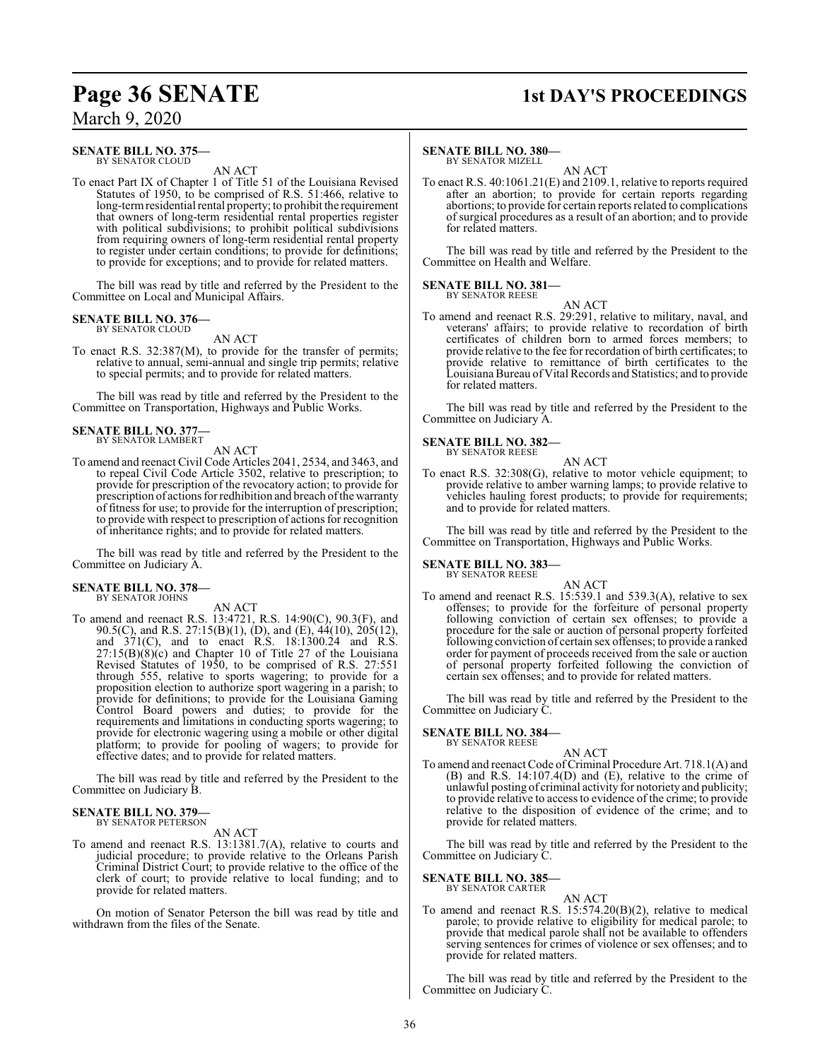**SENATE BILL NO. 375—**
BY SENATOR CLOUD

AN ACT

To enact Part IX of Chapter 1 of Title 51 of the Louisiana Revised Statutes of 1950, to be comprised of R.S. 51:466, relative to long-term residential rental property; to prohibit the requirement that owners of long-term residential rental properties register with political subdivisions; to prohibit political subdivisions from requiring owners of long-term residential rental property to register under certain conditions; to provide for definitions; to provide for exceptions; and to provide for related matters.

The bill was read by title and referred by the President to the Committee on Local and Municipal Affairs.

**SENATE BILL NO. 376—**
BY SENATOR CLOUD

AN ACT

To enact R.S. 32:387(M), to provide for the transfer of permits; relative to annual, semi-annual and single trip permits; relative to special permits; and to provide for related matters.

The bill was read by title and referred by the President to the Committee on Transportation, Highways and Public Works.

**SENATE BILL NO. 377—**
BY SENATOR LAMBERT

AN ACT

To amend and reenact Civil Code Articles 2041, 2534, and 3463, and to repeal Civil Code Article 3502, relative to prescription; to provide for prescription of the revocatory action; to provide for prescription of actions for redhibition and breach of the warranty of fitness for use; to provide for the interruption of prescription; to provide with respect to prescription of actions for recognition of inheritance rights; and to provide for related matters.

The bill was read by title and referred by the President to the Committee on Judiciary A.

**SENATE BILL NO. 378—**
BY SENATOR JOHNS

AN ACT

To amend and reenact R.S. 13:4721, R.S. 14:90(C), 90.3(F), and 90.5(C), and R.S. 27:15(B)(1), (D), and (E), 44(10), 205(12), and 371(C), and to enact R.S. 18:1300.24 and R.S. 27:15(B)(8)(c) and Chapter 10 of Title 27 of the Louisiana Revised Statutes of 1950, to be comprised of R.S. 27:551 through 555, relative to sports wagering; to provide for a proposition election to authorize sport wagering in a parish; to provide for definitions; to provide for the Louisiana Gaming Control Board powers and duties; to provide for the requirements and limitations in conducting sports wagering; to provide for electronic wagering using a mobile or other digital platform; to provide for pooling of wagers; to provide for effective dates; and to provide for related matters.

The bill was read by title and referred by the President to the Committee on Judiciary B.

**SENATE BILL NO. 379—**
BY SENATOR PETERSON

AN ACT

To amend and reenact R.S. 13:1381.7(A), relative to courts and judicial procedure; to provide relative to the Orleans Parish Criminal District Court; to provide relative to the office of the clerk of court; to provide relative to local funding; and to provide for related matters.

On motion of Senator Peterson the bill was read by title and withdrawn from the files of the Senate.

**SENATE BILL NO. 380—**
BY SENATOR MIZELL

AN ACT

To enact R.S. 40:1061.21(E) and 2109.1, relative to reports required after an abortion; to provide for certain reports regarding abortions; to provide for certain reports related to complications of surgical procedures as a result of an abortion; and to provide for related matters.

The bill was read by title and referred by the President to the Committee on Health and Welfare.

**SENATE BILL NO. 381—**
BY SENATOR REESE

AN ACT

To amend and reenact R.S. 29:291, relative to military, naval, and veterans' affairs; to provide relative to recordation of birth certificates of children born to armed forces members; to provide relative to the fee for recordation of birth certificates; to provide relative to remittance of birth certificates to the Louisiana Bureau of Vital Records and Statistics; and to provide for related matters.

The bill was read by title and referred by the President to the Committee on Judiciary A.

**SENATE BILL NO. 382—**
BY SENATOR REESE

AN ACT

To enact R.S. 32:308(G), relative to motor vehicle equipment; to provide relative to amber warning lamps; to provide relative to vehicles hauling forest products; to provide for requirements; and to provide for related matters.

The bill was read by title and referred by the President to the Committee on Transportation, Highways and Public Works.

**SENATE BILL NO. 383—**
BY SENATOR REESE

AN ACT

To amend and reenact R.S. 15:539.1 and 539.3(A), relative to sex offenses; to provide for the forfeiture of personal property following conviction of certain sex offenses; to provide a procedure for the sale or auction of personal property forfeited following conviction of certain sex offenses; to provide a ranked order for payment of proceeds received from the sale or auction of personal property forfeited following the conviction of certain sex offenses; and to provide for related matters.

The bill was read by title and referred by the President to the Committee on Judiciary C.

**SENATE BILL NO. 384—**
BY SENATOR REESE

AN ACT

To amend and reenact Code of Criminal Procedure Art. 718.1(A) and (B) and R.S. 14:107.4(D) and (E), relative to the crime of unlawful posting of criminal activity for notoriety and publicity; to provide relative to access to evidence of the crime; to provide relative to the disposition of evidence of the crime; and to provide for related matters.

The bill was read by title and referred by the President to the Committee on Judiciary C.

**SENATE BILL NO. 385—**
BY SENATOR CARTER

AN ACT

To amend and reenact R.S. 15:574.20(B)(2), relative to medical parole; to provide relative to eligibility for medical parole; to provide that medical parole shall not be available to offenders serving sentences for crimes of violence or sex offenses; and to provide for related matters.

The bill was read by title and referred by the President to the Committee on Judiciary C.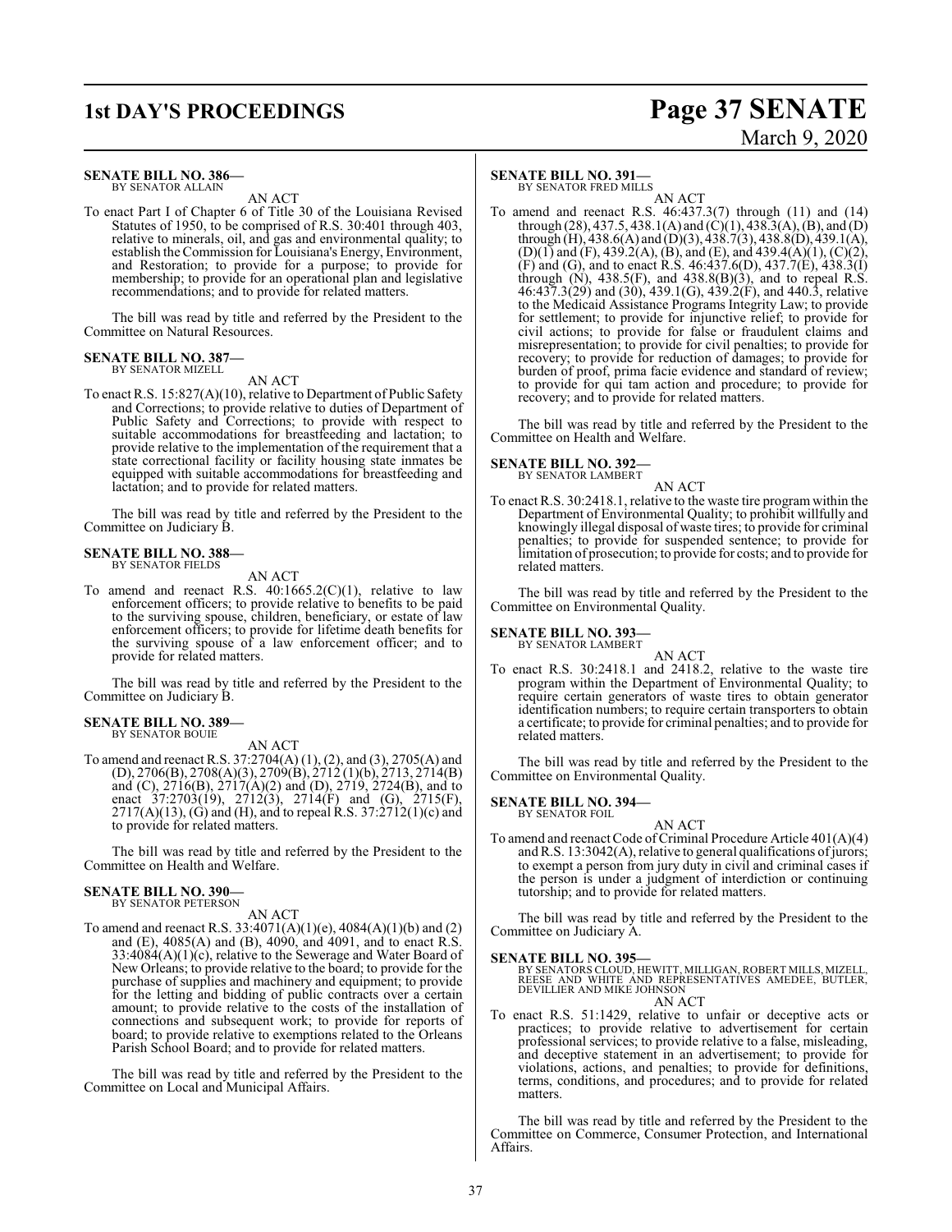**SENATE BILL NO. 386—**
BY SENATOR ALLAIN

AN ACT

To enact Part I of Chapter 6 of Title 30 of the Louisiana Revised Statutes of 1950, to be comprised of R.S. 30:401 through 403, relative to minerals, oil, and gas and environmental quality; to establish the Commission for Louisiana's Energy, Environment, and Restoration; to provide for a purpose; to provide for membership; to provide for an operational plan and legislative recommendations; and to provide for related matters.

The bill was read by title and referred by the President to the Committee on Natural Resources.

**SENATE BILL NO. 387—**
BY SENATOR MIZELL

AN ACT

To enact R.S. 15:827(A)(10), relative to Department of Public Safety and Corrections; to provide relative to duties of Department of Public Safety and Corrections; to provide with respect to suitable accommodations for breastfeeding and lactation; to provide relative to the implementation of the requirement that a state correctional facility or facility housing state inmates be equipped with suitable accommodations for breastfeeding and lactation; and to provide for related matters.

The bill was read by title and referred by the President to the Committee on Judiciary B.

**SENATE BILL NO. 388—**
BY SENATOR FIELDS

AN ACT

To amend and reenact R.S. 40:1665.2(C)(1), relative to law enforcement officers; to provide relative to benefits to be paid to the surviving spouse, children, beneficiary, or estate of law enforcement officers; to provide for lifetime death benefits for the surviving spouse of a law enforcement officer; and to provide for related matters.

The bill was read by title and referred by the President to the Committee on Judiciary B.

**SENATE BILL NO. 389—**
BY SENATOR BOUIE

AN ACT

To amend and reenact R.S. 37:2704(A) (1), (2), and (3), 2705(A) and (D), 2706(B), 2708(A)(3), 2709(B), 2712 (1)(b), 2713, 2714(B) and (C), 2716(B), 2717(A)(2) and (D), 2719, 2724(B), and to enact 37:2703(19), 2712(3), 2714(F) and (G), 2715(F), 2717(A)(13), (G) and (H), and to repeal R.S. 37:2712(1)(c) and to provide for related matters.

The bill was read by title and referred by the President to the Committee on Health and Welfare.

**SENATE BILL NO. 390—**
BY SENATOR PETERSON

AN ACT

To amend and reenact R.S. 33:4071(A)(1)(e), 4084(A)(1)(b) and (2) and (E), 4085(A) and (B), 4090, and 4091, and to enact R.S. 33:4084(A)(1)(c), relative to the Sewerage and Water Board of New Orleans; to provide relative to the board; to provide for the purchase of supplies and machinery and equipment; to provide for the letting and bidding of public contracts over a certain amount; to provide relative to the costs of the installation of connections and subsequent work; to provide for reports of board; to provide relative to exemptions related to the Orleans Parish School Board; and to provide for related matters.

The bill was read by title and referred by the President to the Committee on Local and Municipal Affairs.

**SENATE BILL NO. 391—**
BY SENATOR FRED MILLS

AN ACT

To amend and reenact R.S. 46:437.3(7) through (11) and (14) through (28), 437.5, 438.1(A) and (C)(1), 438.3(A), (B), and (D) through (H), 438.6(A) and (D)(3), 438.7(3), 438.8(D), 439.1(A), (D)(1) and (F), 439.2(A), (B), and (E), and 439.4(A)(1), (C)(2), (F) and (G), and to enact R.S. 46:437.6(D), 437.7(E), 438.3(I) through (N), 438.5(F), and 438.8(B)(3), and to repeal R.S. 46:437.3(29) and (30), 439.1(G), 439.2(F), and 440.3, relative to the Medicaid Assistance Programs Integrity Law; to provide for settlement; to provide for injunctive relief; to provide for civil actions; to provide for false or fraudulent claims and misrepresentation; to provide for civil penalties; to provide for recovery; to provide for reduction of damages; to provide for burden of proof, prima facie evidence and standard of review; to provide for qui tam action and procedure; to provide for recovery; and to provide for related matters.

The bill was read by title and referred by the President to the Committee on Health and Welfare.

**SENATE BILL NO. 392—**
BY SENATOR LAMBERT

AN ACT

To enact R.S. 30:2418.1, relative to the waste tire program within the Department of Environmental Quality; to prohibit willfully and knowingly illegal disposal of waste tires; to provide for criminal penalties; to provide for suspended sentence; to provide for limitation of prosecution; to provide for costs; and to provide for related matters.

The bill was read by title and referred by the President to the Committee on Environmental Quality.

**SENATE BILL NO. 393—**
BY SENATOR LAMBERT

AN ACT

To enact R.S. 30:2418.1 and 2418.2, relative to the waste tire program within the Department of Environmental Quality; to require certain generators of waste tires to obtain generator identification numbers; to require certain transporters to obtain a certificate; to provide for criminal penalties; and to provide for related matters.

The bill was read by title and referred by the President to the Committee on Environmental Quality.

**SENATE BILL NO. 394—**
BY SENATOR FOIL

AN ACT

To amend and reenact Code of Criminal Procedure Article 401(A)(4) and R.S. 13:3042(A), relative to general qualifications of jurors; to exempt a person from jury duty in civil and criminal cases if the person is under a judgment of interdiction or continuing tutorship; and to provide for related matters.

The bill was read by title and referred by the President to the Committee on Judiciary A.

**SENATE BILL NO. 395—**
BY SENATORS CLOUD, HEWITT, MILLIGAN, ROBERT MILLS, MIZELL, REESE AND WHITE AND REPRESENTATIVES AMEDEE, BUTLER, DEVILLIER AND MIKE JOHNSON

AN ACT

To enact R.S. 51:1429, relative to unfair or deceptive acts or practices; to provide relative to advertisement for certain professional services; to provide relative to a false, misleading, and deceptive statement in an advertisement; to provide for violations, actions, and penalties; to provide for definitions, terms, conditions, and procedures; and to provide for related matters.

The bill was read by title and referred by the President to the Committee on Commerce, Consumer Protection, and International Affairs.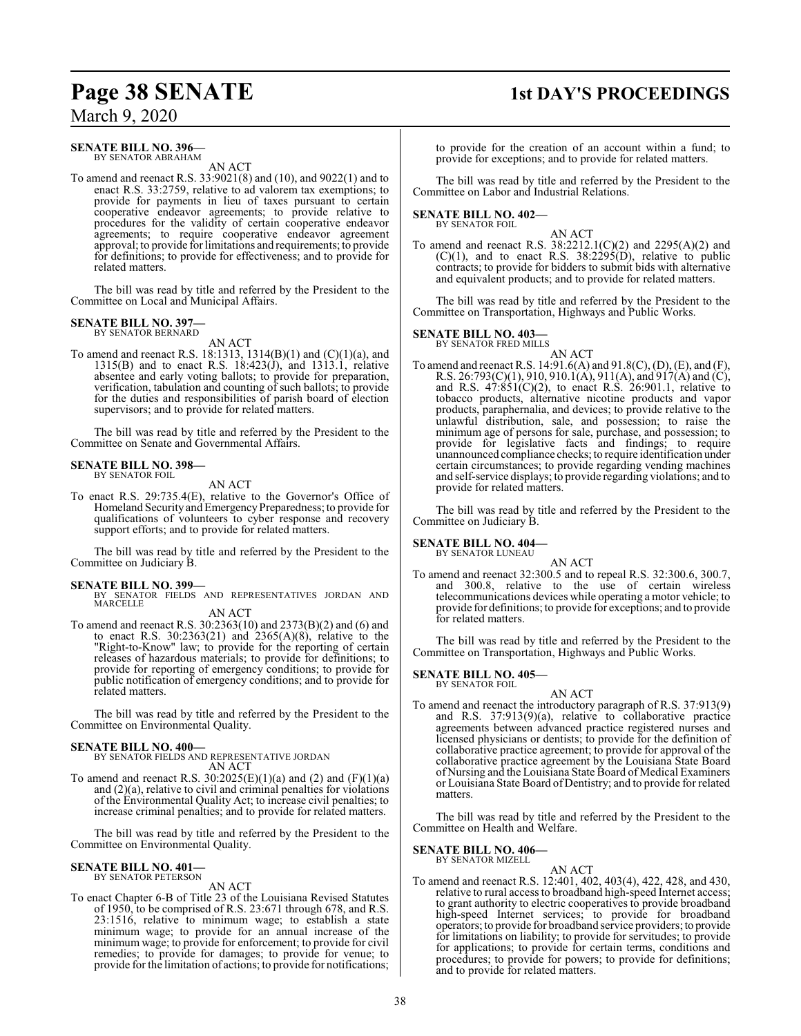**SENATE BILL NO. 396—**
BY SENATOR ABRAHAM

AN ACT

To amend and reenact R.S. 33:9021(8) and (10), and 9022(1) and to enact R.S. 33:2759, relative to ad valorem tax exemptions; to provide for payments in lieu of taxes pursuant to certain cooperative endeavor agreements; to provide relative to procedures for the validity of certain cooperative endeavor agreements; to require cooperative endeavor agreement approval; to provide for limitations and requirements; to provide for definitions; to provide for effectiveness; and to provide for related matters.

The bill was read by title and referred by the President to the Committee on Local and Municipal Affairs.

**SENATE BILL NO. 397—**
BY SENATOR BERNARD

AN ACT

To amend and reenact R.S. 18:1313, 1314(B)(1) and (C)(1)(a), and 1315(B) and to enact R.S. 18:423(J), and 1313.1, relative absentee and early voting ballots; to provide for preparation, verification, tabulation and counting of such ballots; to provide for the duties and responsibilities of parish board of election supervisors; and to provide for related matters.

The bill was read by title and referred by the President to the Committee on Senate and Governmental Affairs.

**SENATE BILL NO. 398—**
BY SENATOR FOIL

AN ACT

To enact R.S. 29:735.4(E), relative to the Governor's Office of Homeland Security and Emergency Preparedness; to provide for qualifications of volunteers to cyber response and recovery support efforts; and to provide for related matters.

The bill was read by title and referred by the President to the Committee on Judiciary B.

**SENATE BILL NO. 399—**
BY SENATOR FIELDS AND REPRESENTATIVES JORDAN AND MARCELLE

AN ACT

To amend and reenact R.S. 30:2363(10) and 2373(B)(2) and (6) and to enact R.S. 30:2363(21) and 2365(A)(8), relative to the "Right-to-Know" law; to provide for the reporting of certain releases of hazardous materials; to provide for definitions; to provide for reporting of emergency conditions; to provide for public notification of emergency conditions; and to provide for related matters.

The bill was read by title and referred by the President to the Committee on Environmental Quality.

**SENATE BILL NO. 400—**
BY SENATOR FIELDS AND REPRESENTATIVE JORDAN

AN ACT

To amend and reenact R.S. 30:2025(E)(1)(a) and (2) and (F)(1)(a) and (2)(a), relative to civil and criminal penalties for violations of the Environmental Quality Act; to increase civil penalties; to increase criminal penalties; and to provide for related matters.

The bill was read by title and referred by the President to the Committee on Environmental Quality.

**SENATE BILL NO. 401—**
BY SENATOR PETERSON

AN ACT

To enact Chapter 6-B of Title 23 of the Louisiana Revised Statutes of 1950, to be comprised of R.S. 23:671 through 678, and R.S. 23:1516, relative to minimum wage; to establish a state minimum wage; to provide for an annual increase of the minimum wage; to provide for enforcement; to provide for civil remedies; to provide for damages; to provide for venue; to provide for the limitation of actions; to provide for notifications; to provide for the creation of an account within a fund; to provide for exceptions; and to provide for related matters.

The bill was read by title and referred by the President to the Committee on Labor and Industrial Relations.

**SENATE BILL NO. 402—**
BY SENATOR FOIL

AN ACT

To amend and reenact R.S. 38:2212.1(C)(2) and 2295(A)(2) and (C)(1), and to enact R.S. 38:2295(D), relative to public contracts; to provide for bidders to submit bids with alternative and equivalent products; and to provide for related matters.

The bill was read by title and referred by the President to the Committee on Transportation, Highways and Public Works.

**SENATE BILL NO. 403—**
BY SENATOR FRED MILLS

AN ACT

To amend and reenact R.S. 14:91.6(A) and 91.8(C), (D), (E), and (F), R.S. 26:793(C)(1), 910, 910.1(A), 911(A), and 917(A) and (C), and R.S. 47:851(C)(2), to enact R.S. 26:901.1, relative to tobacco products, alternative nicotine products and vapor products, paraphernalia, and devices; to provide relative to the unlawful distribution, sale, and possession; to raise the minimum age of persons for sale, purchase, and possession; to provide for legislative facts and findings; to require unannounced compliance checks; to require identification under certain circumstances; to provide regarding vending machines and self-service displays; to provide regarding violations; and to provide for related matters.

The bill was read by title and referred by the President to the Committee on Judiciary B.

**SENATE BILL NO. 404—**
BY SENATOR LUNEAU

AN ACT

To amend and reenact 32:300.5 and to repeal R.S. 32:300.6, 300.7, and 300.8, relative to the use of certain wireless telecommunications devices while operating a motor vehicle; to provide for definitions; to provide for exceptions; and to provide for related matters.

The bill was read by title and referred by the President to the Committee on Transportation, Highways and Public Works.

**SENATE BILL NO. 405—**
BY SENATOR FOIL

AN ACT

To amend and reenact the introductory paragraph of R.S. 37:913(9) and R.S. 37:913(9)(a), relative to collaborative practice agreements between advanced practice registered nurses and licensed physicians or dentists; to provide for the definition of collaborative practice agreement; to provide for approval of the collaborative practice agreement by the Louisiana State Board of Nursing and the Louisiana State Board of Medical Examiners or Louisiana State Board of Dentistry; and to provide for related matters.

The bill was read by title and referred by the President to the Committee on Health and Welfare.

**SENATE BILL NO. 406—**
BY SENATOR MIZELL

AN ACT

To amend and reenact R.S. 12:401, 402, 403(4), 422, 428, and 430, relative to rural access to broadband high-speed Internet access; to grant authority to electric cooperatives to provide broadband high-speed Internet services; to provide for broadband operators; to provide for broadband service providers; to provide for limitations on liability; to provide for servitudes; to provide for applications; to provide for certain terms, conditions and procedures; to provide for powers; to provide for definitions; and to provide for related matters.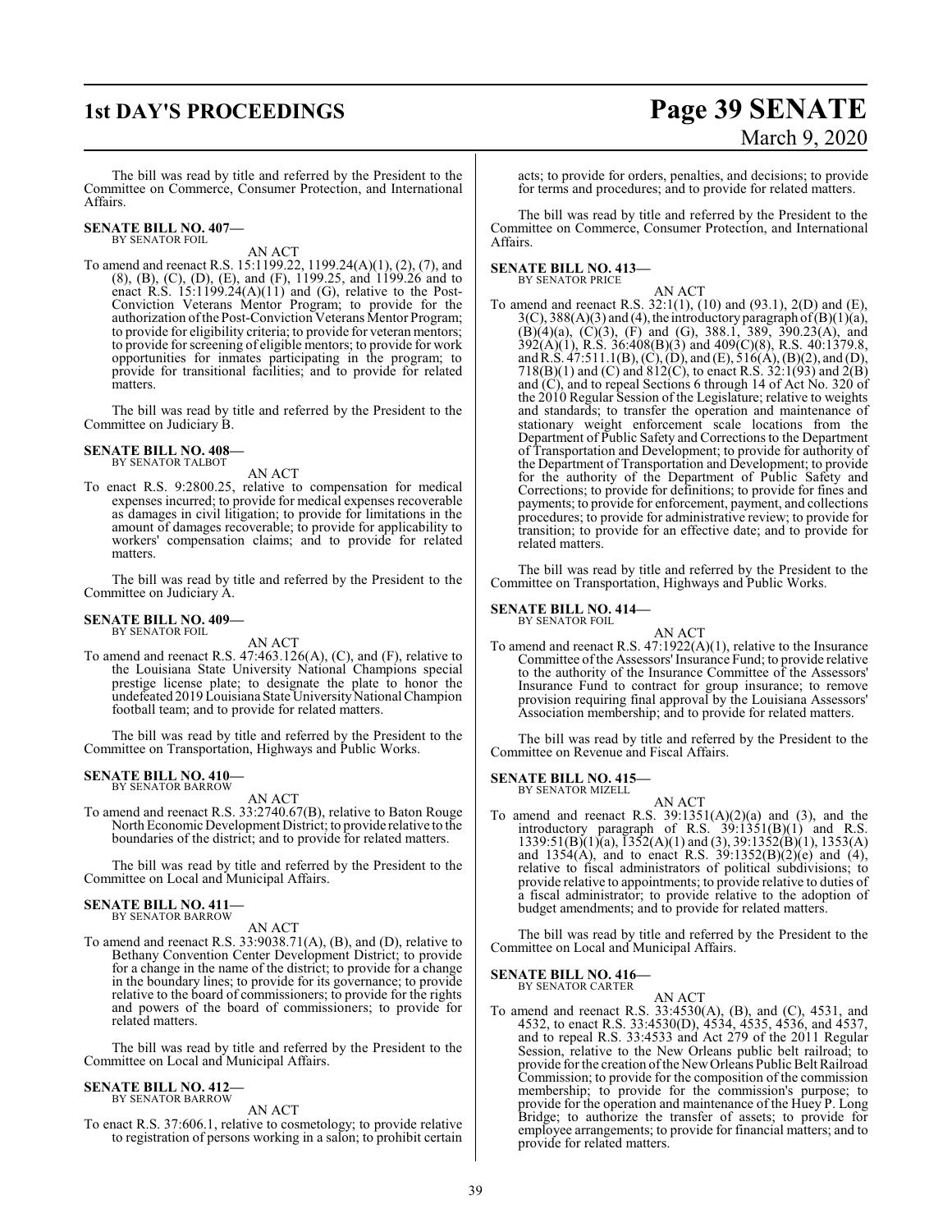The bill was read by title and referred by the President to the Committee on Commerce, Consumer Protection, and International Affairs.

**SENATE BILL NO. 407—**
BY SENATOR FOIL

AN ACT

To amend and reenact R.S. 15:1199.22, 1199.24(A)(1), (2), (7), and (8), (B), (C), (D), (E), and (F), 1199.25, and 1199.26 and to enact R.S. 15:1199.24(A)(11) and (G), relative to the Post-Conviction Veterans Mentor Program; to provide for the authorization of the Post-Conviction Veterans Mentor Program; to provide for eligibility criteria; to provide for veteran mentors; to provide for screening of eligible mentors; to provide for work opportunities for inmates participating in the program; to provide for transitional facilities; and to provide for related matters.

The bill was read by title and referred by the President to the Committee on Judiciary B.

**SENATE BILL NO. 408—**
BY SENATOR TALBOT

AN ACT

To enact R.S. 9:2800.25, relative to compensation for medical expenses incurred; to provide for medical expenses recoverable as damages in civil litigation; to provide for limitations in the amount of damages recoverable; to provide for applicability to workers' compensation claims; and to provide for related matters.

The bill was read by title and referred by the President to the Committee on Judiciary A.

**SENATE BILL NO. 409—**
BY SENATOR FOIL

AN ACT

To amend and reenact R.S. 47:463.126(A), (C), and (F), relative to the Louisiana State University National Champions special prestige license plate; to designate the plate to honor the undefeated 2019 Louisiana State University National Champion football team; and to provide for related matters.

The bill was read by title and referred by the President to the Committee on Transportation, Highways and Public Works.

**SENATE BILL NO. 410—**
BY SENATOR BARROW

AN ACT

To amend and reenact R.S. 33:2740.67(B), relative to Baton Rouge North Economic Development District; to provide relative to the boundaries of the district; and to provide for related matters.

The bill was read by title and referred by the President to the Committee on Local and Municipal Affairs.

**SENATE BILL NO. 411—**
BY SENATOR BARROW

AN ACT

To amend and reenact R.S. 33:9038.71(A), (B), and (D), relative to Bethany Convention Center Development District; to provide for a change in the name of the district; to provide for a change in the boundary lines; to provide for its governance; to provide relative to the board of commissioners; to provide for the rights and powers of the board of commissioners; to provide for related matters.

The bill was read by title and referred by the President to the Committee on Local and Municipal Affairs.

**SENATE BILL NO. 412—**
BY SENATOR BARROW

AN ACT

To enact R.S. 37:606.1, relative to cosmetology; to provide relative to registration of persons working in a salon; to prohibit certain acts; to provide for orders, penalties, and decisions; to provide for terms and procedures; and to provide for related matters.

The bill was read by title and referred by the President to the Committee on Commerce, Consumer Protection, and International Affairs.

**SENATE BILL NO. 413—**
BY SENATOR PRICE

AN ACT

To amend and reenact R.S. 32:1(1), (10) and (93.1), 2(D) and (E), 3(C), 388(A)(3) and (4), the introductory paragraph of (B)(1)(a), (B)(4)(a), (C)(3), (F) and (G), 388.1, 389, 390.23(A), and 392(A)(1), R.S. 36:408(B)(3) and 409(C)(8), R.S. 40:1379.8, and R.S. 47:511.1(B), (C), (D), and (E), 516(A), (B)(2), and (D), 718(B)(1) and (C) and 812(C), to enact R.S. 32:1(93) and 2(B) and (C), and to repeal Sections 6 through 14 of Act No. 320 of the 2010 Regular Session of the Legislature; relative to weights and standards; to transfer the operation and maintenance of stationary weight enforcement scale locations from the Department of Public Safety and Corrections to the Department of Transportation and Development; to provide for authority of the Department of Transportation and Development; to provide for the authority of the Department of Public Safety and Corrections; to provide for definitions; to provide for fines and payments; to provide for enforcement, payment, and collections procedures; to provide for administrative review; to provide for transition; to provide for an effective date; and to provide for related matters.

The bill was read by title and referred by the President to the Committee on Transportation, Highways and Public Works.

**SENATE BILL NO. 414—**
BY SENATOR FOIL

AN ACT

To amend and reenact R.S. 47:1922(A)(1), relative to the Insurance Committee of the Assessors' Insurance Fund; to provide relative to the authority of the Insurance Committee of the Assessors' Insurance Fund to contract for group insurance; to remove provision requiring final approval by the Louisiana Assessors' Association membership; and to provide for related matters.

The bill was read by title and referred by the President to the Committee on Revenue and Fiscal Affairs.

**SENATE BILL NO. 415—**
BY SENATOR MIZELL

AN ACT

To amend and reenact R.S. 39:1351(A)(2)(a) and (3), and the introductory paragraph of R.S. 39:1351(B)(1) and R.S. 1339:51(B)(1)(a), 1352(A)(1) and (3), 39:1352(B)(1), 1353(A) and 1354(A), and to enact R.S. 39:1352(B)(2)(e) and (4), relative to fiscal administrators of political subdivisions; to provide relative to appointments; to provide relative to duties of a fiscal administrator; to provide relative to the adoption of budget amendments; and to provide for related matters.

The bill was read by title and referred by the President to the Committee on Local and Municipal Affairs.

**SENATE BILL NO. 416—**
BY SENATOR CARTER

AN ACT

To amend and reenact R.S. 33:4530(A), (B), and (C), 4531, and 4532, to enact R.S. 33:4530(D), 4534, 4535, 4536, and 4537, and to repeal R.S. 33:4533 and Act 279 of the 2011 Regular Session, relative to the New Orleans public belt railroad; to provide for the creation of the New Orleans Public Belt Railroad Commission; to provide for the composition of the commission membership; to provide for the commission's purpose; to provide for the operation and maintenance of the Huey P. Long Bridge; to authorize the transfer of assets; to provide for employee arrangements; to provide for financial matters; and to provide for related matters.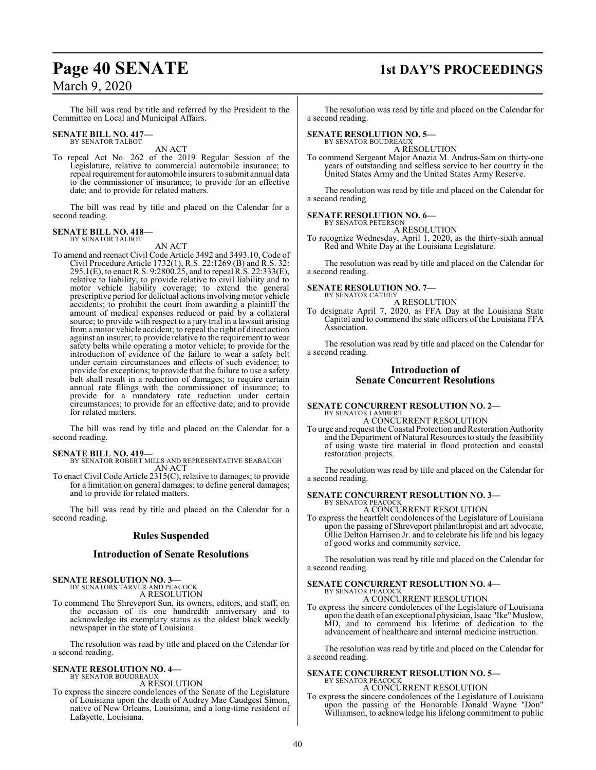The bill was read by title and referred by the President to the Committee on Local and Municipal Affairs.

**SENATE BILL NO. 417—**
BY SENATOR TALBOT

AN ACT

To repeal Act No. 262 of the 2019 Regular Session of the Legislature, relative to commercial automobile insurance; to repeal requirement for automobile insurers to submit annual data to the commissioner of insurance; to provide for an effective date; and to provide for related matters.

The bill was read by title and placed on the Calendar for a second reading.

**SENATE BILL NO. 418—**
BY SENATOR TALBOT

AN ACT

To amend and reenact Civil Code Article 3492 and 3493.10, Code of Civil Procedure Article 1732(1), R.S. 22:1269 (B) and R.S. 32: 295.1(E), to enact R.S. 9:2800.25, and to repeal R.S. 22:333(E), relative to liability; to provide relative to civil liability and to motor vehicle liability coverage; to extend the general prescriptive period for delictual actions involving motor vehicle accidents; to prohibit the court from awarding a plaintiff the amount of medical expenses reduced or paid by a collateral source; to provide with respect to a jury trial in a lawsuit arising from a motor vehicle accident; to repeal the right of direct action against an insurer; to provide relative to the requirement to wear safety belts while operating a motor vehicle; to provide for the introduction of evidence of the failure to wear a safety belt under certain circumstances and effects of such evidence; to provide for exceptions; to provide that the failure to use a safety belt shall result in a reduction of damages; to require certain annual rate filings with the commissioner of insurance; to provide for a mandatory rate reduction under certain circumstances; to provide for an effective date; and to provide for related matters.

The bill was read by title and placed on the Calendar for a second reading.

**SENATE BILL NO. 419—**
BY SENATOR ROBERT MILLS AND REPRESENTATIVE SEABAUGH

AN ACT

To enact Civil Code Article 2315(C), relative to damages; to provide for a limitation on general damages; to define general damages; and to provide for related matters.

The bill was read by title and placed on the Calendar for a second reading.

## Rules Suspended

## Introduction of Senate Resolutions

**SENATE RESOLUTION NO. 3—**
BY SENATORS TARVER AND PEACOCK

A RESOLUTION

To commend The Shreveport Sun, its owners, editors, and staff, on the occasion of its one hundredth anniversary and to acknowledge its exemplary status as the oldest black weekly newspaper in the state of Louisiana.

The resolution was read by title and placed on the Calendar for a second reading.

**SENATE RESOLUTION NO. 4—**
BY SENATOR BOUDREAUX

A RESOLUTION

To express the sincere condolences of the Senate of the Legislature of Louisiana upon the death of Audrey Mae Caudgest Simon, native of New Orleans, Louisiana, and a long-time resident of Lafayette, Louisiana.

The resolution was read by title and placed on the Calendar for a second reading.

**SENATE RESOLUTION NO. 5—**
BY SENATOR BOUDREAUX

A RESOLUTION

To commend Sergeant Major Anazia M. Andrus-Sam on thirty-one years of outstanding and selfless service to her country in the United States Army and the United States Army Reserve.

The resolution was read by title and placed on the Calendar for a second reading.

**SENATE RESOLUTION NO. 6—**
BY SENATOR PETERSON

A RESOLUTION

To recognize Wednesday, April 1, 2020, as the thirty-sixth annual Red and White Day at the Louisiana Legislature.

The resolution was read by title and placed on the Calendar for a second reading.

**SENATE RESOLUTION NO. 7—**
BY SENATOR CATHEY

A RESOLUTION

To designate April 7, 2020, as FFA Day at the Louisiana State Capitol and to commend the state officers of the Louisiana FFA Association.

The resolution was read by title and placed on the Calendar for a second reading.

## Introduction of Senate Concurrent Resolutions

**SENATE CONCURRENT RESOLUTION NO. 2—**
BY SENATOR LAMBERT

A CONCURRENT RESOLUTION

To urge and request the Coastal Protection and Restoration Authority and the Department of Natural Resources to study the feasibility of using waste tire material in flood protection and coastal restoration projects.

The resolution was read by title and placed on the Calendar for a second reading.

**SENATE CONCURRENT RESOLUTION NO. 3—**
BY SENATOR PEACOCK

A CONCURRENT RESOLUTION

To express the heartfelt condolences of the Legislature of Louisiana upon the passing of Shreveport philanthropist and art advocate, Ollie Delton Harrison Jr. and to celebrate his life and his legacy of good works and community service.

The resolution was read by title and placed on the Calendar for a second reading.

**SENATE CONCURRENT RESOLUTION NO. 4—**
BY SENATOR PEACOCK

A CONCURRENT RESOLUTION

To express the sincere condolences of the Legislature of Louisiana upon the death of an exceptional physician, Isaac "Ike" Muslow, MD, and to commend his lifetime of dedication to the advancement of healthcare and internal medicine instruction.

The resolution was read by title and placed on the Calendar for a second reading.

**SENATE CONCURRENT RESOLUTION NO. 5—**
BY SENATOR PEACOCK

A CONCURRENT RESOLUTION

To express the sincere condolences of the Legislature of Louisiana upon the passing of the Honorable Donald Wayne "Don" Williamson, to acknowledge his lifelong commitment to public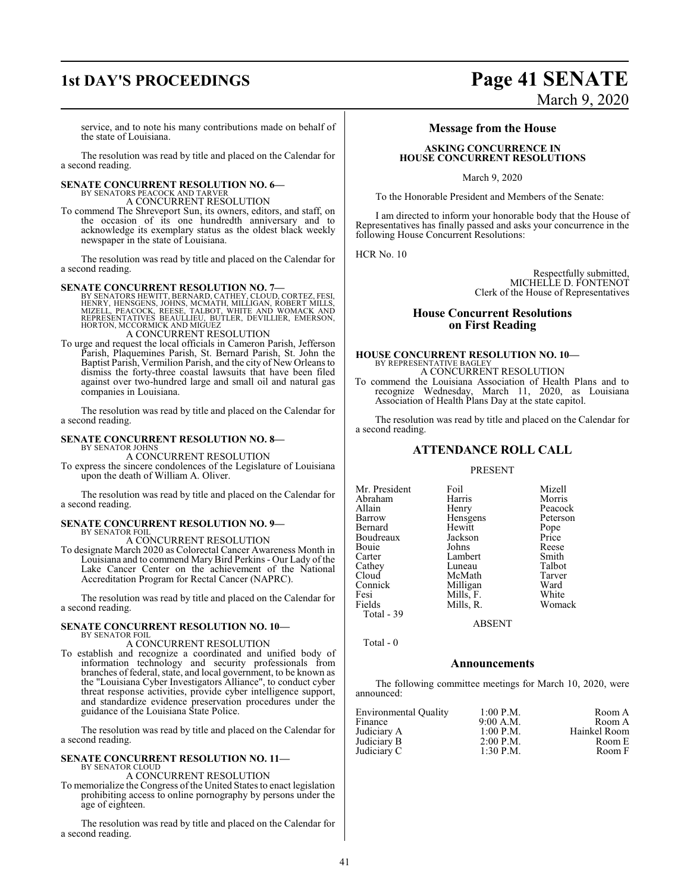service, and to note his many contributions made on behalf of the state of Louisiana.

The resolution was read by title and placed on the Calendar for a second reading.

**SENATE CONCURRENT RESOLUTION NO. 6—**
BY SENATORS PEACOCK AND TARVER
A CONCURRENT RESOLUTION

To commend The Shreveport Sun, its owners, editors, and staff, on the occasion of its one hundredth anniversary and to acknowledge its exemplary status as the oldest black weekly newspaper in the state of Louisiana.

The resolution was read by title and placed on the Calendar for a second reading.

**SENATE CONCURRENT RESOLUTION NO. 7—**
BY SENATORS HEWITT, BERNARD, CATHEY, CLOUD, CORTEZ, FESI, HENRY, HENSGENS, JOHNS, MCMATH, MILLIGAN, ROBERT MILLS, MIZELL, PEACOCK, REESE, TALBOT, WHITE AND WOMACK AND REPRESENTATIVES BEAULLIEU, BUTLER, DEVILLIER, EMERSON, HORTON, MCCORMICK AND MIGUEZ
A CONCURRENT RESOLUTION

To urge and request the local officials in Cameron Parish, Jefferson Parish, Plaquemines Parish, St. Bernard Parish, St. John the Baptist Parish, Vermilion Parish, and the city of New Orleans to dismiss the forty-three coastal lawsuits that have been filed against over two-hundred large and small oil and natural gas companies in Louisiana.

The resolution was read by title and placed on the Calendar for a second reading.

**SENATE CONCURRENT RESOLUTION NO. 8—**
BY SENATOR JOHNS
A CONCURRENT RESOLUTION

To express the sincere condolences of the Legislature of Louisiana upon the death of William A. Oliver.

The resolution was read by title and placed on the Calendar for a second reading.

**SENATE CONCURRENT RESOLUTION NO. 9—**
BY SENATOR FOIL
A CONCURRENT RESOLUTION

To designate March 2020 as Colorectal Cancer Awareness Month in Louisiana and to commend Mary Bird Perkins - Our Lady of the Lake Cancer Center on the achievement of the National Accreditation Program for Rectal Cancer (NAPRC).

The resolution was read by title and placed on the Calendar for a second reading.

**SENATE CONCURRENT RESOLUTION NO. 10—**
BY SENATOR FOIL
A CONCURRENT RESOLUTION

To establish and recognize a coordinated and unified body of information technology and security professionals from branches of federal, state, and local government, to be known as the "Louisiana Cyber Investigators Alliance", to conduct cyber threat response activities, provide cyber intelligence support, and standardize evidence preservation procedures under the guidance of the Louisiana State Police.

The resolution was read by title and placed on the Calendar for a second reading.

**SENATE CONCURRENT RESOLUTION NO. 11—**
BY SENATOR CLOUD
A CONCURRENT RESOLUTION

To memorialize the Congress of the United States to enact legislation prohibiting access to online pornography by persons under the age of eighteen.

The resolution was read by title and placed on the Calendar for a second reading.

## Message from the House

**ASKING CONCURRENCE IN HOUSE CONCURRENT RESOLUTIONS**

March 9, 2020

To the Honorable President and Members of the Senate:

I am directed to inform your honorable body that the House of Representatives has finally passed and asks your concurrence in the following House Concurrent Resolutions:

HCR No. 10

Respectfully submitted,
MICHELLE D. FONTENOT
Clerk of the House of Representatives

## House Concurrent Resolutions on First Reading

**HOUSE CONCURRENT RESOLUTION NO. 10—**
BY REPRESENTATIVE BAGLEY
A CONCURRENT RESOLUTION

To commend the Louisiana Association of Health Plans and to recognize Wednesday, March 11, 2020, as Louisiana Association of Health Plans Day at the state capitol.

The resolution was read by title and placed on the Calendar for a second reading.

## ATTENDANCE ROLL CALL

PRESENT

| | | |
|---|---|---|
| Mr. President | Foil | Mizell |
| Abraham | Harris | Morris |
| Allain | Henry | Peacock |
| Barrow | Hensgens | Peterson |
| Bernard | Hewitt | Pope |
| Boudreaux | Jackson | Price |
| Bouie | Johns | Reese |
| Carter | Lambert | Smith |
| Cathey | Luneau | Talbot |
| Cloud | McMath | Tarver |
| Connick | Milligan | Ward |
| Fesi | Mills, F. | White |
| Fields | Mills, R. | Womack |

Total - 39

ABSENT

Total - 0

## Announcements

The following committee meetings for March 10, 2020, were announced:

| | | |
|---|---|---|
| Environmental Quality | 1:00 P.M. | Room A |
| Finance | 9:00 A.M. | Room A |
| Judiciary A | 1:00 P.M. | Hainkel Room |
| Judiciary B | 2:00 P.M. | Room E |
| Judiciary C | 1:30 P.M. | Room F |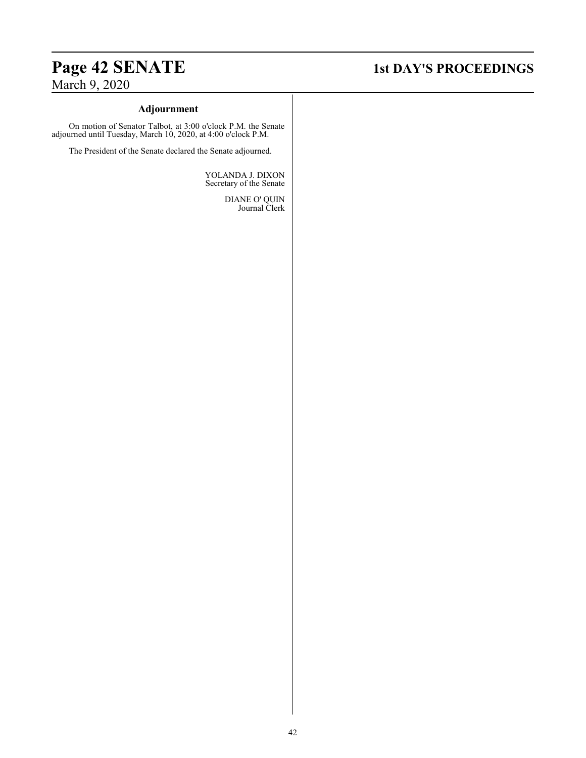### Adjournment

On motion of Senator Talbot, at 3:00 o'clock P.M. the Senate adjourned until Tuesday, March 10, 2020, at 4:00 o'clock P.M.

The President of the Senate declared the Senate adjourned.

YOLANDA J. DIXON
Secretary of the Senate

DIANE O' QUIN
Journal Clerk